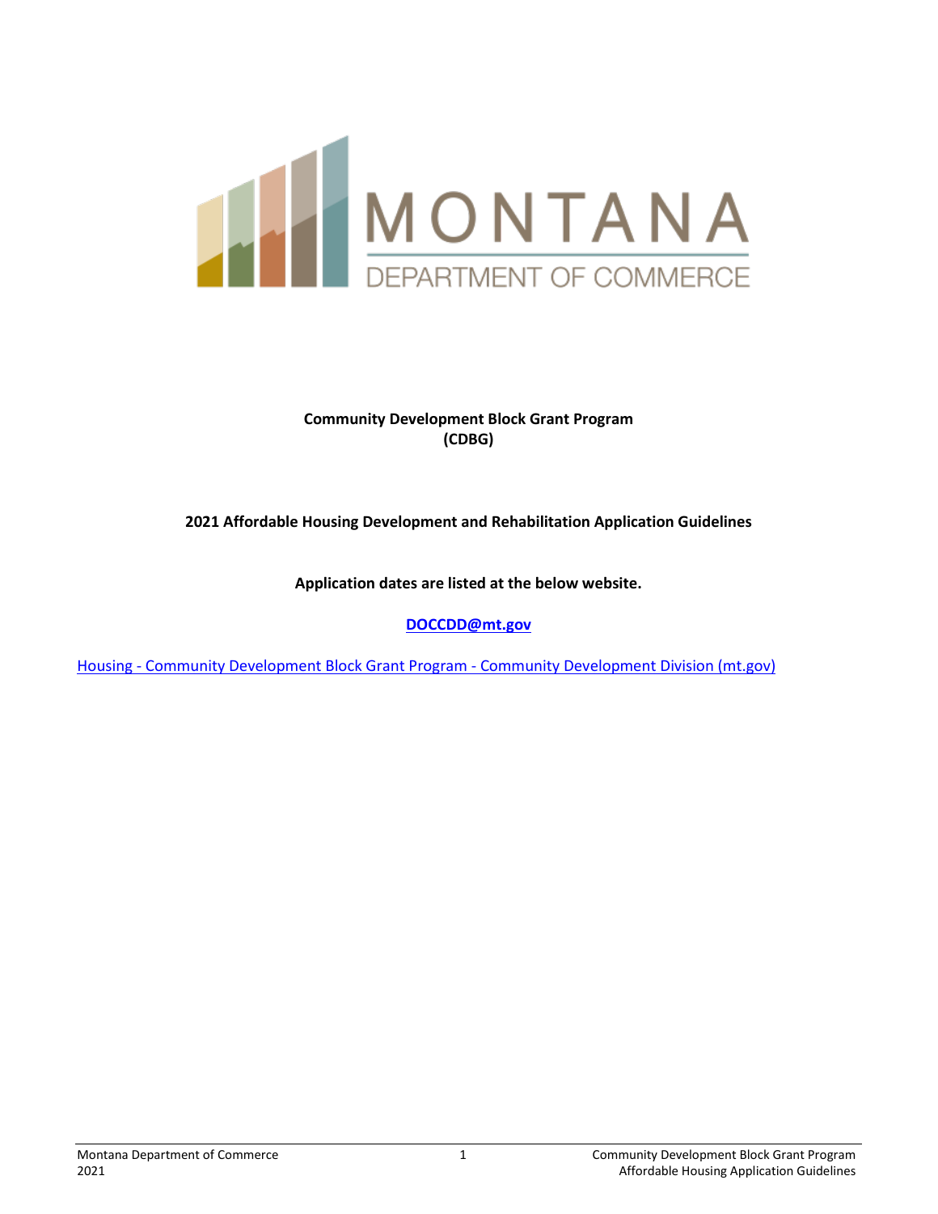MONTANA

DEPARTMENT OF COMMERCE

**Community Development Block Grant Program**
**(CDBG)**

**2021 Affordable Housing Development and Rehabilitation Application Guidelines**

**Application dates are listed at the below website.**

**[DOCCDD@mt.gov](mailto:DOCCDD@mt.gov)**

[Housing - Community Development Block Grant Program - Community Development Division (mt.gov)]()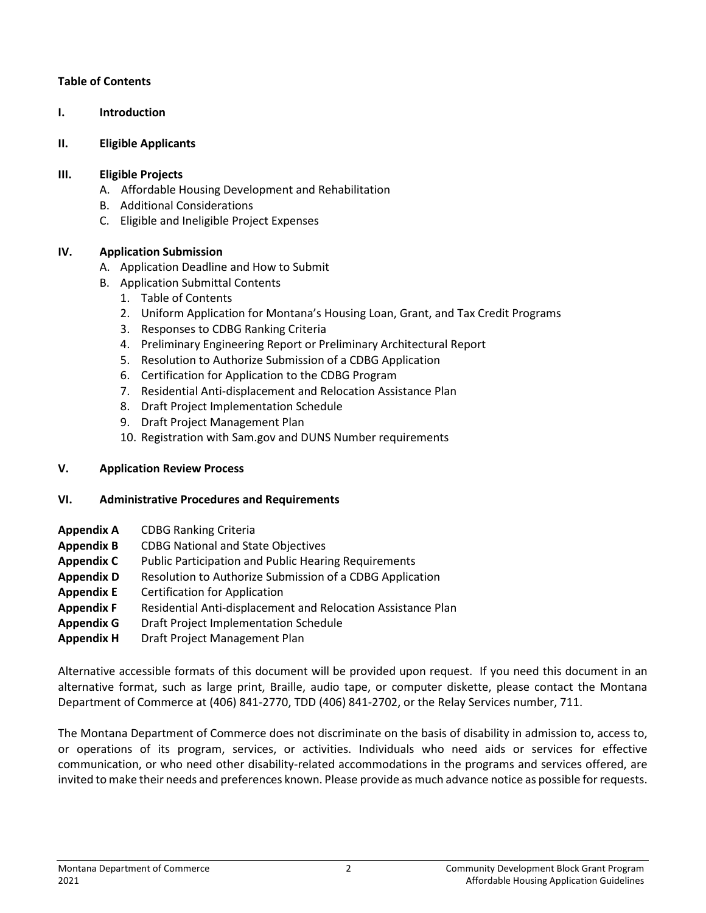**Table of Contents**

**I. Introduction**

**II. Eligible Applicants**

**III. Eligible Projects**

A. Affordable Housing Development and Rehabilitation
B. Additional Considerations
C. Eligible and Ineligible Project Expenses

**IV. Application Submission**

A. Application Deadline and How to Submit
B. Application Submittal Contents
   1. Table of Contents
   2. Uniform Application for Montana's Housing Loan, Grant, and Tax Credit Programs
   3. Responses to CDBG Ranking Criteria
   4. Preliminary Engineering Report or Preliminary Architectural Report
   5. Resolution to Authorize Submission of a CDBG Application
   6. Certification for Application to the CDBG Program
   7. Residential Anti-displacement and Relocation Assistance Plan
   8. Draft Project Implementation Schedule
   9. Draft Project Management Plan
   10. Registration with Sam.gov and DUNS Number requirements

**V. Application Review Process**

**VI. Administrative Procedures and Requirements**

**Appendix A** CDBG Ranking Criteria
**Appendix B** CDBG National and State Objectives
**Appendix C** Public Participation and Public Hearing Requirements
**Appendix D** Resolution to Authorize Submission of a CDBG Application
**Appendix E** Certification for Application
**Appendix F** Residential Anti-displacement and Relocation Assistance Plan
**Appendix G** Draft Project Implementation Schedule
**Appendix H** Draft Project Management Plan

Alternative accessible formats of this document will be provided upon request. If you need this document in an alternative format, such as large print, Braille, audio tape, or computer diskette, please contact the Montana Department of Commerce at (406) 841-2770, TDD (406) 841-2702, or the Relay Services number, 711.

The Montana Department of Commerce does not discriminate on the basis of disability in admission to, access to, or operations of its program, services, or activities. Individuals who need aids or services for effective communication, or who need other disability-related accommodations in the programs and services offered, are invited to make their needs and preferences known. Please provide as much advance notice as possible for requests.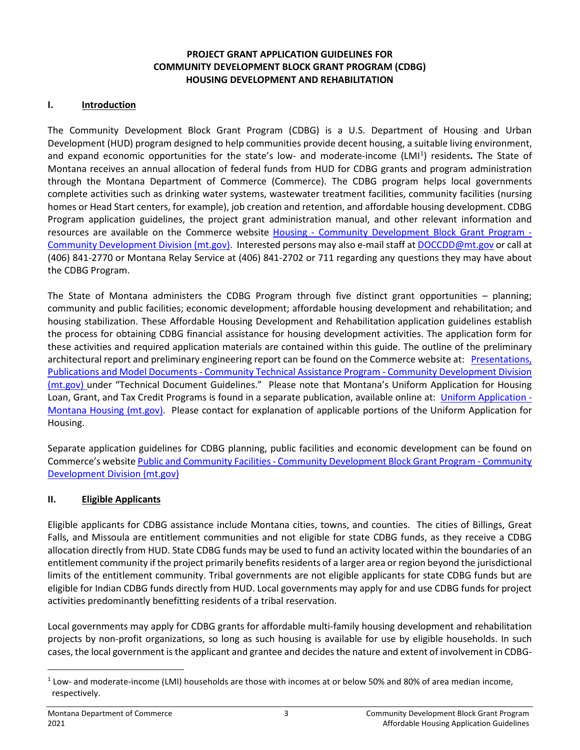**PROJECT GRANT APPLICATION GUIDELINES FOR**
**COMMUNITY DEVELOPMENT BLOCK GRANT PROGRAM (CDBG)**
**HOUSING DEVELOPMENT AND REHABILITATION**

## I. Introduction

The Community Development Block Grant Program (CDBG) is a U.S. Department of Housing and Urban Development (HUD) program designed to help communities provide decent housing, a suitable living environment, and expand economic opportunities for the state's low- and moderate-income (LMI[1]) residents**.** The State of Montana receives an annual allocation of federal funds from HUD for CDBG grants and program administration through the Montana Department of Commerce (Commerce). The CDBG program helps local governments complete activities such as drinking water systems, wastewater treatment facilities, community facilities (nursing homes or Head Start centers, for example), job creation and retention, and affordable housing development. CDBG Program application guidelines, the project grant administration manual, and other relevant information and resources are available on the Commerce website Housing - Community Development Block Grant Program - Community Development Division (mt.gov). Interested persons may also e-mail staff at DOCCDD@mt.gov or call at (406) 841-2770 or Montana Relay Service at (406) 841-2702 or 711 regarding any questions they may have about the CDBG Program.

The State of Montana administers the CDBG Program through five distinct grant opportunities – planning; community and public facilities; economic development; affordable housing development and rehabilitation; and housing stabilization. These Affordable Housing Development and Rehabilitation application guidelines establish the process for obtaining CDBG financial assistance for housing development activities. The application form for these activities and required application materials are contained within this guide. The outline of the preliminary architectural report and preliminary engineering report can be found on the Commerce website at: Presentations, Publications and Model Documents - Community Technical Assistance Program - Community Development Division (mt.gov) under "Technical Document Guidelines." Please note that Montana's Uniform Application for Housing Loan, Grant, and Tax Credit Programs is found in a separate publication, available online at: Uniform Application - Montana Housing (mt.gov). Please contact for explanation of applicable portions of the Uniform Application for Housing.

Separate application guidelines for CDBG planning, public facilities and economic development can be found on Commerce's website Public and Community Facilities - Community Development Block Grant Program - Community Development Division (mt.gov)

## II. Eligible Applicants

Eligible applicants for CDBG assistance include Montana cities, towns, and counties. The cities of Billings, Great Falls, and Missoula are entitlement communities and not eligible for state CDBG funds, as they receive a CDBG allocation directly from HUD. State CDBG funds may be used to fund an activity located within the boundaries of an entitlement community if the project primarily benefits residents of a larger area or region beyond the jurisdictional limits of the entitlement community. Tribal governments are not eligible applicants for state CDBG funds but are eligible for Indian CDBG funds directly from HUD. Local governments may apply for and use CDBG funds for project activities predominantly benefitting residents of a tribal reservation.

Local governments may apply for CDBG grants for affordable multi-family housing development and rehabilitation projects by non-profit organizations, so long as such housing is available for use by eligible households. In such cases, the local government is the applicant and grantee and decides the nature and extent of involvement in CDBG-

[1] Low- and moderate-income (LMI) households are those with incomes at or below 50% and 80% of area median income, respectively.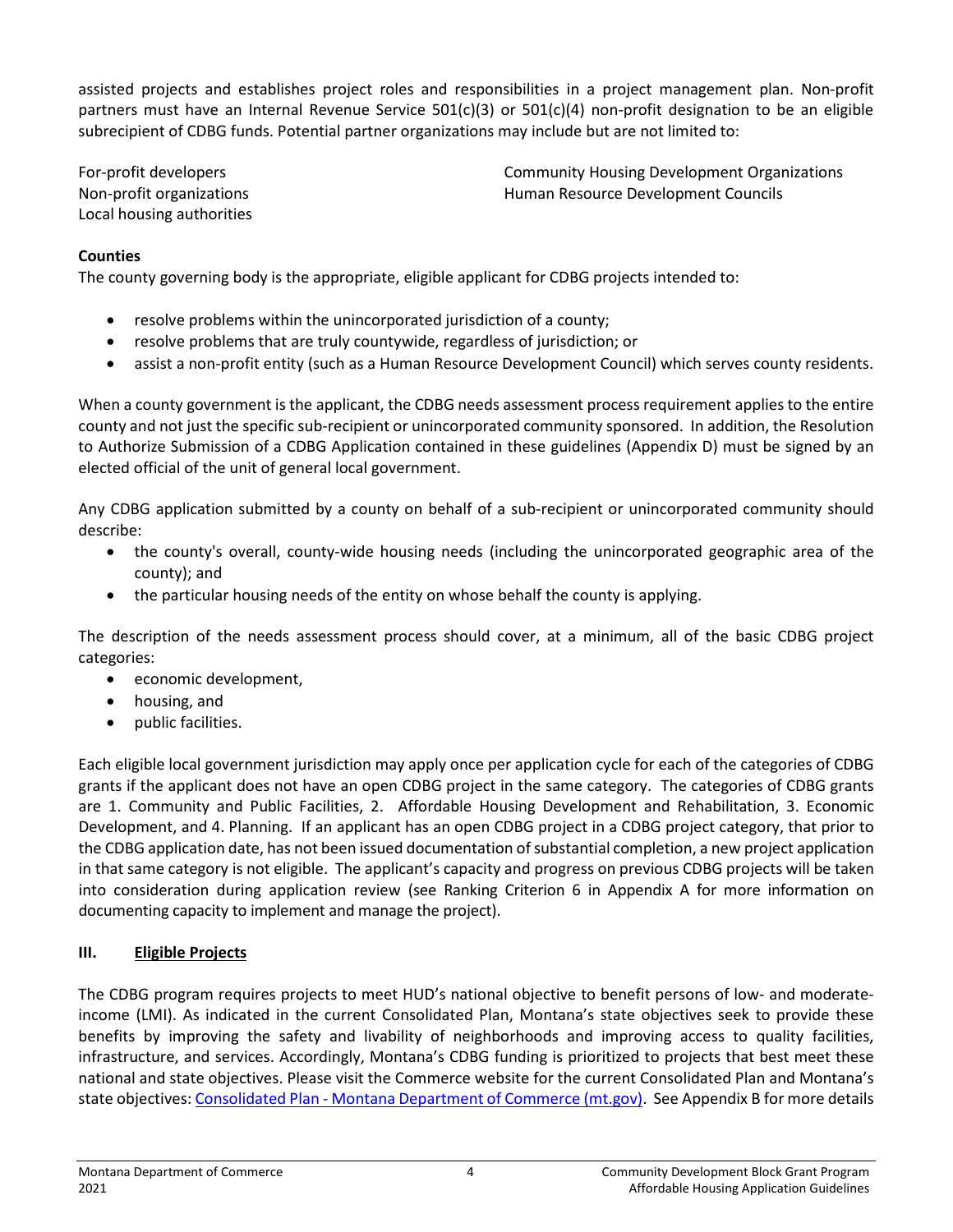assisted projects and establishes project roles and responsibilities in a project management plan. Non-profit partners must have an Internal Revenue Service 501(c)(3) or 501(c)(4) non-profit designation to be an eligible subrecipient of CDBG funds. Potential partner organizations may include but are not limited to:

For-profit developers
Non-profit organizations
Local housing authorities
Community Housing Development Organizations
Human Resource Development Councils

**Counties**

The county governing body is the appropriate, eligible applicant for CDBG projects intended to:

- resolve problems within the unincorporated jurisdiction of a county;
- resolve problems that are truly countywide, regardless of jurisdiction; or
- assist a non-profit entity (such as a Human Resource Development Council) which serves county residents.

When a county government is the applicant, the CDBG needs assessment process requirement applies to the entire county and not just the specific sub-recipient or unincorporated community sponsored. In addition, the Resolution to Authorize Submission of a CDBG Application contained in these guidelines (Appendix D) must be signed by an elected official of the unit of general local government.

Any CDBG application submitted by a county on behalf of a sub-recipient or unincorporated community should describe:

- the county's overall, county-wide housing needs (including the unincorporated geographic area of the county); and
- the particular housing needs of the entity on whose behalf the county is applying.

The description of the needs assessment process should cover, at a minimum, all of the basic CDBG project categories:

- economic development,
- housing, and
- public facilities.

Each eligible local government jurisdiction may apply once per application cycle for each of the categories of CDBG grants if the applicant does not have an open CDBG project in the same category. The categories of CDBG grants are 1. Community and Public Facilities, 2. Affordable Housing Development and Rehabilitation, 3. Economic Development, and 4. Planning. If an applicant has an open CDBG project in a CDBG project category, that prior to the CDBG application date, has not been issued documentation of substantial completion, a new project application in that same category is not eligible. The applicant's capacity and progress on previous CDBG projects will be taken into consideration during application review (see Ranking Criterion 6 in Appendix A for more information on documenting capacity to implement and manage the project).

## III. Eligible Projects

The CDBG program requires projects to meet HUD's national objective to benefit persons of low- and moderate-income (LMI). As indicated in the current Consolidated Plan, Montana's state objectives seek to provide these benefits by improving the safety and livability of neighborhoods and improving access to quality facilities, infrastructure, and services. Accordingly, Montana's CDBG funding is prioritized to projects that best meet these national and state objectives. Please visit the Commerce website for the current Consolidated Plan and Montana's state objectives: [Consolidated Plan - Montana Department of Commerce (mt.gov)](). See Appendix B for more details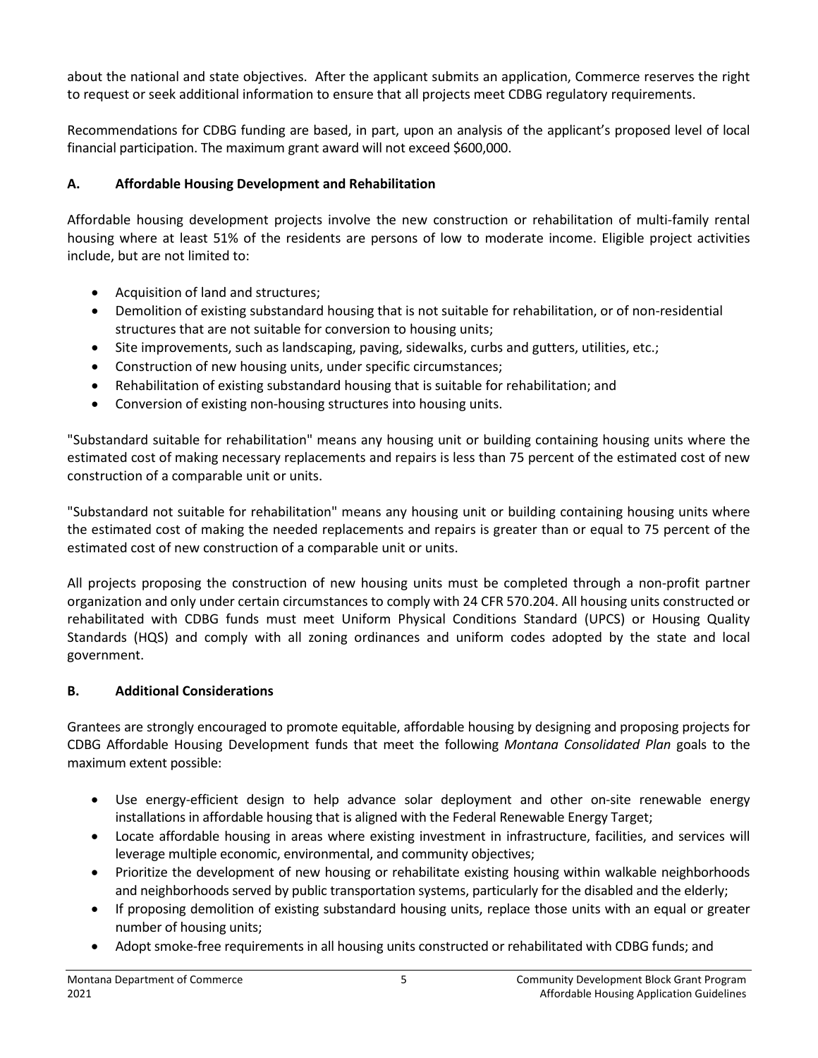about the national and state objectives. After the applicant submits an application, Commerce reserves the right to request or seek additional information to ensure that all projects meet CDBG regulatory requirements.

Recommendations for CDBG funding are based, in part, upon an analysis of the applicant's proposed level of local financial participation. The maximum grant award will not exceed $600,000.

### A. Affordable Housing Development and Rehabilitation

Affordable housing development projects involve the new construction or rehabilitation of multi-family rental housing where at least 51% of the residents are persons of low to moderate income. Eligible project activities include, but are not limited to:

- Acquisition of land and structures;
- Demolition of existing substandard housing that is not suitable for rehabilitation, or of non-residential structures that are not suitable for conversion to housing units;
- Site improvements, such as landscaping, paving, sidewalks, curbs and gutters, utilities, etc.;
- Construction of new housing units, under specific circumstances;
- Rehabilitation of existing substandard housing that is suitable for rehabilitation; and
- Conversion of existing non-housing structures into housing units.

"Substandard suitable for rehabilitation" means any housing unit or building containing housing units where the estimated cost of making necessary replacements and repairs is less than 75 percent of the estimated cost of new construction of a comparable unit or units.

"Substandard not suitable for rehabilitation" means any housing unit or building containing housing units where the estimated cost of making the needed replacements and repairs is greater than or equal to 75 percent of the estimated cost of new construction of a comparable unit or units.

All projects proposing the construction of new housing units must be completed through a non-profit partner organization and only under certain circumstances to comply with 24 CFR 570.204. All housing units constructed or rehabilitated with CDBG funds must meet Uniform Physical Conditions Standard (UPCS) or Housing Quality Standards (HQS) and comply with all zoning ordinances and uniform codes adopted by the state and local government.

### B. Additional Considerations

Grantees are strongly encouraged to promote equitable, affordable housing by designing and proposing projects for CDBG Affordable Housing Development funds that meet the following *Montana Consolidated Plan* goals to the maximum extent possible:

- Use energy-efficient design to help advance solar deployment and other on-site renewable energy installations in affordable housing that is aligned with the Federal Renewable Energy Target;
- Locate affordable housing in areas where existing investment in infrastructure, facilities, and services will leverage multiple economic, environmental, and community objectives;
- Prioritize the development of new housing or rehabilitate existing housing within walkable neighborhoods and neighborhoods served by public transportation systems, particularly for the disabled and the elderly;
- If proposing demolition of existing substandard housing units, replace those units with an equal or greater number of housing units;
- Adopt smoke-free requirements in all housing units constructed or rehabilitated with CDBG funds; and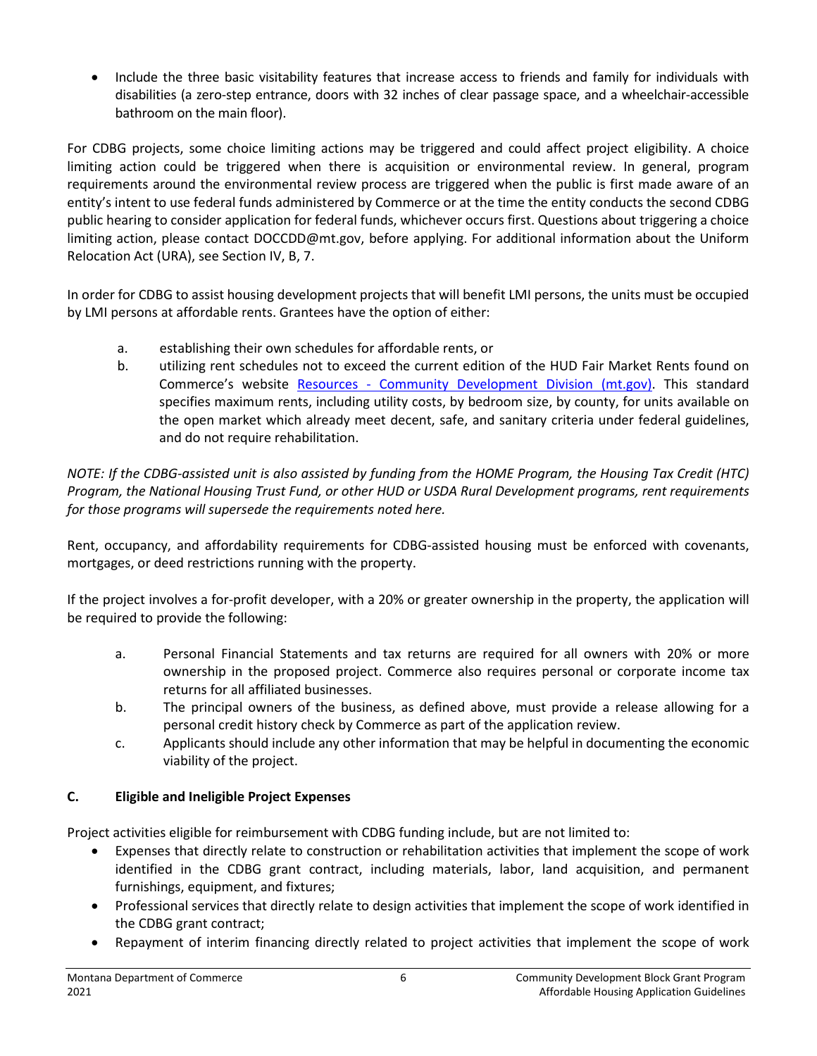- Include the three basic visitability features that increase access to friends and family for individuals with disabilities (a zero-step entrance, doors with 32 inches of clear passage space, and a wheelchair-accessible bathroom on the main floor).

For CDBG projects, some choice limiting actions may be triggered and could affect project eligibility. A choice limiting action could be triggered when there is acquisition or environmental review. In general, program requirements around the environmental review process are triggered when the public is first made aware of an entity's intent to use federal funds administered by Commerce or at the time the entity conducts the second CDBG public hearing to consider application for federal funds, whichever occurs first. Questions about triggering a choice limiting action, please contact DOCCDD@mt.gov, before applying. For additional information about the Uniform Relocation Act (URA), see Section IV, B, 7.

In order for CDBG to assist housing development projects that will benefit LMI persons, the units must be occupied by LMI persons at affordable rents. Grantees have the option of either:

a. establishing their own schedules for affordable rents, or
b. utilizing rent schedules not to exceed the current edition of the HUD Fair Market Rents found on Commerce's website [Resources - Community Development Division (mt.gov)](). This standard specifies maximum rents, including utility costs, by bedroom size, by county, for units available on the open market which already meet decent, safe, and sanitary criteria under federal guidelines, and do not require rehabilitation.

*NOTE: If the CDBG-assisted unit is also assisted by funding from the HOME Program, the Housing Tax Credit (HTC) Program, the National Housing Trust Fund, or other HUD or USDA Rural Development programs, rent requirements for those programs will supersede the requirements noted here.*

Rent, occupancy, and affordability requirements for CDBG-assisted housing must be enforced with covenants, mortgages, or deed restrictions running with the property.

If the project involves a for-profit developer, with a 20% or greater ownership in the property, the application will be required to provide the following:

a. Personal Financial Statements and tax returns are required for all owners with 20% or more ownership in the proposed project. Commerce also requires personal or corporate income tax returns for all affiliated businesses.
b. The principal owners of the business, as defined above, must provide a release allowing for a personal credit history check by Commerce as part of the application review.
c. Applicants should include any other information that may be helpful in documenting the economic viability of the project.

### C. Eligible and Ineligible Project Expenses

Project activities eligible for reimbursement with CDBG funding include, but are not limited to:

- Expenses that directly relate to construction or rehabilitation activities that implement the scope of work identified in the CDBG grant contract, including materials, labor, land acquisition, and permanent furnishings, equipment, and fixtures;
- Professional services that directly relate to design activities that implement the scope of work identified in the CDBG grant contract;
- Repayment of interim financing directly related to project activities that implement the scope of work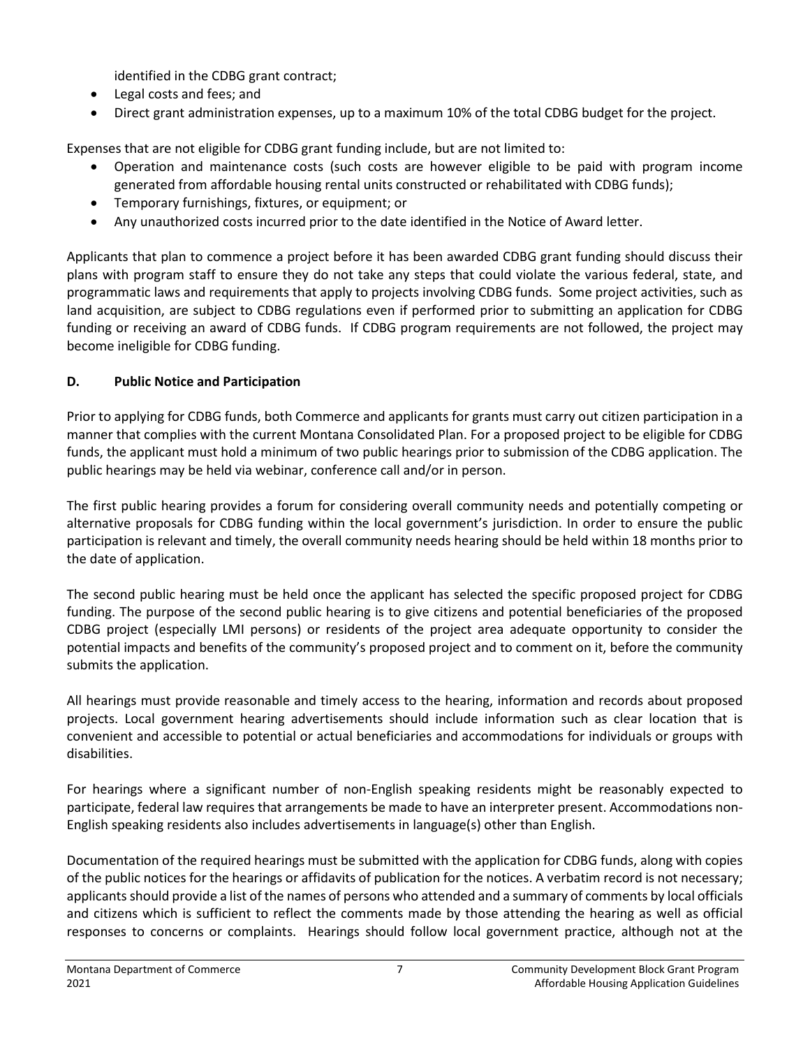identified in the CDBG grant contract;

- Legal costs and fees; and
- Direct grant administration expenses, up to a maximum 10% of the total CDBG budget for the project.

Expenses that are not eligible for CDBG grant funding include, but are not limited to:

- Operation and maintenance costs (such costs are however eligible to be paid with program income generated from affordable housing rental units constructed or rehabilitated with CDBG funds);
- Temporary furnishings, fixtures, or equipment; or
- Any unauthorized costs incurred prior to the date identified in the Notice of Award letter.

Applicants that plan to commence a project before it has been awarded CDBG grant funding should discuss their plans with program staff to ensure they do not take any steps that could violate the various federal, state, and programmatic laws and requirements that apply to projects involving CDBG funds. Some project activities, such as land acquisition, are subject to CDBG regulations even if performed prior to submitting an application for CDBG funding or receiving an award of CDBG funds. If CDBG program requirements are not followed, the project may become ineligible for CDBG funding.

### D. Public Notice and Participation

Prior to applying for CDBG funds, both Commerce and applicants for grants must carry out citizen participation in a manner that complies with the current Montana Consolidated Plan. For a proposed project to be eligible for CDBG funds, the applicant must hold a minimum of two public hearings prior to submission of the CDBG application. The public hearings may be held via webinar, conference call and/or in person.

The first public hearing provides a forum for considering overall community needs and potentially competing or alternative proposals for CDBG funding within the local government's jurisdiction. In order to ensure the public participation is relevant and timely, the overall community needs hearing should be held within 18 months prior to the date of application.

The second public hearing must be held once the applicant has selected the specific proposed project for CDBG funding. The purpose of the second public hearing is to give citizens and potential beneficiaries of the proposed CDBG project (especially LMI persons) or residents of the project area adequate opportunity to consider the potential impacts and benefits of the community's proposed project and to comment on it, before the community submits the application.

All hearings must provide reasonable and timely access to the hearing, information and records about proposed projects. Local government hearing advertisements should include information such as clear location that is convenient and accessible to potential or actual beneficiaries and accommodations for individuals or groups with disabilities.

For hearings where a significant number of non-English speaking residents might be reasonably expected to participate, federal law requires that arrangements be made to have an interpreter present. Accommodations non-English speaking residents also includes advertisements in language(s) other than English.

Documentation of the required hearings must be submitted with the application for CDBG funds, along with copies of the public notices for the hearings or affidavits of publication for the notices. A verbatim record is not necessary; applicants should provide a list of the names of persons who attended and a summary of comments by local officials and citizens which is sufficient to reflect the comments made by those attending the hearing as well as official responses to concerns or complaints. Hearings should follow local government practice, although not at the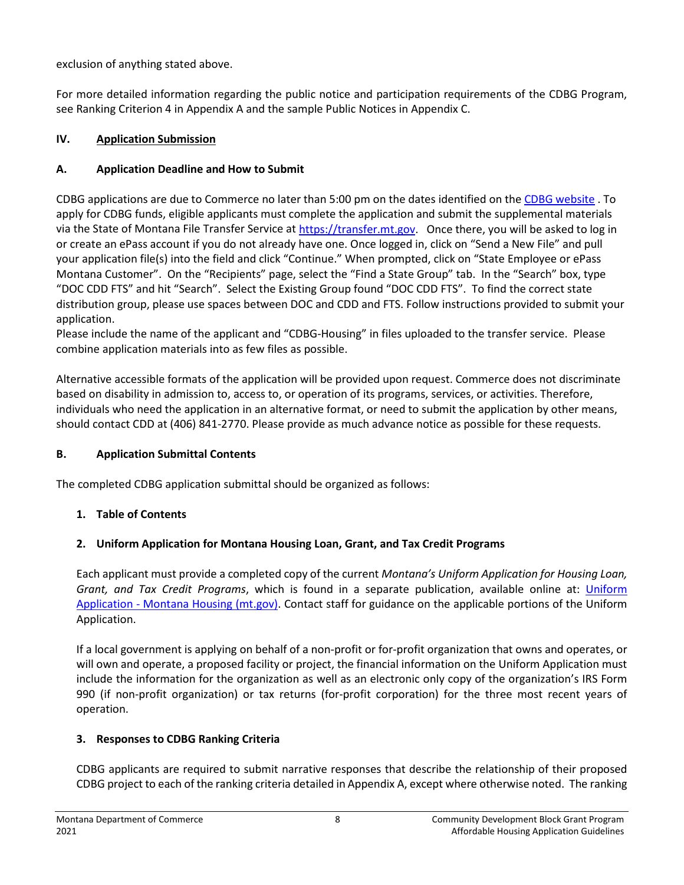exclusion of anything stated above.

For more detailed information regarding the public notice and participation requirements of the CDBG Program, see Ranking Criterion 4 in Appendix A and the sample Public Notices in Appendix C.

## IV. Application Submission

### A. Application Deadline and How to Submit

CDBG applications are due to Commerce no later than 5:00 pm on the dates identified on the [CDBG website](CDBG website) . To apply for CDBG funds, eligible applicants must complete the application and submit the supplemental materials via the State of Montana File Transfer Service at [https://transfer.mt.gov](https://transfer.mt.gov). Once there, you will be asked to log in or create an ePass account if you do not already have one. Once logged in, click on “Send a New File” and pull your application file(s) into the field and click “Continue.” When prompted, click on “State Employee or ePass Montana Customer”. On the “Recipients” page, select the “Find a State Group” tab. In the “Search” box, type “DOC CDD FTS” and hit “Search”. Select the Existing Group found “DOC CDD FTS”. To find the correct state distribution group, please use spaces between DOC and CDD and FTS. Follow instructions provided to submit your application.

Please include the name of the applicant and “CDBG-Housing” in files uploaded to the transfer service. Please combine application materials into as few files as possible.

Alternative accessible formats of the application will be provided upon request. Commerce does not discriminate based on disability in admission to, access to, or operation of its programs, services, or activities. Therefore, individuals who need the application in an alternative format, or need to submit the application by other means, should contact CDD at (406) 841-2770. Please provide as much advance notice as possible for these requests.

### B. Application Submittal Contents

The completed CDBG application submittal should be organized as follows:

**1. Table of Contents**

**2. Uniform Application for Montana Housing Loan, Grant, and Tax Credit Programs**

Each applicant must provide a completed copy of the current *Montana’s Uniform Application for Housing Loan, Grant, and Tax Credit Programs*, which is found in a separate publication, available online at: [Uniform Application - Montana Housing (mt.gov)](Uniform Application - Montana Housing (mt.gov)). Contact staff for guidance on the applicable portions of the Uniform Application.

If a local government is applying on behalf of a non-profit or for-profit organization that owns and operates, or will own and operate, a proposed facility or project, the financial information on the Uniform Application must include the information for the organization as well as an electronic only copy of the organization’s IRS Form 990 (if non-profit organization) or tax returns (for-profit corporation) for the three most recent years of operation.

**3. Responses to CDBG Ranking Criteria**

CDBG applicants are required to submit narrative responses that describe the relationship of their proposed CDBG project to each of the ranking criteria detailed in Appendix A, except where otherwise noted. The ranking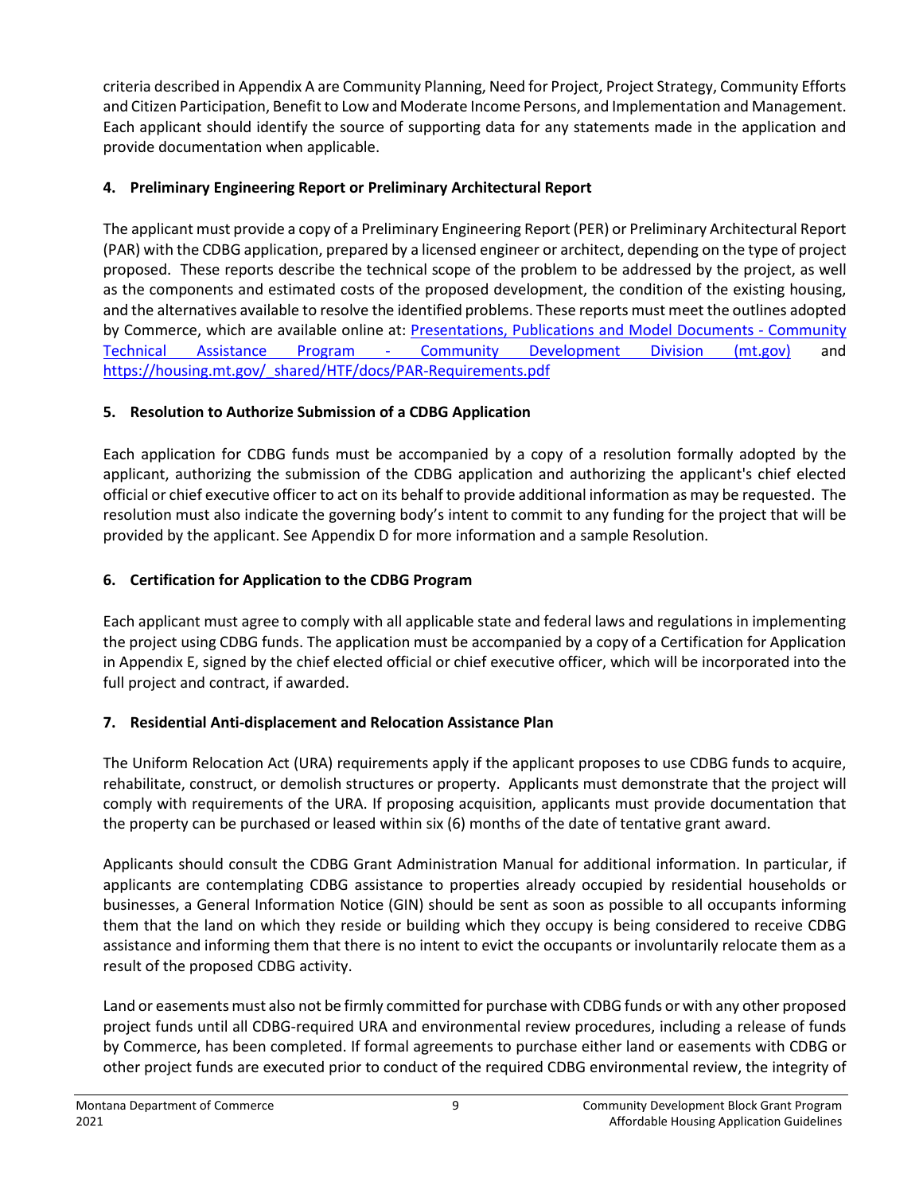criteria described in Appendix A are Community Planning, Need for Project, Project Strategy, Community Efforts and Citizen Participation, Benefit to Low and Moderate Income Persons, and Implementation and Management. Each applicant should identify the source of supporting data for any statements made in the application and provide documentation when applicable.

### 4. Preliminary Engineering Report or Preliminary Architectural Report

The applicant must provide a copy of a Preliminary Engineering Report (PER) or Preliminary Architectural Report (PAR) with the CDBG application, prepared by a licensed engineer or architect, depending on the type of project proposed. These reports describe the technical scope of the problem to be addressed by the project, as well as the components and estimated costs of the proposed development, the condition of the existing housing, and the alternatives available to resolve the identified problems. These reports must meet the outlines adopted by Commerce, which are available online at: [Presentations, Publications and Model Documents - Community Technical Assistance Program - Community Development Division (mt.gov)]() and [https://housing.mt.gov/_shared/HTF/docs/PAR-Requirements.pdf](https://housing.mt.gov/_shared/HTF/docs/PAR-Requirements.pdf)

### 5. Resolution to Authorize Submission of a CDBG Application

Each application for CDBG funds must be accompanied by a copy of a resolution formally adopted by the applicant, authorizing the submission of the CDBG application and authorizing the applicant's chief elected official or chief executive officer to act on its behalf to provide additional information as may be requested. The resolution must also indicate the governing body's intent to commit to any funding for the project that will be provided by the applicant. See Appendix D for more information and a sample Resolution.

### 6. Certification for Application to the CDBG Program

Each applicant must agree to comply with all applicable state and federal laws and regulations in implementing the project using CDBG funds. The application must be accompanied by a copy of a Certification for Application in Appendix E, signed by the chief elected official or chief executive officer, which will be incorporated into the full project and contract, if awarded.

### 7. Residential Anti-displacement and Relocation Assistance Plan

The Uniform Relocation Act (URA) requirements apply if the applicant proposes to use CDBG funds to acquire, rehabilitate, construct, or demolish structures or property. Applicants must demonstrate that the project will comply with requirements of the URA. If proposing acquisition, applicants must provide documentation that the property can be purchased or leased within six (6) months of the date of tentative grant award.

Applicants should consult the CDBG Grant Administration Manual for additional information. In particular, if applicants are contemplating CDBG assistance to properties already occupied by residential households or businesses, a General Information Notice (GIN) should be sent as soon as possible to all occupants informing them that the land on which they reside or building which they occupy is being considered to receive CDBG assistance and informing them that there is no intent to evict the occupants or involuntarily relocate them as a result of the proposed CDBG activity.

Land or easements must also not be firmly committed for purchase with CDBG funds or with any other proposed project funds until all CDBG-required URA and environmental review procedures, including a release of funds by Commerce, has been completed. If formal agreements to purchase either land or easements with CDBG or other project funds are executed prior to conduct of the required CDBG environmental review, the integrity of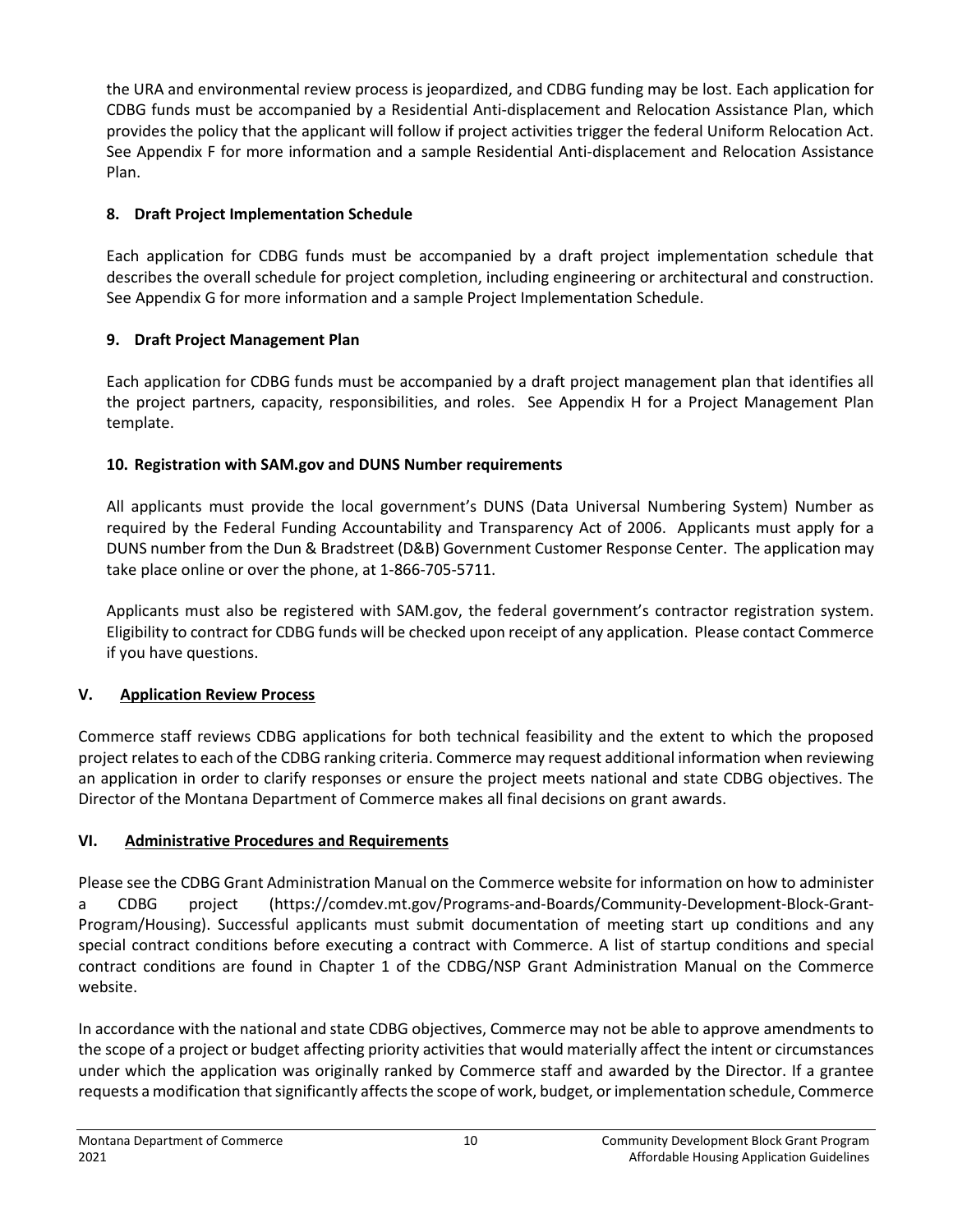the URA and environmental review process is jeopardized, and CDBG funding may be lost. Each application for CDBG funds must be accompanied by a Residential Anti-displacement and Relocation Assistance Plan, which provides the policy that the applicant will follow if project activities trigger the federal Uniform Relocation Act. See Appendix F for more information and a sample Residential Anti-displacement and Relocation Assistance Plan.

### 8. Draft Project Implementation Schedule

Each application for CDBG funds must be accompanied by a draft project implementation schedule that describes the overall schedule for project completion, including engineering or architectural and construction. See Appendix G for more information and a sample Project Implementation Schedule.

### 9. Draft Project Management Plan

Each application for CDBG funds must be accompanied by a draft project management plan that identifies all the project partners, capacity, responsibilities, and roles. See Appendix H for a Project Management Plan template.

### 10. Registration with SAM.gov and DUNS Number requirements

All applicants must provide the local government's DUNS (Data Universal Numbering System) Number as required by the Federal Funding Accountability and Transparency Act of 2006. Applicants must apply for a DUNS number from the Dun & Bradstreet (D&B) Government Customer Response Center. The application may take place online or over the phone, at 1-866-705-5711.

Applicants must also be registered with SAM.gov, the federal government's contractor registration system. Eligibility to contract for CDBG funds will be checked upon receipt of any application. Please contact Commerce if you have questions.

## V. Application Review Process

Commerce staff reviews CDBG applications for both technical feasibility and the extent to which the proposed project relates to each of the CDBG ranking criteria. Commerce may request additional information when reviewing an application in order to clarify responses or ensure the project meets national and state CDBG objectives. The Director of the Montana Department of Commerce makes all final decisions on grant awards.

## VI. Administrative Procedures and Requirements

Please see the CDBG Grant Administration Manual on the Commerce website for information on how to administer a CDBG project (https://comdev.mt.gov/Programs-and-Boards/Community-Development-Block-Grant-Program/Housing). Successful applicants must submit documentation of meeting start up conditions and any special contract conditions before executing a contract with Commerce. A list of startup conditions and special contract conditions are found in Chapter 1 of the CDBG/NSP Grant Administration Manual on the Commerce website.

In accordance with the national and state CDBG objectives, Commerce may not be able to approve amendments to the scope of a project or budget affecting priority activities that would materially affect the intent or circumstances under which the application was originally ranked by Commerce staff and awarded by the Director. If a grantee requests a modification that significantly affects the scope of work, budget, or implementation schedule, Commerce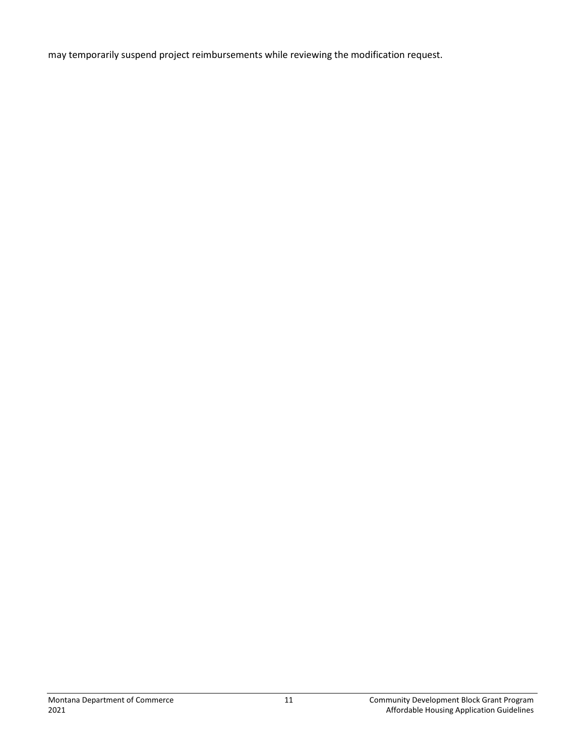may temporarily suspend project reimbursements while reviewing the modification request.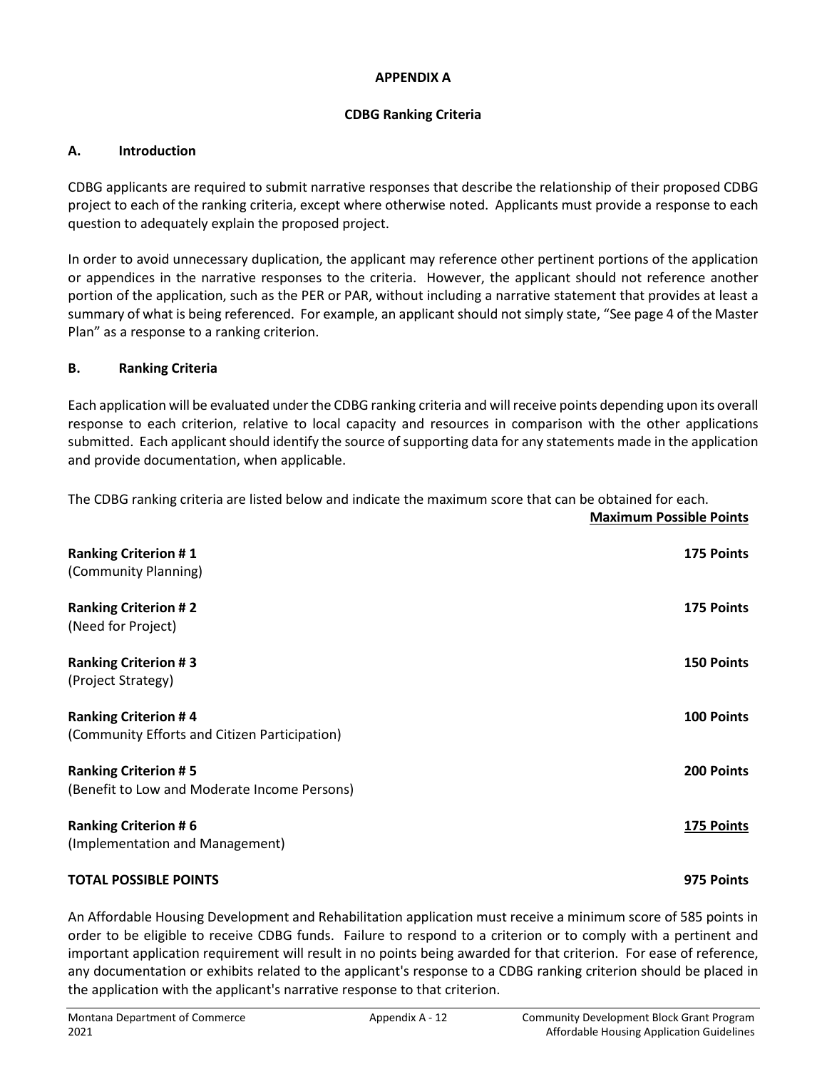# APPENDIX A

## CDBG Ranking Criteria

### A. Introduction

CDBG applicants are required to submit narrative responses that describe the relationship of their proposed CDBG project to each of the ranking criteria, except where otherwise noted. Applicants must provide a response to each question to adequately explain the proposed project.

In order to avoid unnecessary duplication, the applicant may reference other pertinent portions of the application or appendices in the narrative responses to the criteria. However, the applicant should not reference another portion of the application, such as the PER or PAR, without including a narrative statement that provides at least a summary of what is being referenced. For example, an applicant should not simply state, "See page 4 of the Master Plan" as a response to a ranking criterion.

### B. Ranking Criteria

Each application will be evaluated under the CDBG ranking criteria and will receive points depending upon its overall response to each criterion, relative to local capacity and resources in comparison with the other applications submitted. Each applicant should identify the source of supporting data for any statements made in the application and provide documentation, when applicable.

The CDBG ranking criteria are listed below and indicate the maximum score that can be obtained for each.

| | **Maximum Possible Points** |
|---|---|
| **Ranking Criterion # 1** (Community Planning) | **175 Points** |
| **Ranking Criterion # 2** (Need for Project) | **175 Points** |
| **Ranking Criterion # 3** (Project Strategy) | **150 Points** |
| **Ranking Criterion # 4** (Community Efforts and Citizen Participation) | **100 Points** |
| **Ranking Criterion # 5** (Benefit to Low and Moderate Income Persons) | **200 Points** |
| **Ranking Criterion # 6** (Implementation and Management) | **175 Points** |
| **TOTAL POSSIBLE POINTS** | **975 Points** |

An Affordable Housing Development and Rehabilitation application must receive a minimum score of 585 points in order to be eligible to receive CDBG funds. Failure to respond to a criterion or to comply with a pertinent and important application requirement will result in no points being awarded for that criterion. For ease of reference, any documentation or exhibits related to the applicant's response to a CDBG ranking criterion should be placed in the application with the applicant's narrative response to that criterion.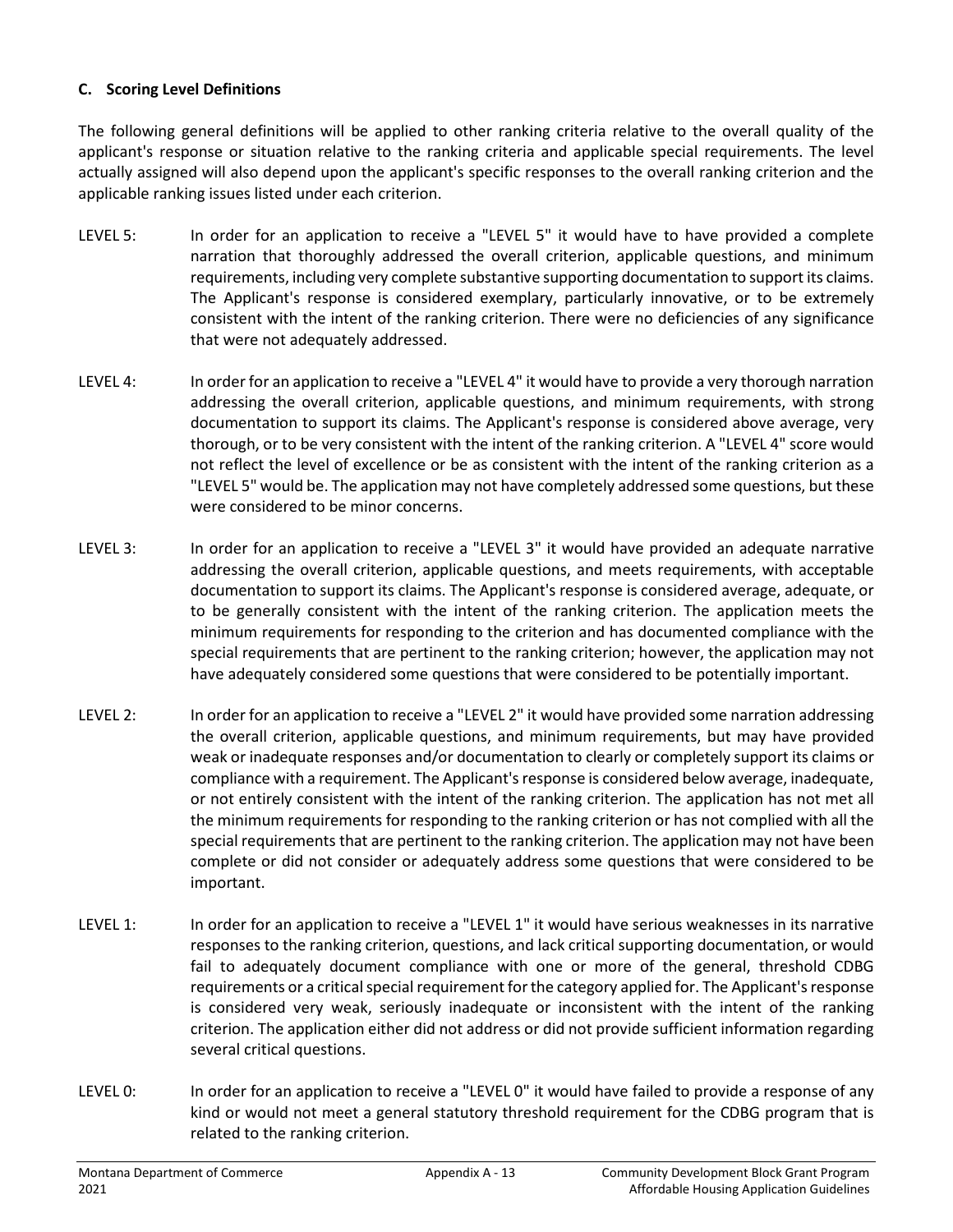### C. Scoring Level Definitions

The following general definitions will be applied to other ranking criteria relative to the overall quality of the applicant's response or situation relative to the ranking criteria and applicable special requirements. The level actually assigned will also depend upon the applicant's specific responses to the overall ranking criterion and the applicable ranking issues listed under each criterion.

LEVEL 5: In order for an application to receive a "LEVEL 5" it would have to have provided a complete narration that thoroughly addressed the overall criterion, applicable questions, and minimum requirements, including very complete substantive supporting documentation to support its claims. The Applicant's response is considered exemplary, particularly innovative, or to be extremely consistent with the intent of the ranking criterion. There were no deficiencies of any significance that were not adequately addressed.

LEVEL 4: In order for an application to receive a "LEVEL 4" it would have to provide a very thorough narration addressing the overall criterion, applicable questions, and minimum requirements, with strong documentation to support its claims. The Applicant's response is considered above average, very thorough, or to be very consistent with the intent of the ranking criterion. A "LEVEL 4" score would not reflect the level of excellence or be as consistent with the intent of the ranking criterion as a "LEVEL 5" would be. The application may not have completely addressed some questions, but these were considered to be minor concerns.

LEVEL 3: In order for an application to receive a "LEVEL 3" it would have provided an adequate narrative addressing the overall criterion, applicable questions, and meets requirements, with acceptable documentation to support its claims. The Applicant's response is considered average, adequate, or to be generally consistent with the intent of the ranking criterion. The application meets the minimum requirements for responding to the criterion and has documented compliance with the special requirements that are pertinent to the ranking criterion; however, the application may not have adequately considered some questions that were considered to be potentially important.

LEVEL 2: In order for an application to receive a "LEVEL 2" it would have provided some narration addressing the overall criterion, applicable questions, and minimum requirements, but may have provided weak or inadequate responses and/or documentation to clearly or completely support its claims or compliance with a requirement. The Applicant's response is considered below average, inadequate, or not entirely consistent with the intent of the ranking criterion. The application has not met all the minimum requirements for responding to the ranking criterion or has not complied with all the special requirements that are pertinent to the ranking criterion. The application may not have been complete or did not consider or adequately address some questions that were considered to be important.

LEVEL 1: In order for an application to receive a "LEVEL 1" it would have serious weaknesses in its narrative responses to the ranking criterion, questions, and lack critical supporting documentation, or would fail to adequately document compliance with one or more of the general, threshold CDBG requirements or a critical special requirement for the category applied for. The Applicant's response is considered very weak, seriously inadequate or inconsistent with the intent of the ranking criterion. The application either did not address or did not provide sufficient information regarding several critical questions.

LEVEL 0: In order for an application to receive a "LEVEL 0" it would have failed to provide a response of any kind or would not meet a general statutory threshold requirement for the CDBG program that is related to the ranking criterion.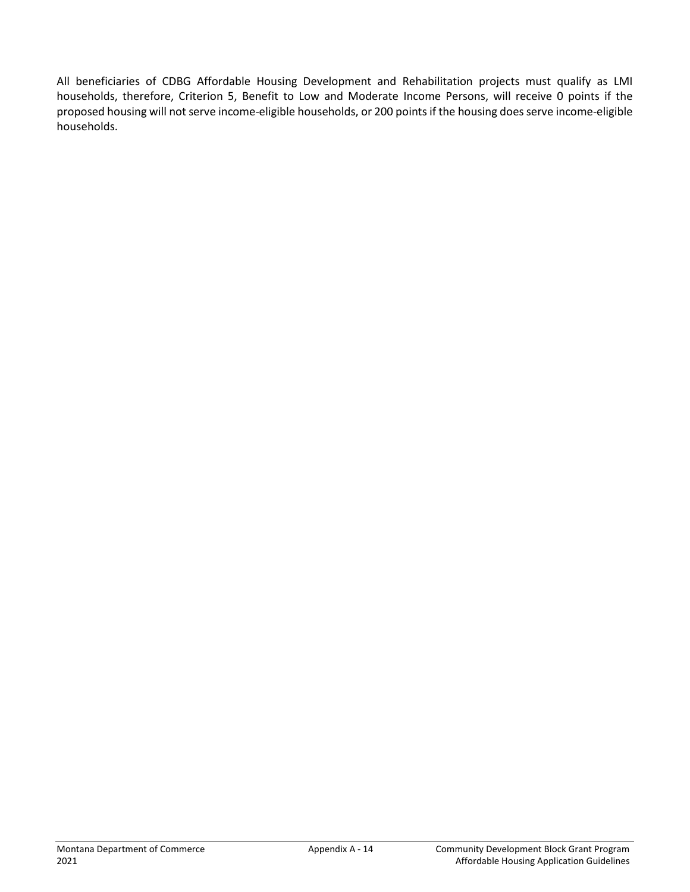All beneficiaries of CDBG Affordable Housing Development and Rehabilitation projects must qualify as LMI households, therefore, Criterion 5, Benefit to Low and Moderate Income Persons, will receive 0 points if the proposed housing will not serve income-eligible households, or 200 points if the housing does serve income-eligible households.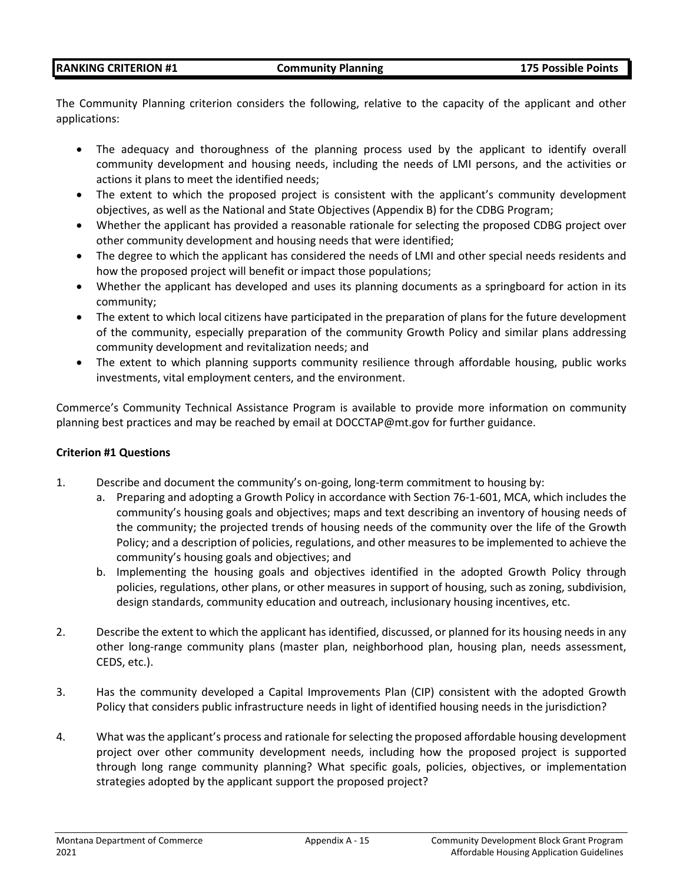| **RANKING CRITERION #1** | **Community Planning** | **175 Possible Points** |
|---|---|---|

The Community Planning criterion considers the following, relative to the capacity of the applicant and other applications:

- The adequacy and thoroughness of the planning process used by the applicant to identify overall community development and housing needs, including the needs of LMI persons, and the activities or actions it plans to meet the identified needs;
- The extent to which the proposed project is consistent with the applicant's community development objectives, as well as the National and State Objectives (Appendix B) for the CDBG Program;
- Whether the applicant has provided a reasonable rationale for selecting the proposed CDBG project over other community development and housing needs that were identified;
- The degree to which the applicant has considered the needs of LMI and other special needs residents and how the proposed project will benefit or impact those populations;
- Whether the applicant has developed and uses its planning documents as a springboard for action in its community;
- The extent to which local citizens have participated in the preparation of plans for the future development of the community, especially preparation of the community Growth Policy and similar plans addressing community development and revitalization needs; and
- The extent to which planning supports community resilience through affordable housing, public works investments, vital employment centers, and the environment.

Commerce's Community Technical Assistance Program is available to provide more information on community planning best practices and may be reached by email at DOCCTAP@mt.gov for further guidance.

**Criterion #1 Questions**

1. Describe and document the community's on-going, long-term commitment to housing by:
   a. Preparing and adopting a Growth Policy in accordance with Section 76-1-601, MCA, which includes the community's housing goals and objectives; maps and text describing an inventory of housing needs of the community; the projected trends of housing needs of the community over the life of the Growth Policy; and a description of policies, regulations, and other measures to be implemented to achieve the community's housing goals and objectives; and
   b. Implementing the housing goals and objectives identified in the adopted Growth Policy through policies, regulations, other plans, or other measures in support of housing, such as zoning, subdivision, design standards, community education and outreach, inclusionary housing incentives, etc.

2. Describe the extent to which the applicant has identified, discussed, or planned for its housing needs in any other long-range community plans (master plan, neighborhood plan, housing plan, needs assessment, CEDS, etc.).

3. Has the community developed a Capital Improvements Plan (CIP) consistent with the adopted Growth Policy that considers public infrastructure needs in light of identified housing needs in the jurisdiction?

4. What was the applicant's process and rationale for selecting the proposed affordable housing development project over other community development needs, including how the proposed project is supported through long range community planning? What specific goals, policies, objectives, or implementation strategies adopted by the applicant support the proposed project?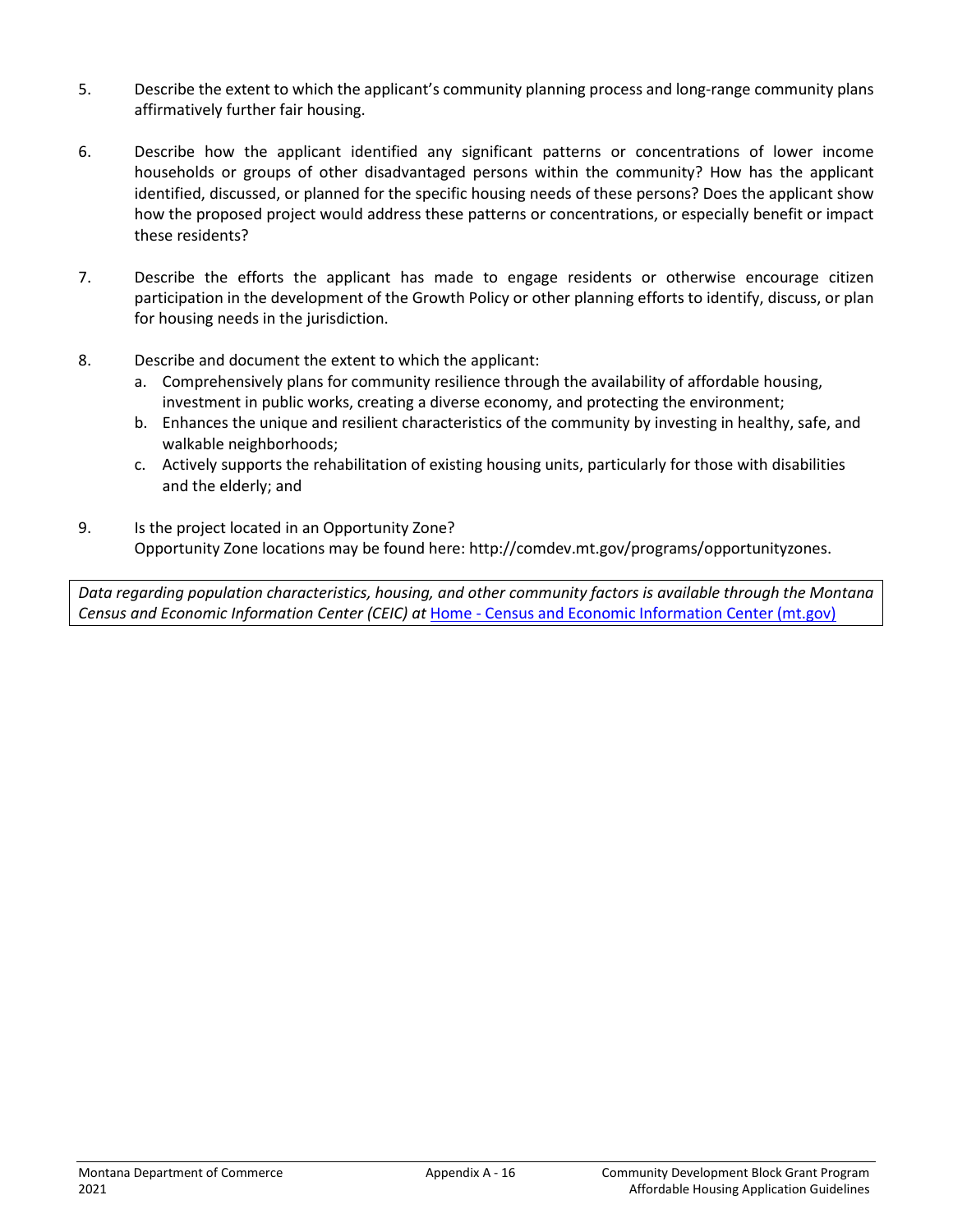5. Describe the extent to which the applicant's community planning process and long-range community plans affirmatively further fair housing.

6. Describe how the applicant identified any significant patterns or concentrations of lower income households or groups of other disadvantaged persons within the community? How has the applicant identified, discussed, or planned for the specific housing needs of these persons? Does the applicant show how the proposed project would address these patterns or concentrations, or especially benefit or impact these residents?

7. Describe the efforts the applicant has made to engage residents or otherwise encourage citizen participation in the development of the Growth Policy or other planning efforts to identify, discuss, or plan for housing needs in the jurisdiction.

8. Describe and document the extent to which the applicant:
   a. Comprehensively plans for community resilience through the availability of affordable housing, investment in public works, creating a diverse economy, and protecting the environment;
   b. Enhances the unique and resilient characteristics of the community by investing in healthy, safe, and walkable neighborhoods;
   c. Actively supports the rehabilitation of existing housing units, particularly for those with disabilities and the elderly; and

9. Is the project located in an Opportunity Zone?
   Opportunity Zone locations may be found here: http://comdev.mt.gov/programs/opportunityzones.

*Data regarding population characteristics, housing, and other community factors is available through the Montana Census and Economic Information Center (CEIC) at* [Home - Census and Economic Information Center (mt.gov)]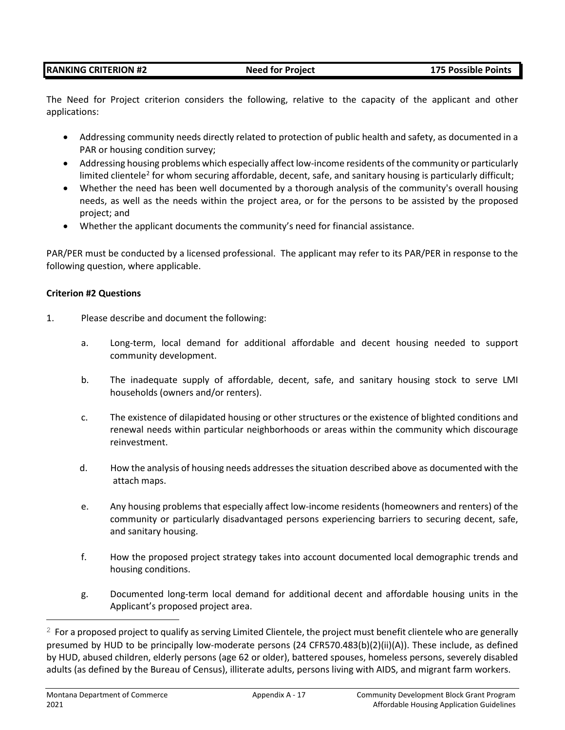| RANKING CRITERION #2 | Need for Project | 175 Possible Points |
|---|---|---|

The Need for Project criterion considers the following, relative to the capacity of the applicant and other applications:

- Addressing community needs directly related to protection of public health and safety, as documented in a PAR or housing condition survey;
- Addressing housing problems which especially affect low-income residents of the community or particularly limited clientele[2] for whom securing affordable, decent, safe, and sanitary housing is particularly difficult;
- Whether the need has been well documented by a thorough analysis of the community's overall housing needs, as well as the needs within the project area, or for the persons to be assisted by the proposed project; and
- Whether the applicant documents the community's need for financial assistance.

PAR/PER must be conducted by a licensed professional. The applicant may refer to its PAR/PER in response to the following question, where applicable.

**Criterion #2 Questions**

1. Please describe and document the following:

   a. Long-term, local demand for additional affordable and decent housing needed to support community development.

   b. The inadequate supply of affordable, decent, safe, and sanitary housing stock to serve LMI households (owners and/or renters).

   c. The existence of dilapidated housing or other structures or the existence of blighted conditions and renewal needs within particular neighborhoods or areas within the community which discourage reinvestment.

   d. How the analysis of housing needs addresses the situation described above as documented with the attach maps.

   e. Any housing problems that especially affect low-income residents (homeowners and renters) of the community or particularly disadvantaged persons experiencing barriers to securing decent, safe, and sanitary housing.

   f. How the proposed project strategy takes into account documented local demographic trends and housing conditions.

   g. Documented long-term local demand for additional decent and affordable housing units in the Applicant's proposed project area.

---

[2] For a proposed project to qualify as serving Limited Clientele, the project must benefit clientele who are generally presumed by HUD to be principally low-moderate persons (24 CFR570.483(b)(2)(ii)(A)). These include, as defined by HUD, abused children, elderly persons (age 62 or older), battered spouses, homeless persons, severely disabled adults (as defined by the Bureau of Census), illiterate adults, persons living with AIDS, and migrant farm workers.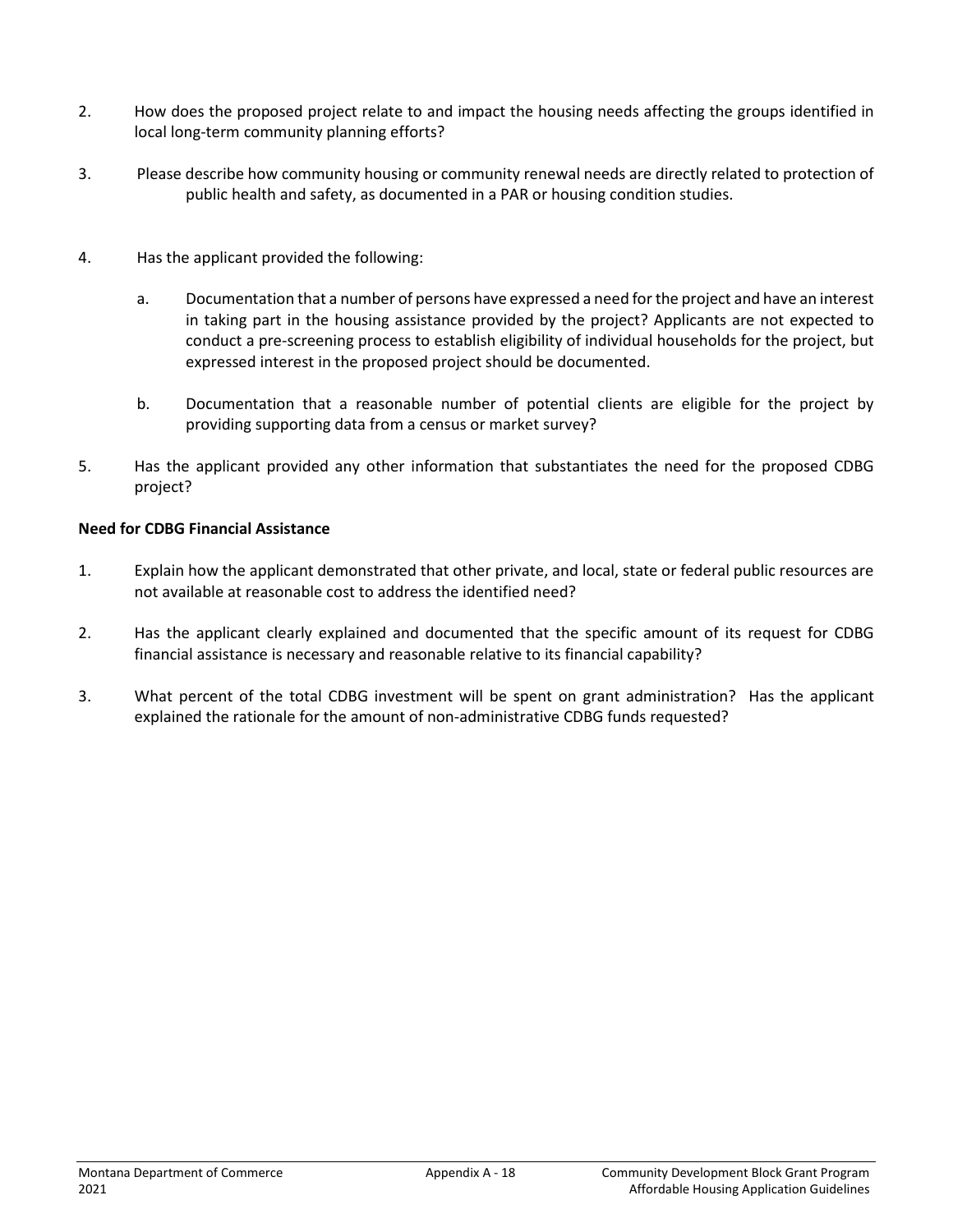2. How does the proposed project relate to and impact the housing needs affecting the groups identified in local long-term community planning efforts?

3. Please describe how community housing or community renewal needs are directly related to protection of public health and safety, as documented in a PAR or housing condition studies.

4. Has the applicant provided the following:

   a. Documentation that a number of persons have expressed a need for the project and have an interest in taking part in the housing assistance provided by the project? Applicants are not expected to conduct a pre-screening process to establish eligibility of individual households for the project, but expressed interest in the proposed project should be documented.

   b. Documentation that a reasonable number of potential clients are eligible for the project by providing supporting data from a census or market survey?

5. Has the applicant provided any other information that substantiates the need for the proposed CDBG project?

**Need for CDBG Financial Assistance**

1. Explain how the applicant demonstrated that other private, and local, state or federal public resources are not available at reasonable cost to address the identified need?

2. Has the applicant clearly explained and documented that the specific amount of its request for CDBG financial assistance is necessary and reasonable relative to its financial capability?

3. What percent of the total CDBG investment will be spent on grant administration? Has the applicant explained the rationale for the amount of non-administrative CDBG funds requested?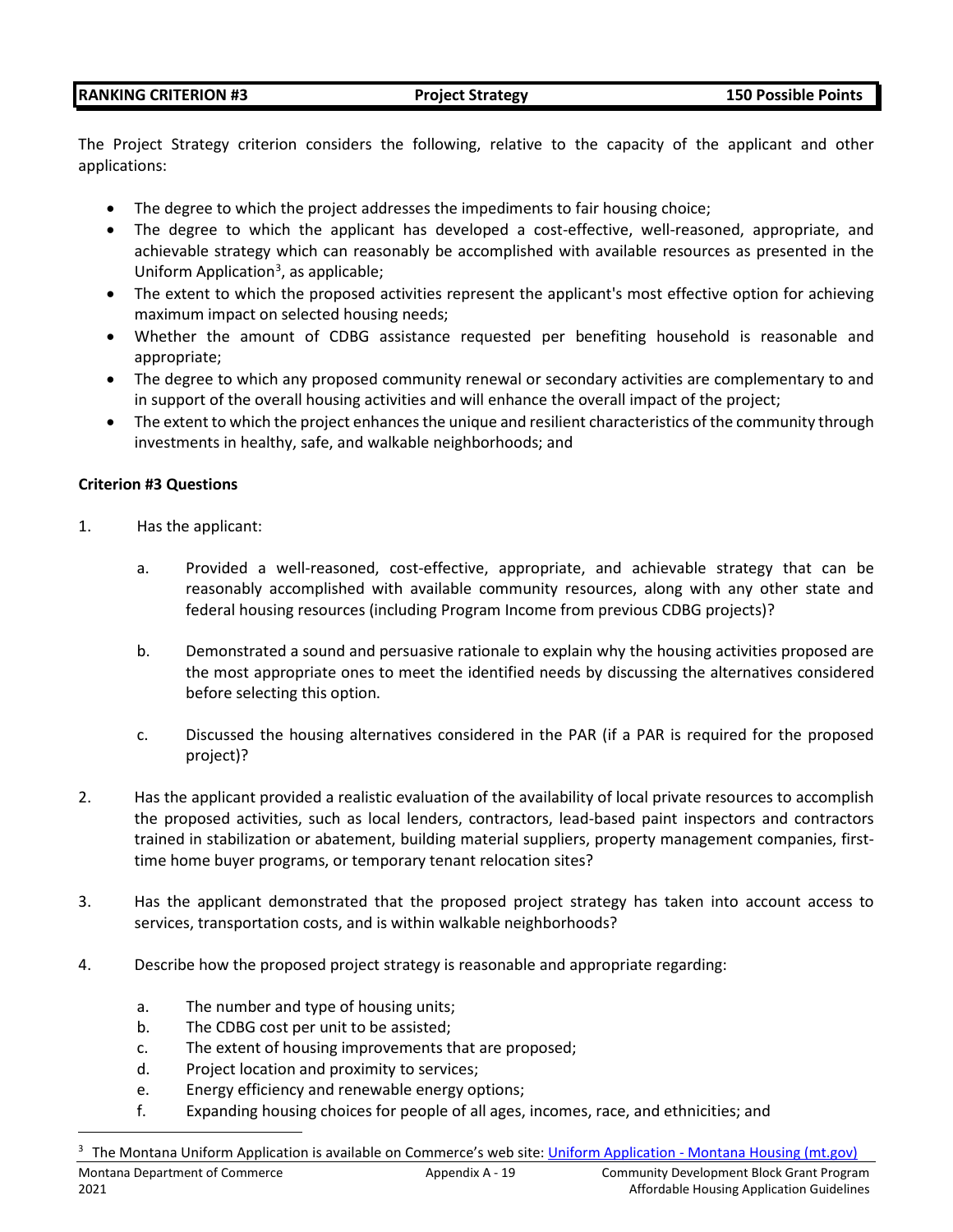| RANKING CRITERION #3 | Project Strategy | 150 Possible Points |
|---|---|---|

The Project Strategy criterion considers the following, relative to the capacity of the applicant and other applications:

- The degree to which the project addresses the impediments to fair housing choice;
- The degree to which the applicant has developed a cost-effective, well-reasoned, appropriate, and achievable strategy which can reasonably be accomplished with available resources as presented in the Uniform Application[3], as applicable;
- The extent to which the proposed activities represent the applicant's most effective option for achieving maximum impact on selected housing needs;
- Whether the amount of CDBG assistance requested per benefiting household is reasonable and appropriate;
- The degree to which any proposed community renewal or secondary activities are complementary to and in support of the overall housing activities and will enhance the overall impact of the project;
- The extent to which the project enhances the unique and resilient characteristics of the community through investments in healthy, safe, and walkable neighborhoods; and

**Criterion #3 Questions**

1. Has the applicant:

   a. Provided a well-reasoned, cost-effective, appropriate, and achievable strategy that can be reasonably accomplished with available community resources, along with any other state and federal housing resources (including Program Income from previous CDBG projects)?

   b. Demonstrated a sound and persuasive rationale to explain why the housing activities proposed are the most appropriate ones to meet the identified needs by discussing the alternatives considered before selecting this option.

   c. Discussed the housing alternatives considered in the PAR (if a PAR is required for the proposed project)?

2. Has the applicant provided a realistic evaluation of the availability of local private resources to accomplish the proposed activities, such as local lenders, contractors, lead-based paint inspectors and contractors trained in stabilization or abatement, building material suppliers, property management companies, first-time home buyer programs, or temporary tenant relocation sites?

3. Has the applicant demonstrated that the proposed project strategy has taken into account access to services, transportation costs, and is within walkable neighborhoods?

4. Describe how the proposed project strategy is reasonable and appropriate regarding:

   a. The number and type of housing units;
   b. The CDBG cost per unit to be assisted;
   c. The extent of housing improvements that are proposed;
   d. Project location and proximity to services;
   e. Energy efficiency and renewable energy options;
   f. Expanding housing choices for people of all ages, incomes, race, and ethnicities; and

[3] The Montana Uniform Application is available on Commerce's web site: [Uniform Application - Montana Housing (mt.gov)]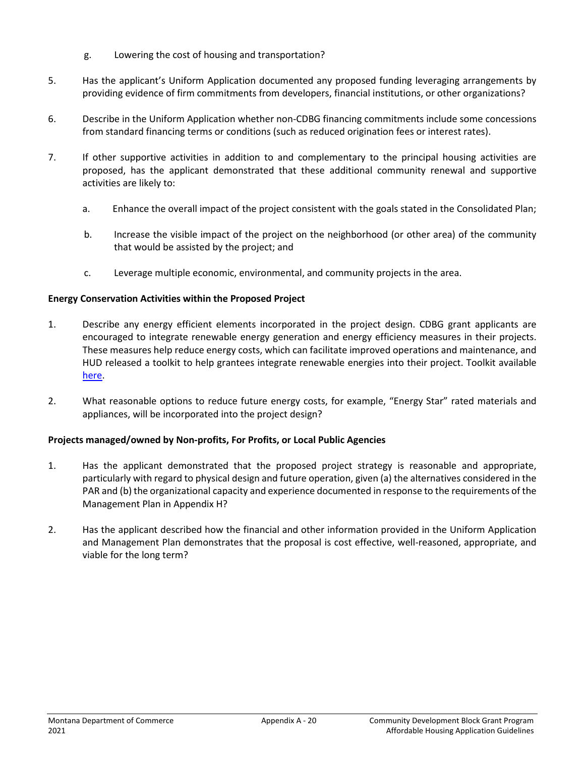g. Lowering the cost of housing and transportation?

5. Has the applicant's Uniform Application documented any proposed funding leveraging arrangements by providing evidence of firm commitments from developers, financial institutions, or other organizations?

6. Describe in the Uniform Application whether non-CDBG financing commitments include some concessions from standard financing terms or conditions (such as reduced origination fees or interest rates).

7. If other supportive activities in addition to and complementary to the principal housing activities are proposed, has the applicant demonstrated that these additional community renewal and supportive activities are likely to:

   a. Enhance the overall impact of the project consistent with the goals stated in the Consolidated Plan;

   b. Increase the visible impact of the project on the neighborhood (or other area) of the community that would be assisted by the project; and

   c. Leverage multiple economic, environmental, and community projects in the area.

**Energy Conservation Activities within the Proposed Project**

1. Describe any energy efficient elements incorporated in the project design. CDBG grant applicants are encouraged to integrate renewable energy generation and energy efficiency measures in their projects. These measures help reduce energy costs, which can facilitate improved operations and maintenance, and HUD released a toolkit to help grantees integrate renewable energies into their project. Toolkit available here.

2. What reasonable options to reduce future energy costs, for example, "Energy Star" rated materials and appliances, will be incorporated into the project design?

**Projects managed/owned by Non-profits, For Profits, or Local Public Agencies**

1. Has the applicant demonstrated that the proposed project strategy is reasonable and appropriate, particularly with regard to physical design and future operation, given (a) the alternatives considered in the PAR and (b) the organizational capacity and experience documented in response to the requirements of the Management Plan in Appendix H?

2. Has the applicant described how the financial and other information provided in the Uniform Application and Management Plan demonstrates that the proposal is cost effective, well-reasoned, appropriate, and viable for the long term?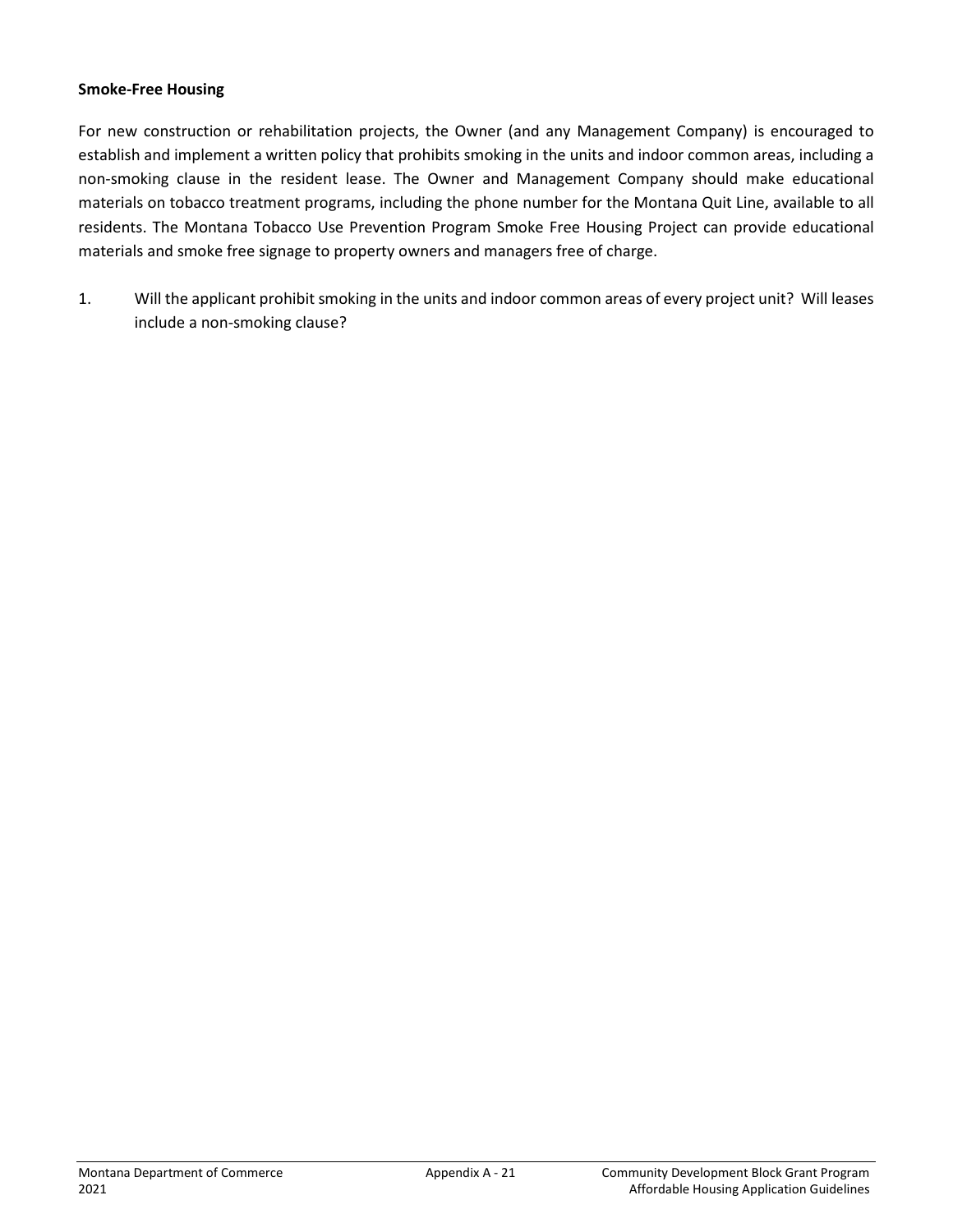**Smoke-Free Housing**

For new construction or rehabilitation projects, the Owner (and any Management Company) is encouraged to establish and implement a written policy that prohibits smoking in the units and indoor common areas, including a non-smoking clause in the resident lease. The Owner and Management Company should make educational materials on tobacco treatment programs, including the phone number for the Montana Quit Line, available to all residents. The Montana Tobacco Use Prevention Program Smoke Free Housing Project can provide educational materials and smoke free signage to property owners and managers free of charge.

1. Will the applicant prohibit smoking in the units and indoor common areas of every project unit? Will leases include a non-smoking clause?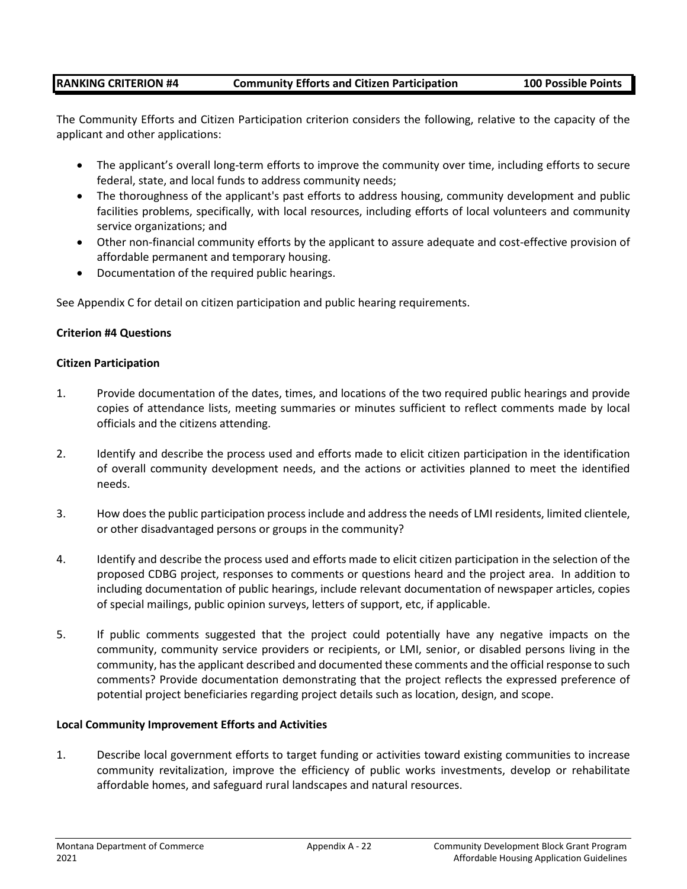**RANKING CRITERION #4 Community Efforts and Citizen Participation 100 Possible Points**

The Community Efforts and Citizen Participation criterion considers the following, relative to the capacity of the applicant and other applications:

- The applicant's overall long-term efforts to improve the community over time, including efforts to secure federal, state, and local funds to address community needs;
- The thoroughness of the applicant's past efforts to address housing, community development and public facilities problems, specifically, with local resources, including efforts of local volunteers and community service organizations; and
- Other non-financial community efforts by the applicant to assure adequate and cost-effective provision of affordable permanent and temporary housing.
- Documentation of the required public hearings.

See Appendix C for detail on citizen participation and public hearing requirements.

**Criterion #4 Questions**

**Citizen Participation**

1. Provide documentation of the dates, times, and locations of the two required public hearings and provide copies of attendance lists, meeting summaries or minutes sufficient to reflect comments made by local officials and the citizens attending.

2. Identify and describe the process used and efforts made to elicit citizen participation in the identification of overall community development needs, and the actions or activities planned to meet the identified needs.

3. How does the public participation process include and address the needs of LMI residents, limited clientele, or other disadvantaged persons or groups in the community?

4. Identify and describe the process used and efforts made to elicit citizen participation in the selection of the proposed CDBG project, responses to comments or questions heard and the project area. In addition to including documentation of public hearings, include relevant documentation of newspaper articles, copies of special mailings, public opinion surveys, letters of support, etc, if applicable.

5. If public comments suggested that the project could potentially have any negative impacts on the community, community service providers or recipients, or LMI, senior, or disabled persons living in the community, has the applicant described and documented these comments and the official response to such comments? Provide documentation demonstrating that the project reflects the expressed preference of potential project beneficiaries regarding project details such as location, design, and scope.

**Local Community Improvement Efforts and Activities**

1. Describe local government efforts to target funding or activities toward existing communities to increase community revitalization, improve the efficiency of public works investments, develop or rehabilitate affordable homes, and safeguard rural landscapes and natural resources.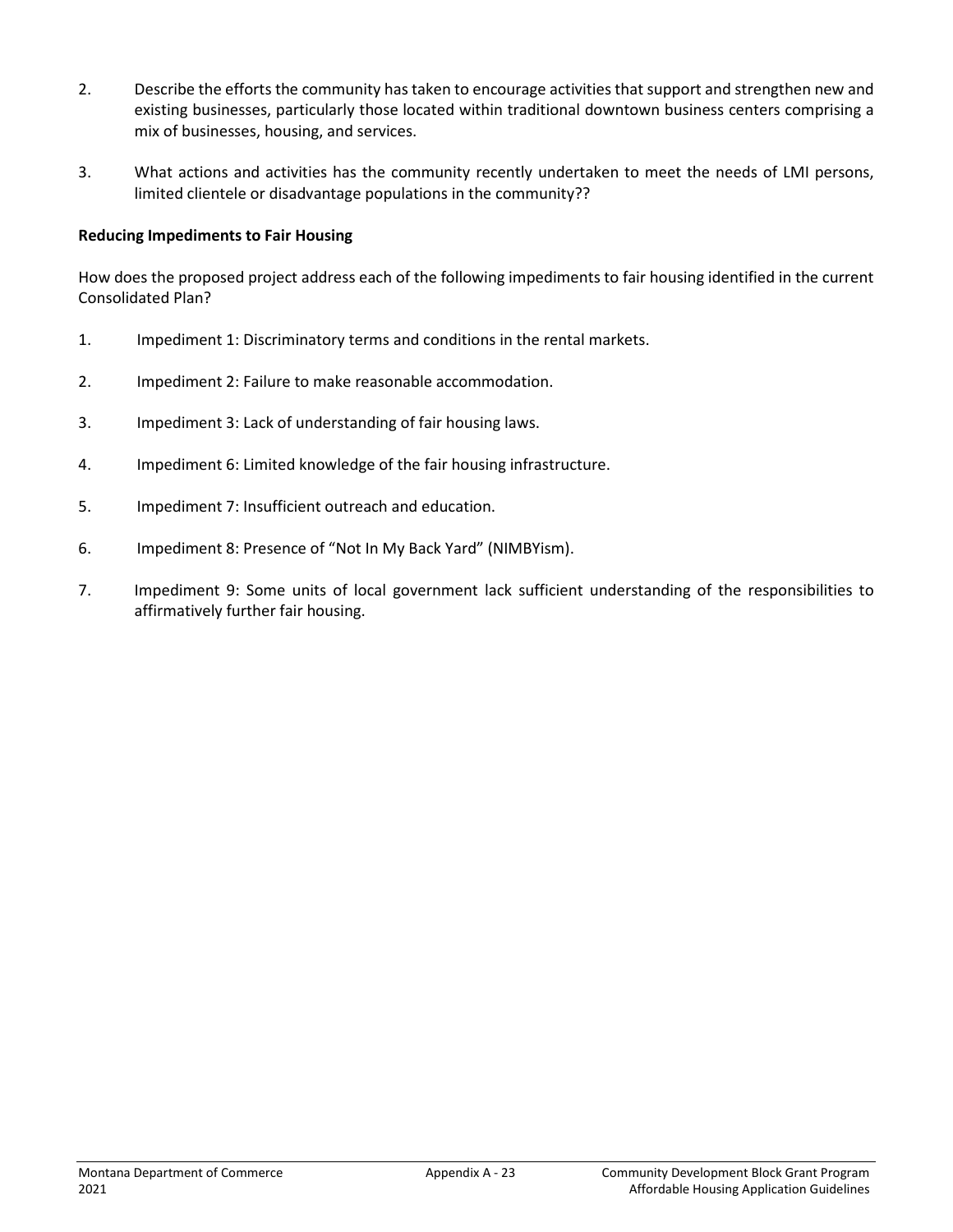2. Describe the efforts the community has taken to encourage activities that support and strengthen new and existing businesses, particularly those located within traditional downtown business centers comprising a mix of businesses, housing, and services.

3. What actions and activities has the community recently undertaken to meet the needs of LMI persons, limited clientele or disadvantage populations in the community??

**Reducing Impediments to Fair Housing**

How does the proposed project address each of the following impediments to fair housing identified in the current Consolidated Plan?

1. Impediment 1: Discriminatory terms and conditions in the rental markets.

2. Impediment 2: Failure to make reasonable accommodation.

3. Impediment 3: Lack of understanding of fair housing laws.

4. Impediment 6: Limited knowledge of the fair housing infrastructure.

5. Impediment 7: Insufficient outreach and education.

6. Impediment 8: Presence of "Not In My Back Yard" (NIMBYism).

7. Impediment 9: Some units of local government lack sufficient understanding of the responsibilities to affirmatively further fair housing.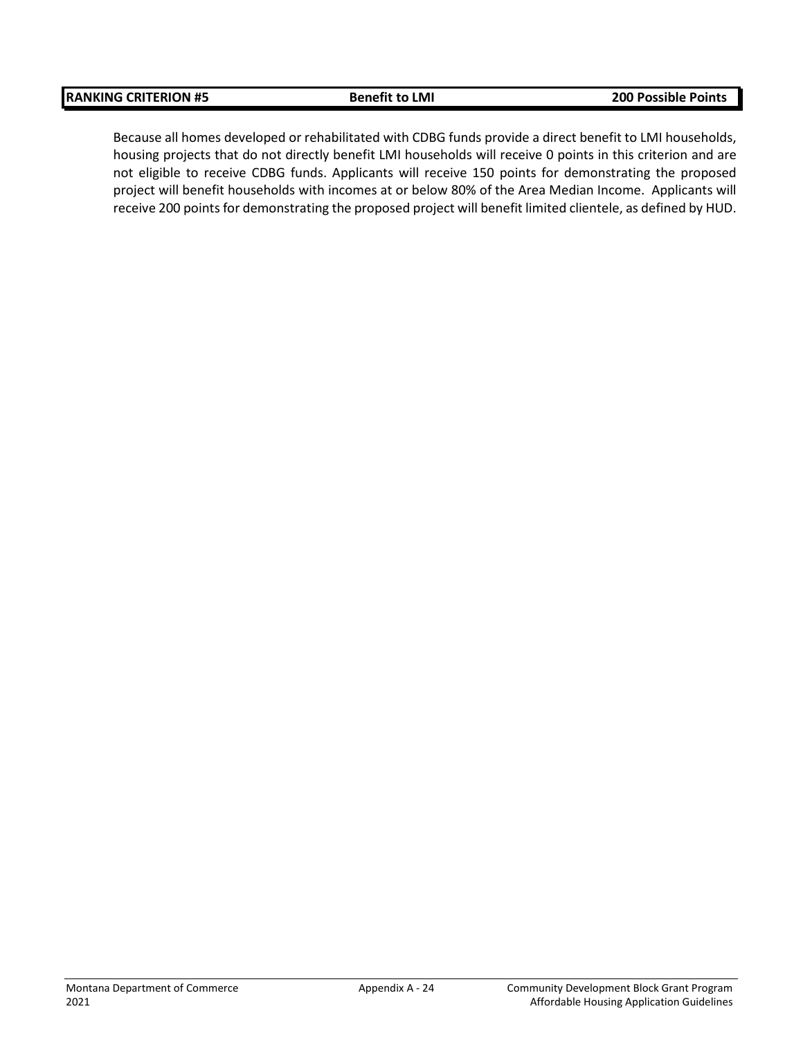| RANKING CRITERION #5 | Benefit to LMI | 200 Possible Points |
| --- | --- | --- |

Because all homes developed or rehabilitated with CDBG funds provide a direct benefit to LMI households, housing projects that do not directly benefit LMI households will receive 0 points in this criterion and are not eligible to receive CDBG funds. Applicants will receive 150 points for demonstrating the proposed project will benefit households with incomes at or below 80% of the Area Median Income. Applicants will receive 200 points for demonstrating the proposed project will benefit limited clientele, as defined by HUD.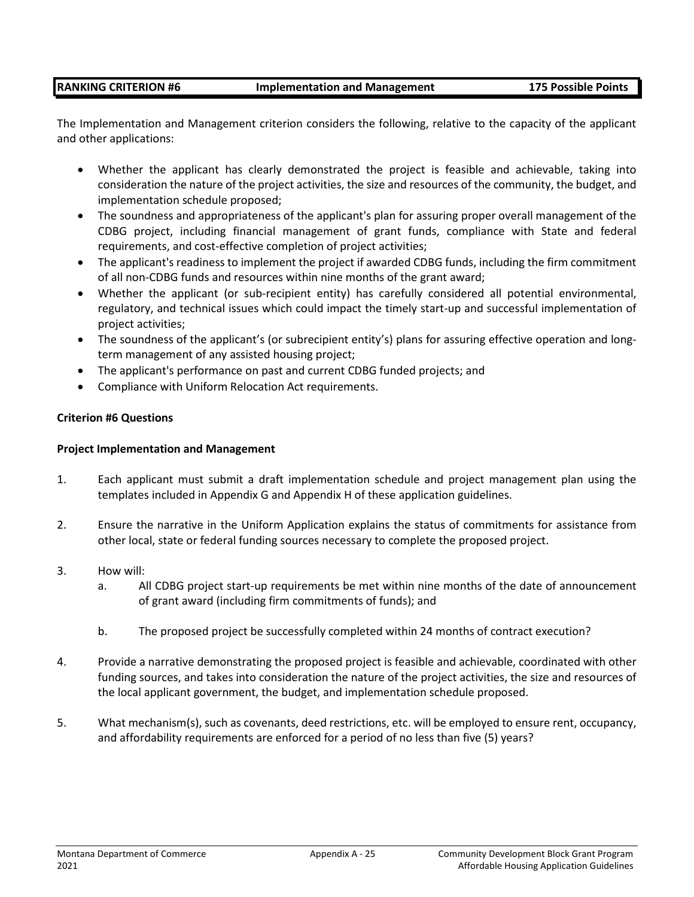| RANKING CRITERION #6 | Implementation and Management | 175 Possible Points |
|---|---|---|

The Implementation and Management criterion considers the following, relative to the capacity of the applicant and other applications:

- Whether the applicant has clearly demonstrated the project is feasible and achievable, taking into consideration the nature of the project activities, the size and resources of the community, the budget, and implementation schedule proposed;
- The soundness and appropriateness of the applicant's plan for assuring proper overall management of the CDBG project, including financial management of grant funds, compliance with State and federal requirements, and cost-effective completion of project activities;
- The applicant's readiness to implement the project if awarded CDBG funds, including the firm commitment of all non-CDBG funds and resources within nine months of the grant award;
- Whether the applicant (or sub-recipient entity) has carefully considered all potential environmental, regulatory, and technical issues which could impact the timely start-up and successful implementation of project activities;
- The soundness of the applicant's (or subrecipient entity's) plans for assuring effective operation and long-term management of any assisted housing project;
- The applicant's performance on past and current CDBG funded projects; and
- Compliance with Uniform Relocation Act requirements.

**Criterion #6 Questions**

**Project Implementation and Management**

1. Each applicant must submit a draft implementation schedule and project management plan using the templates included in Appendix G and Appendix H of these application guidelines.

2. Ensure the narrative in the Uniform Application explains the status of commitments for assistance from other local, state or federal funding sources necessary to complete the proposed project.

3. How will:
   a. All CDBG project start-up requirements be met within nine months of the date of announcement of grant award (including firm commitments of funds); and

   b. The proposed project be successfully completed within 24 months of contract execution?

4. Provide a narrative demonstrating the proposed project is feasible and achievable, coordinated with other funding sources, and takes into consideration the nature of the project activities, the size and resources of the local applicant government, the budget, and implementation schedule proposed.

5. What mechanism(s), such as covenants, deed restrictions, etc. will be employed to ensure rent, occupancy, and affordability requirements are enforced for a period of no less than five (5) years?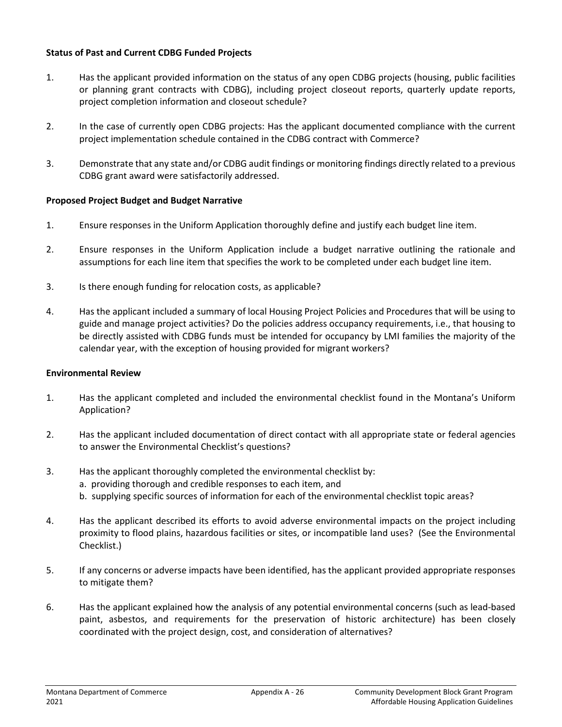**Status of Past and Current CDBG Funded Projects**

1. Has the applicant provided information on the status of any open CDBG projects (housing, public facilities or planning grant contracts with CDBG), including project closeout reports, quarterly update reports, project completion information and closeout schedule?

2. In the case of currently open CDBG projects: Has the applicant documented compliance with the current project implementation schedule contained in the CDBG contract with Commerce?

3. Demonstrate that any state and/or CDBG audit findings or monitoring findings directly related to a previous CDBG grant award were satisfactorily addressed.

**Proposed Project Budget and Budget Narrative**

1. Ensure responses in the Uniform Application thoroughly define and justify each budget line item.

2. Ensure responses in the Uniform Application include a budget narrative outlining the rationale and assumptions for each line item that specifies the work to be completed under each budget line item.

3. Is there enough funding for relocation costs, as applicable?

4. Has the applicant included a summary of local Housing Project Policies and Procedures that will be using to guide and manage project activities? Do the policies address occupancy requirements, i.e., that housing to be directly assisted with CDBG funds must be intended for occupancy by LMI families the majority of the calendar year, with the exception of housing provided for migrant workers?

**Environmental Review**

1. Has the applicant completed and included the environmental checklist found in the Montana's Uniform Application?

2. Has the applicant included documentation of direct contact with all appropriate state or federal agencies to answer the Environmental Checklist's questions?

3. Has the applicant thoroughly completed the environmental checklist by:
   a. providing thorough and credible responses to each item, and
   b. supplying specific sources of information for each of the environmental checklist topic areas?

4. Has the applicant described its efforts to avoid adverse environmental impacts on the project including proximity to flood plains, hazardous facilities or sites, or incompatible land uses? (See the Environmental Checklist.)

5. If any concerns or adverse impacts have been identified, has the applicant provided appropriate responses to mitigate them?

6. Has the applicant explained how the analysis of any potential environmental concerns (such as lead-based paint, asbestos, and requirements for the preservation of historic architecture) has been closely coordinated with the project design, cost, and consideration of alternatives?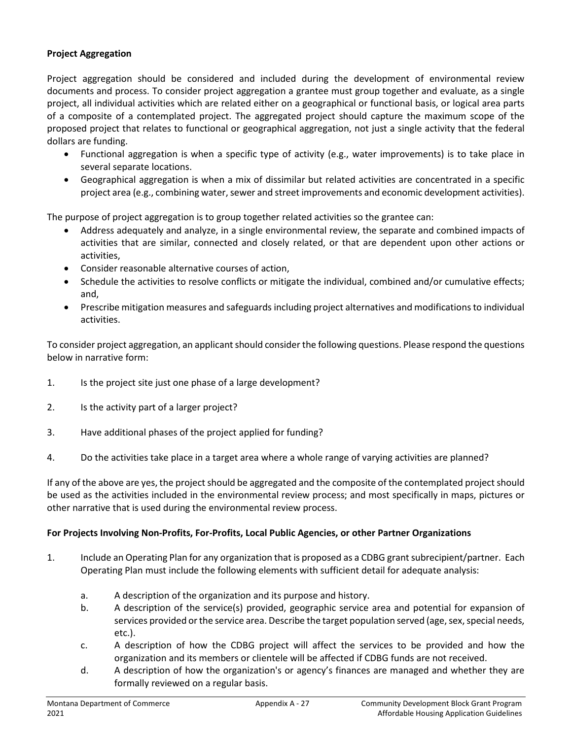**Project Aggregation**

Project aggregation should be considered and included during the development of environmental review documents and process. To consider project aggregation a grantee must group together and evaluate, as a single project, all individual activities which are related either on a geographical or functional basis, or logical area parts of a composite of a contemplated project. The aggregated project should capture the maximum scope of the proposed project that relates to functional or geographical aggregation, not just a single activity that the federal dollars are funding.

- Functional aggregation is when a specific type of activity (e.g., water improvements) is to take place in several separate locations.
- Geographical aggregation is when a mix of dissimilar but related activities are concentrated in a specific project area (e.g., combining water, sewer and street improvements and economic development activities).

The purpose of project aggregation is to group together related activities so the grantee can:

- Address adequately and analyze, in a single environmental review, the separate and combined impacts of activities that are similar, connected and closely related, or that are dependent upon other actions or activities,
- Consider reasonable alternative courses of action,
- Schedule the activities to resolve conflicts or mitigate the individual, combined and/or cumulative effects; and,
- Prescribe mitigation measures and safeguards including project alternatives and modifications to individual activities.

To consider project aggregation, an applicant should consider the following questions. Please respond the questions below in narrative form:

1. Is the project site just one phase of a large development?

2. Is the activity part of a larger project?

3. Have additional phases of the project applied for funding?

4. Do the activities take place in a target area where a whole range of varying activities are planned?

If any of the above are yes, the project should be aggregated and the composite of the contemplated project should be used as the activities included in the environmental review process; and most specifically in maps, pictures or other narrative that is used during the environmental review process.

**For Projects Involving Non-Profits, For-Profits, Local Public Agencies, or other Partner Organizations**

1. Include an Operating Plan for any organization that is proposed as a CDBG grant subrecipient/partner. Each Operating Plan must include the following elements with sufficient detail for adequate analysis:

    a. A description of the organization and its purpose and history.
    b. A description of the service(s) provided, geographic service area and potential for expansion of services provided or the service area. Describe the target population served (age, sex, special needs, etc.).
    c. A description of how the CDBG project will affect the services to be provided and how the organization and its members or clientele will be affected if CDBG funds are not received.
    d. A description of how the organization's or agency's finances are managed and whether they are formally reviewed on a regular basis.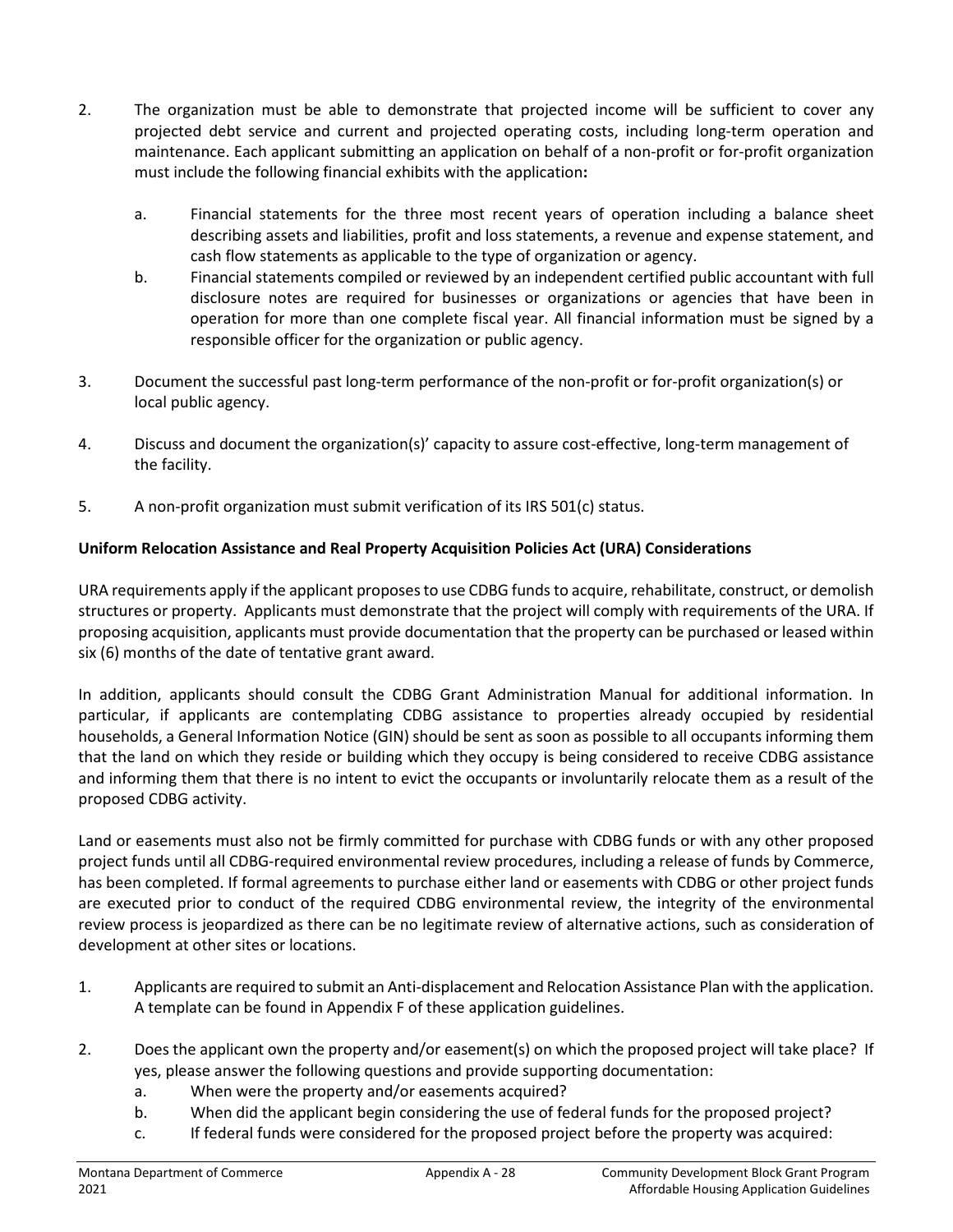2. The organization must be able to demonstrate that projected income will be sufficient to cover any projected debt service and current and projected operating costs, including long-term operation and maintenance. Each applicant submitting an application on behalf of a non-profit or for-profit organization must include the following financial exhibits with the application**:**

   a. Financial statements for the three most recent years of operation including a balance sheet describing assets and liabilities, profit and loss statements, a revenue and expense statement, and cash flow statements as applicable to the type of organization or agency.

   b. Financial statements compiled or reviewed by an independent certified public accountant with full disclosure notes are required for businesses or organizations or agencies that have been in operation for more than one complete fiscal year. All financial information must be signed by a responsible officer for the organization or public agency.

3. Document the successful past long-term performance of the non-profit or for-profit organization(s) or local public agency.

4. Discuss and document the organization(s)' capacity to assure cost-effective, long-term management of the facility.

5. A non-profit organization must submit verification of its IRS 501(c) status.

**Uniform Relocation Assistance and Real Property Acquisition Policies Act (URA) Considerations**

URA requirements apply if the applicant proposes to use CDBG funds to acquire, rehabilitate, construct, or demolish structures or property. Applicants must demonstrate that the project will comply with requirements of the URA. If proposing acquisition, applicants must provide documentation that the property can be purchased or leased within six (6) months of the date of tentative grant award.

In addition, applicants should consult the CDBG Grant Administration Manual for additional information. In particular, if applicants are contemplating CDBG assistance to properties already occupied by residential households, a General Information Notice (GIN) should be sent as soon as possible to all occupants informing them that the land on which they reside or building which they occupy is being considered to receive CDBG assistance and informing them that there is no intent to evict the occupants or involuntarily relocate them as a result of the proposed CDBG activity.

Land or easements must also not be firmly committed for purchase with CDBG funds or with any other proposed project funds until all CDBG-required environmental review procedures, including a release of funds by Commerce, has been completed. If formal agreements to purchase either land or easements with CDBG or other project funds are executed prior to conduct of the required CDBG environmental review, the integrity of the environmental review process is jeopardized as there can be no legitimate review of alternative actions, such as consideration of development at other sites or locations.

1. Applicants are required to submit an Anti-displacement and Relocation Assistance Plan with the application. A template can be found in Appendix F of these application guidelines.

2. Does the applicant own the property and/or easement(s) on which the proposed project will take place? If yes, please answer the following questions and provide supporting documentation:
   a. When were the property and/or easements acquired?
   b. When did the applicant begin considering the use of federal funds for the proposed project?
   c. If federal funds were considered for the proposed project before the property was acquired: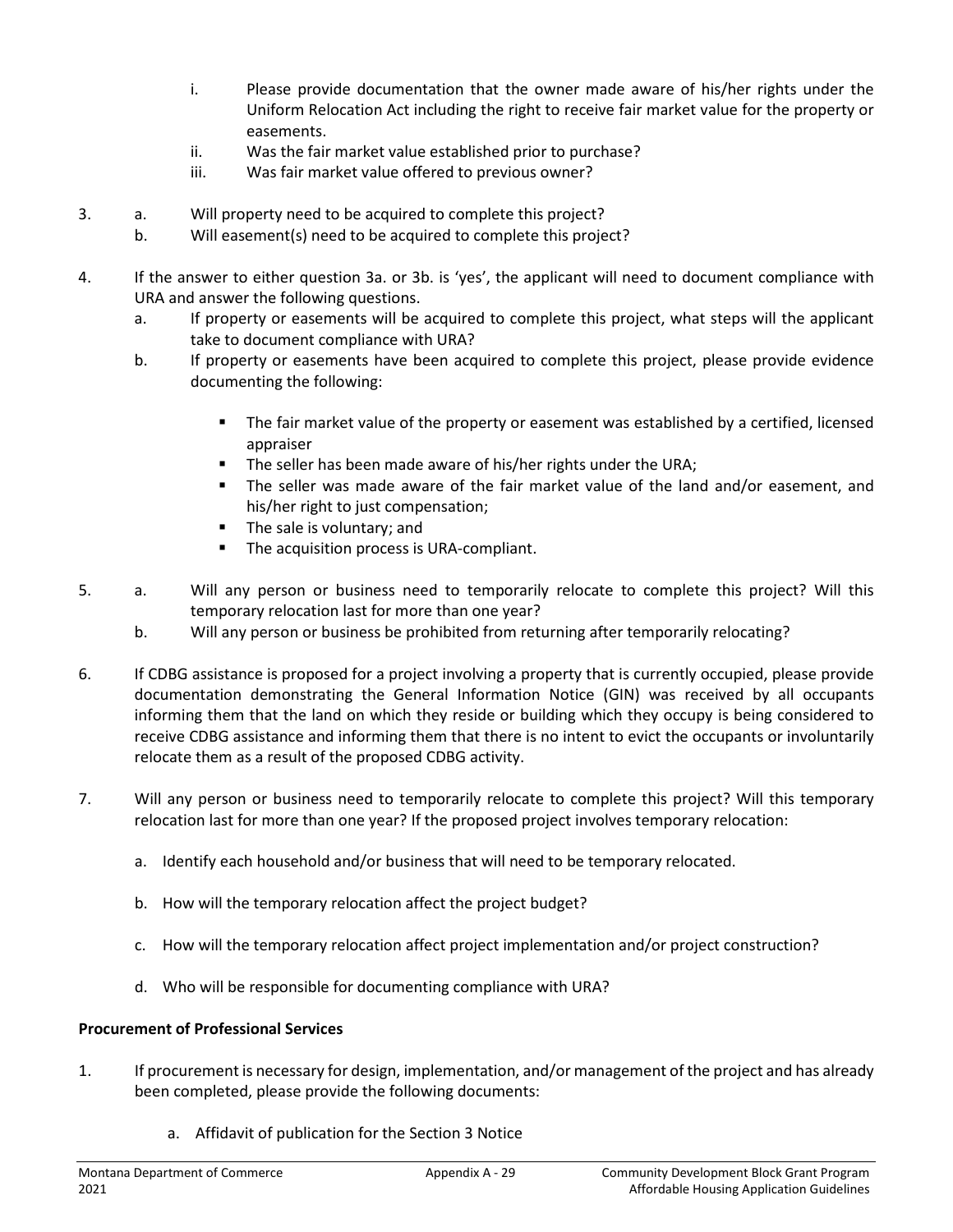i. Please provide documentation that the owner made aware of his/her rights under the Uniform Relocation Act including the right to receive fair market value for the property or easements.
    ii. Was the fair market value established prior to purchase?
    iii. Was fair market value offered to previous owner?

3. a. Will property need to be acquired to complete this project?
   b. Will easement(s) need to be acquired to complete this project?

4. If the answer to either question 3a. or 3b. is 'yes', the applicant will need to document compliance with URA and answer the following questions.
   a. If property or easements will be acquired to complete this project, what steps will the applicant take to document compliance with URA?
   b. If property or easements have been acquired to complete this project, please provide evidence documenting the following:

      - The fair market value of the property or easement was established by a certified, licensed appraiser
      - The seller has been made aware of his/her rights under the URA;
      - The seller was made aware of the fair market value of the land and/or easement, and his/her right to just compensation;
      - The sale is voluntary; and
      - The acquisition process is URA-compliant.

5. a. Will any person or business need to temporarily relocate to complete this project? Will this temporary relocation last for more than one year?
   b. Will any person or business be prohibited from returning after temporarily relocating?

6. If CDBG assistance is proposed for a project involving a property that is currently occupied, please provide documentation demonstrating the General Information Notice (GIN) was received by all occupants informing them that the land on which they reside or building which they occupy is being considered to receive CDBG assistance and informing them that there is no intent to evict the occupants or involuntarily relocate them as a result of the proposed CDBG activity.

7. Will any person or business need to temporarily relocate to complete this project? Will this temporary relocation last for more than one year? If the proposed project involves temporary relocation:

   a. Identify each household and/or business that will need to be temporary relocated.

   b. How will the temporary relocation affect the project budget?

   c. How will the temporary relocation affect project implementation and/or project construction?

   d. Who will be responsible for documenting compliance with URA?

**Procurement of Professional Services**

1. If procurement is necessary for design, implementation, and/or management of the project and has already been completed, please provide the following documents:

   a. Affidavit of publication for the Section 3 Notice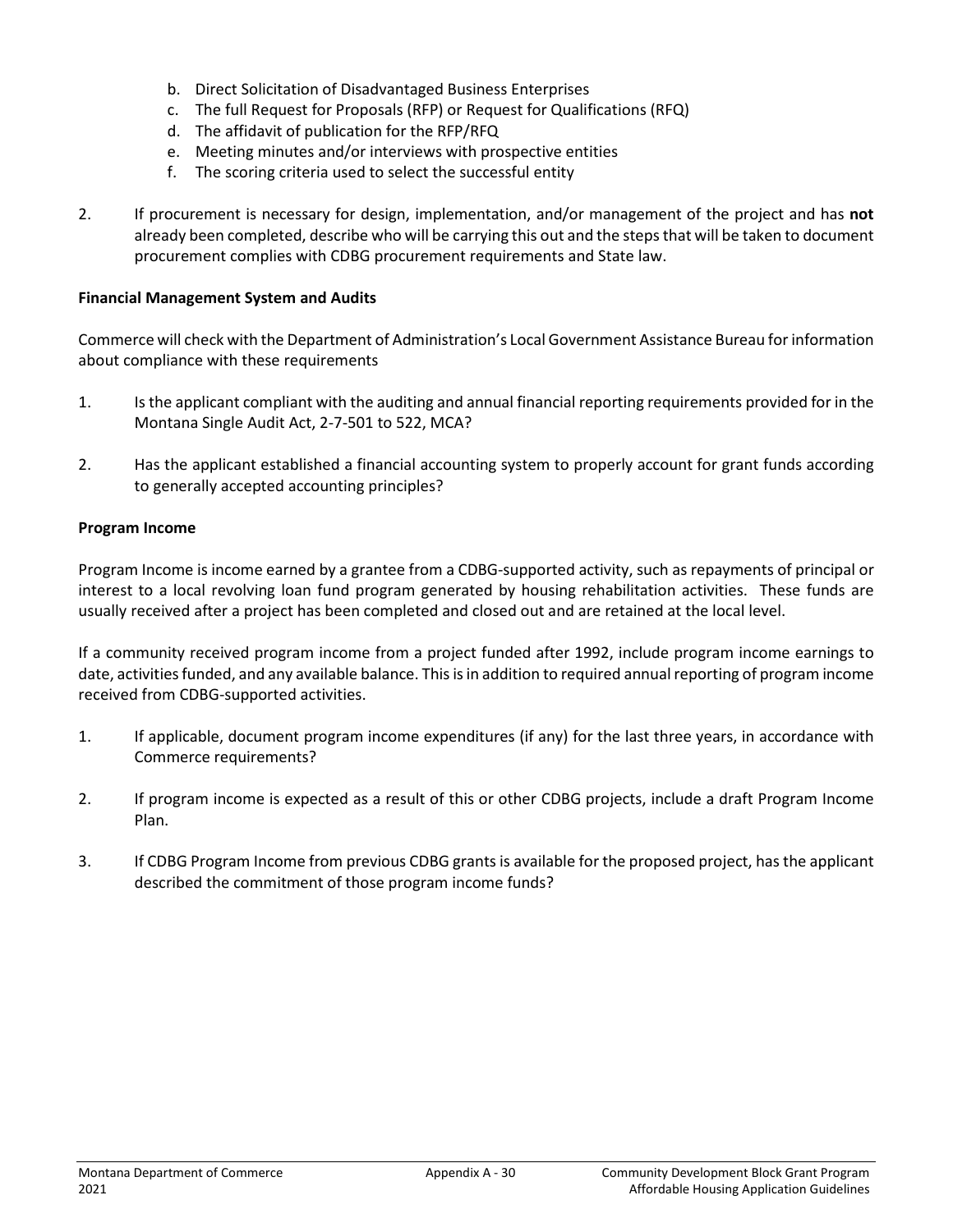b. Direct Solicitation of Disadvantaged Business Enterprises
   c. The full Request for Proposals (RFP) or Request for Qualifications (RFQ)
   d. The affidavit of publication for the RFP/RFQ
   e. Meeting minutes and/or interviews with prospective entities
   f. The scoring criteria used to select the successful entity

2. If procurement is necessary for design, implementation, and/or management of the project and has **not** already been completed, describe who will be carrying this out and the steps that will be taken to document procurement complies with CDBG procurement requirements and State law.

**Financial Management System and Audits**

Commerce will check with the Department of Administration's Local Government Assistance Bureau for information about compliance with these requirements

1. Is the applicant compliant with the auditing and annual financial reporting requirements provided for in the Montana Single Audit Act, 2-7-501 to 522, MCA?

2. Has the applicant established a financial accounting system to properly account for grant funds according to generally accepted accounting principles?

**Program Income**

Program Income is income earned by a grantee from a CDBG-supported activity, such as repayments of principal or interest to a local revolving loan fund program generated by housing rehabilitation activities. These funds are usually received after a project has been completed and closed out and are retained at the local level.

If a community received program income from a project funded after 1992, include program income earnings to date, activities funded, and any available balance. This is in addition to required annual reporting of program income received from CDBG-supported activities.

1. If applicable, document program income expenditures (if any) for the last three years, in accordance with Commerce requirements?

2. If program income is expected as a result of this or other CDBG projects, include a draft Program Income Plan.

3. If CDBG Program Income from previous CDBG grants is available for the proposed project, has the applicant described the commitment of those program income funds?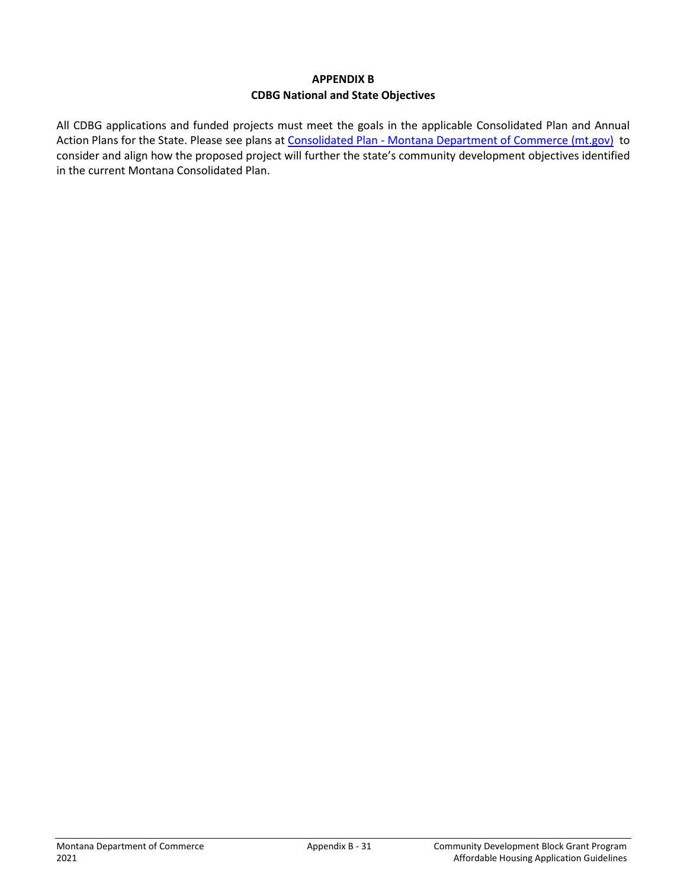# APPENDIX B
## CDBG National and State Objectives

All CDBG applications and funded projects must meet the goals in the applicable Consolidated Plan and Annual Action Plans for the State. Please see plans at Consolidated Plan - Montana Department of Commerce (mt.gov) to consider and align how the proposed project will further the state's community development objectives identified in the current Montana Consolidated Plan.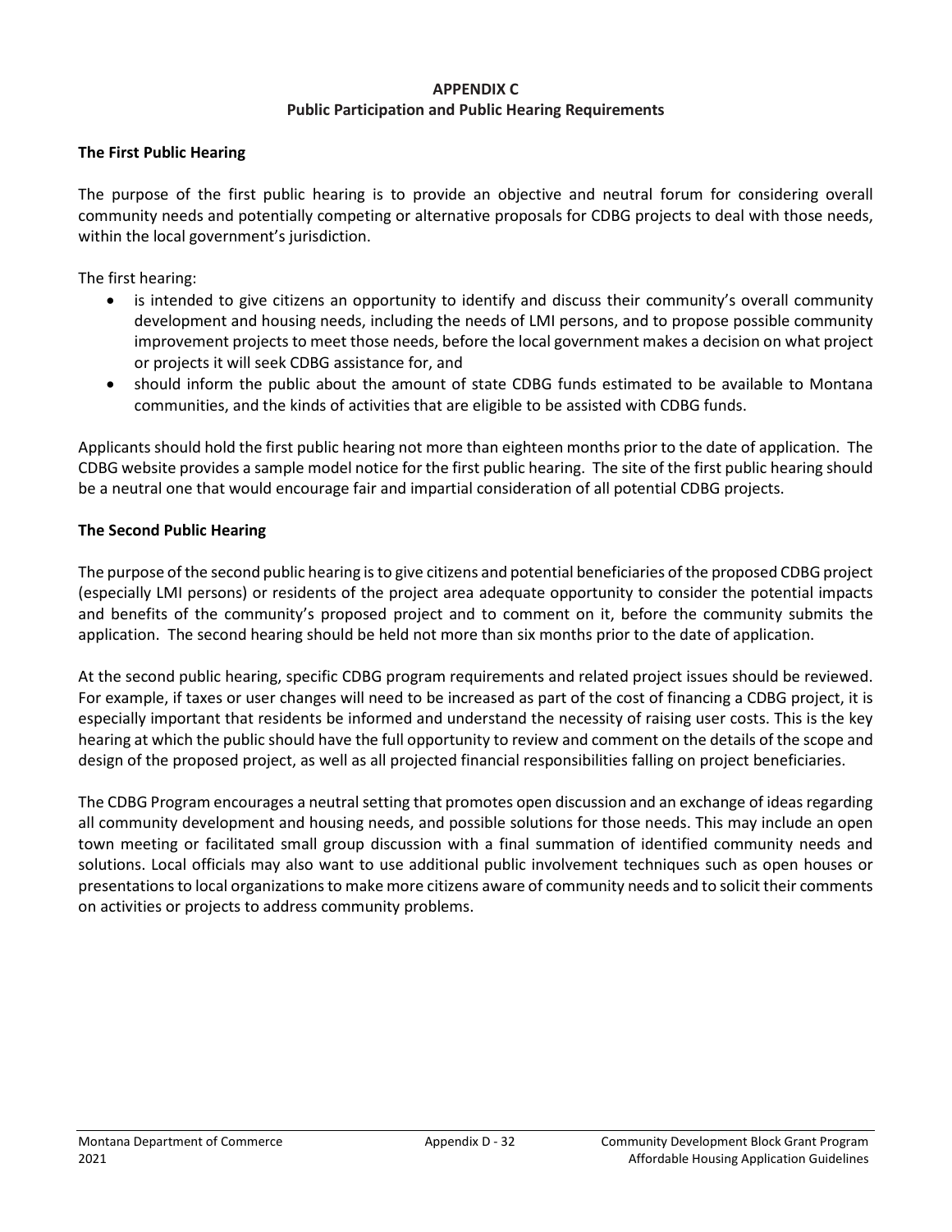# APPENDIX C
## Public Participation and Public Hearing Requirements

### The First Public Hearing

The purpose of the first public hearing is to provide an objective and neutral forum for considering overall community needs and potentially competing or alternative proposals for CDBG projects to deal with those needs, within the local government's jurisdiction.

The first hearing:

- is intended to give citizens an opportunity to identify and discuss their community's overall community development and housing needs, including the needs of LMI persons, and to propose possible community improvement projects to meet those needs, before the local government makes a decision on what project or projects it will seek CDBG assistance for, and
- should inform the public about the amount of state CDBG funds estimated to be available to Montana communities, and the kinds of activities that are eligible to be assisted with CDBG funds.

Applicants should hold the first public hearing not more than eighteen months prior to the date of application. The CDBG website provides a sample model notice for the first public hearing. The site of the first public hearing should be a neutral one that would encourage fair and impartial consideration of all potential CDBG projects.

### The Second Public Hearing

The purpose of the second public hearing is to give citizens and potential beneficiaries of the proposed CDBG project (especially LMI persons) or residents of the project area adequate opportunity to consider the potential impacts and benefits of the community's proposed project and to comment on it, before the community submits the application. The second hearing should be held not more than six months prior to the date of application.

At the second public hearing, specific CDBG program requirements and related project issues should be reviewed. For example, if taxes or user changes will need to be increased as part of the cost of financing a CDBG project, it is especially important that residents be informed and understand the necessity of raising user costs. This is the key hearing at which the public should have the full opportunity to review and comment on the details of the scope and design of the proposed project, as well as all projected financial responsibilities falling on project beneficiaries.

The CDBG Program encourages a neutral setting that promotes open discussion and an exchange of ideas regarding all community development and housing needs, and possible solutions for those needs. This may include an open town meeting or facilitated small group discussion with a final summation of identified community needs and solutions. Local officials may also want to use additional public involvement techniques such as open houses or presentations to local organizations to make more citizens aware of community needs and to solicit their comments on activities or projects to address community problems.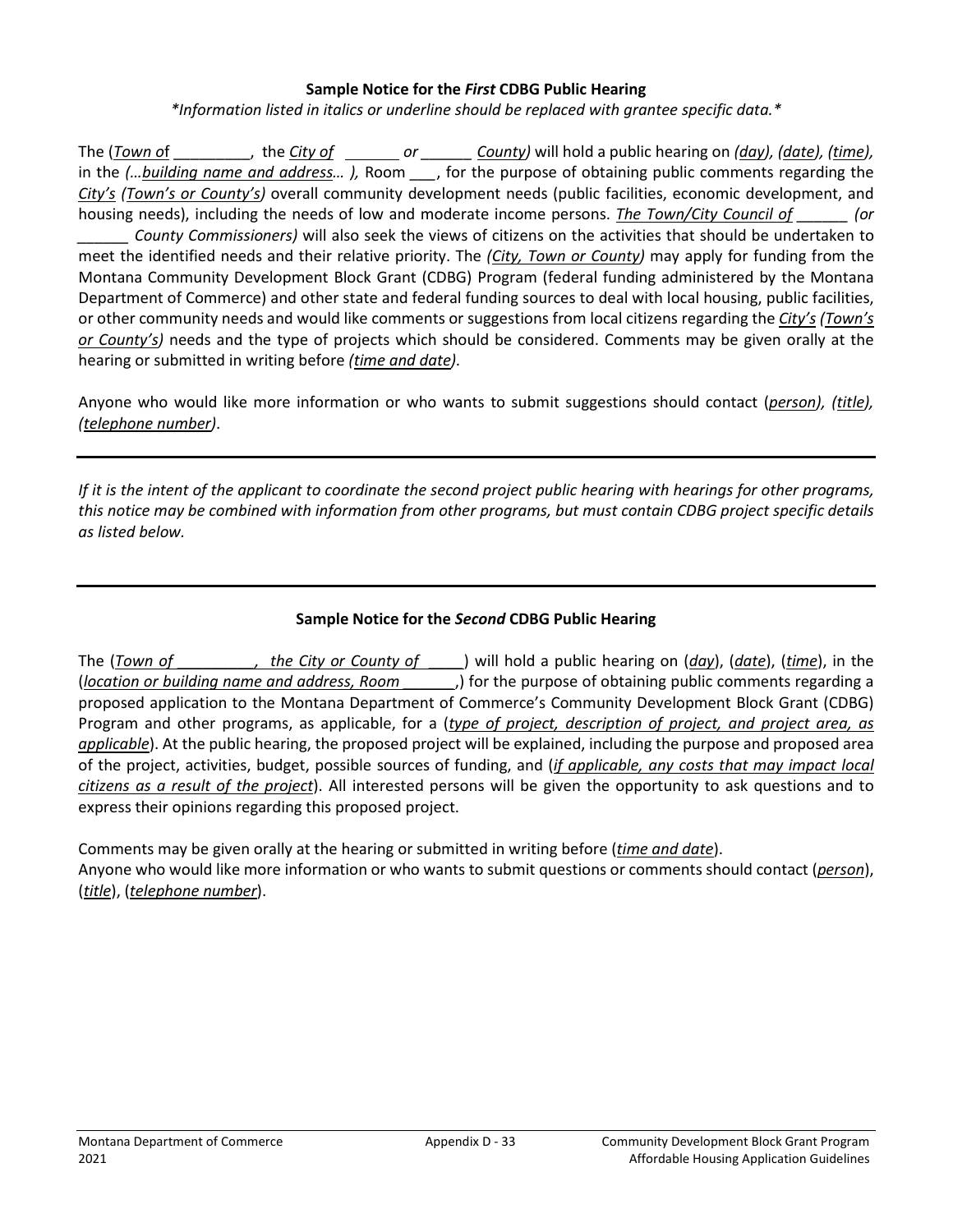**Sample Notice for the *First* CDBG Public Hearing**

*\*Information listed in italics or underline should be replaced with grantee specific data.\**

The (*Town o*f _________, the *City of* ______ *or* ______ *County)* will hold a public hearing on *(day), (date), (time),* in the *(…building name and address… ),* Room ___, for the purpose of obtaining public comments regarding the *City's (Town's or County's)* overall community development needs (public facilities, economic development, and housing needs), including the needs of low and moderate income persons. *The Town/City Council of ______ (or ______ County Commissioners)* will also seek the views of citizens on the activities that should be undertaken to meet the identified needs and their relative priority. The *(City, Town or County)* may apply for funding from the Montana Community Development Block Grant (CDBG) Program (federal funding administered by the Montana Department of Commerce) and other state and federal funding sources to deal with local housing, public facilities, or other community needs and would like comments or suggestions from local citizens regarding the *City's (Town's or County's)* needs and the type of projects which should be considered. Comments may be given orally at the hearing or submitted in writing before *(time and date)*.

Anyone who would like more information or who wants to submit suggestions should contact (*person), (title), (telephone number)*.

---

*If it is the intent of the applicant to coordinate the second project public hearing with hearings for other programs, this notice may be combined with information from other programs, but must contain CDBG project specific details as listed below.*

---

**Sample Notice for the *Second* CDBG Public Hearing**

The (*Town of _________, the City or County of ____*) will hold a public hearing on (*day*), (*date*), (*time*), in the (*location or building name and address, Room ______*,) for the purpose of obtaining public comments regarding a proposed application to the Montana Department of Commerce's Community Development Block Grant (CDBG) Program and other programs, as applicable, for a (*type of project, description of project, and project area, as applicable*). At the public hearing, the proposed project will be explained, including the purpose and proposed area of the project, activities, budget, possible sources of funding, and (*if applicable, any costs that may impact local citizens as a result of the project*). All interested persons will be given the opportunity to ask questions and to express their opinions regarding this proposed project.

Comments may be given orally at the hearing or submitted in writing before (*time and date*).
Anyone who would like more information or who wants to submit questions or comments should contact (*person*), (*title*), (*telephone number*).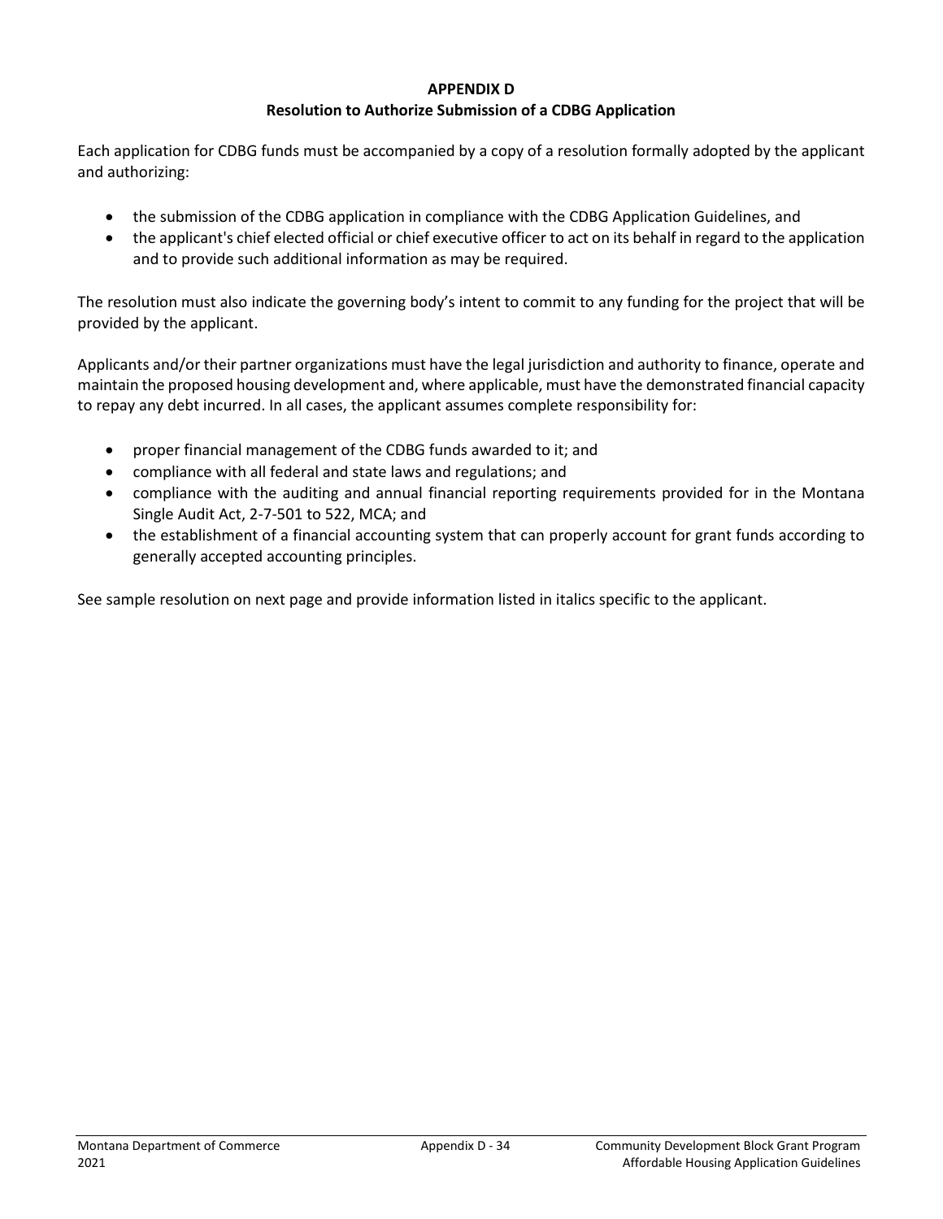# APPENDIX D
## Resolution to Authorize Submission of a CDBG Application

Each application for CDBG funds must be accompanied by a copy of a resolution formally adopted by the applicant and authorizing:

- the submission of the CDBG application in compliance with the CDBG Application Guidelines, and
- the applicant's chief elected official or chief executive officer to act on its behalf in regard to the application and to provide such additional information as may be required.

The resolution must also indicate the governing body's intent to commit to any funding for the project that will be provided by the applicant.

Applicants and/or their partner organizations must have the legal jurisdiction and authority to finance, operate and maintain the proposed housing development and, where applicable, must have the demonstrated financial capacity to repay any debt incurred. In all cases, the applicant assumes complete responsibility for:

- proper financial management of the CDBG funds awarded to it; and
- compliance with all federal and state laws and regulations; and
- compliance with the auditing and annual financial reporting requirements provided for in the Montana Single Audit Act, 2-7-501 to 522, MCA; and
- the establishment of a financial accounting system that can properly account for grant funds according to generally accepted accounting principles.

See sample resolution on next page and provide information listed in italics specific to the applicant.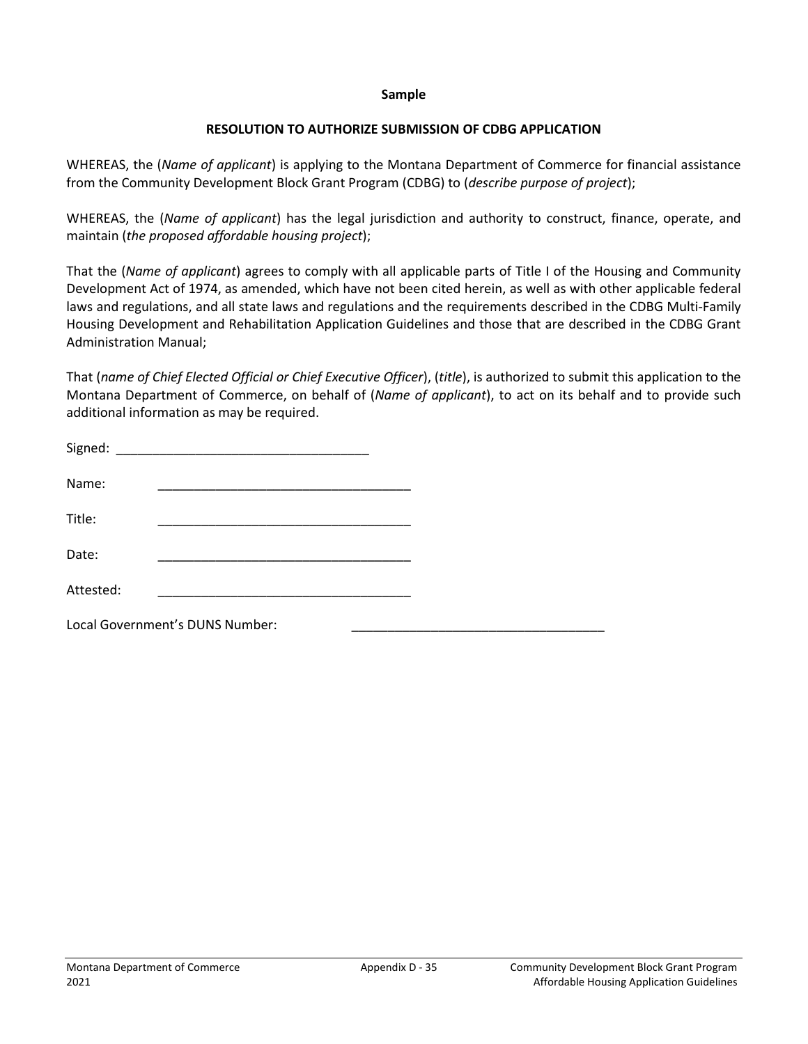**Sample**

**RESOLUTION TO AUTHORIZE SUBMISSION OF CDBG APPLICATION**

WHEREAS, the (*Name of applicant*) is applying to the Montana Department of Commerce for financial assistance from the Community Development Block Grant Program (CDBG) to (*describe purpose of project*);

WHEREAS, the (*Name of applicant*) has the legal jurisdiction and authority to construct, finance, operate, and maintain (*the proposed affordable housing project*);

That the (*Name of applicant*) agrees to comply with all applicable parts of Title I of the Housing and Community Development Act of 1974, as amended, which have not been cited herein, as well as with other applicable federal laws and regulations, and all state laws and regulations and the requirements described in the CDBG Multi-Family Housing Development and Rehabilitation Application Guidelines and those that are described in the CDBG Grant Administration Manual;

That (*name of Chief Elected Official or Chief Executive Officer*), (*title*), is authorized to submit this application to the Montana Department of Commerce, on behalf of (*Name of applicant*), to act on its behalf and to provide such additional information as may be required.

Signed: ___________________________________

Name: ___________________________________

Title: ___________________________________

Date: ___________________________________

Attested: ___________________________________

Local Government's DUNS Number: ___________________________________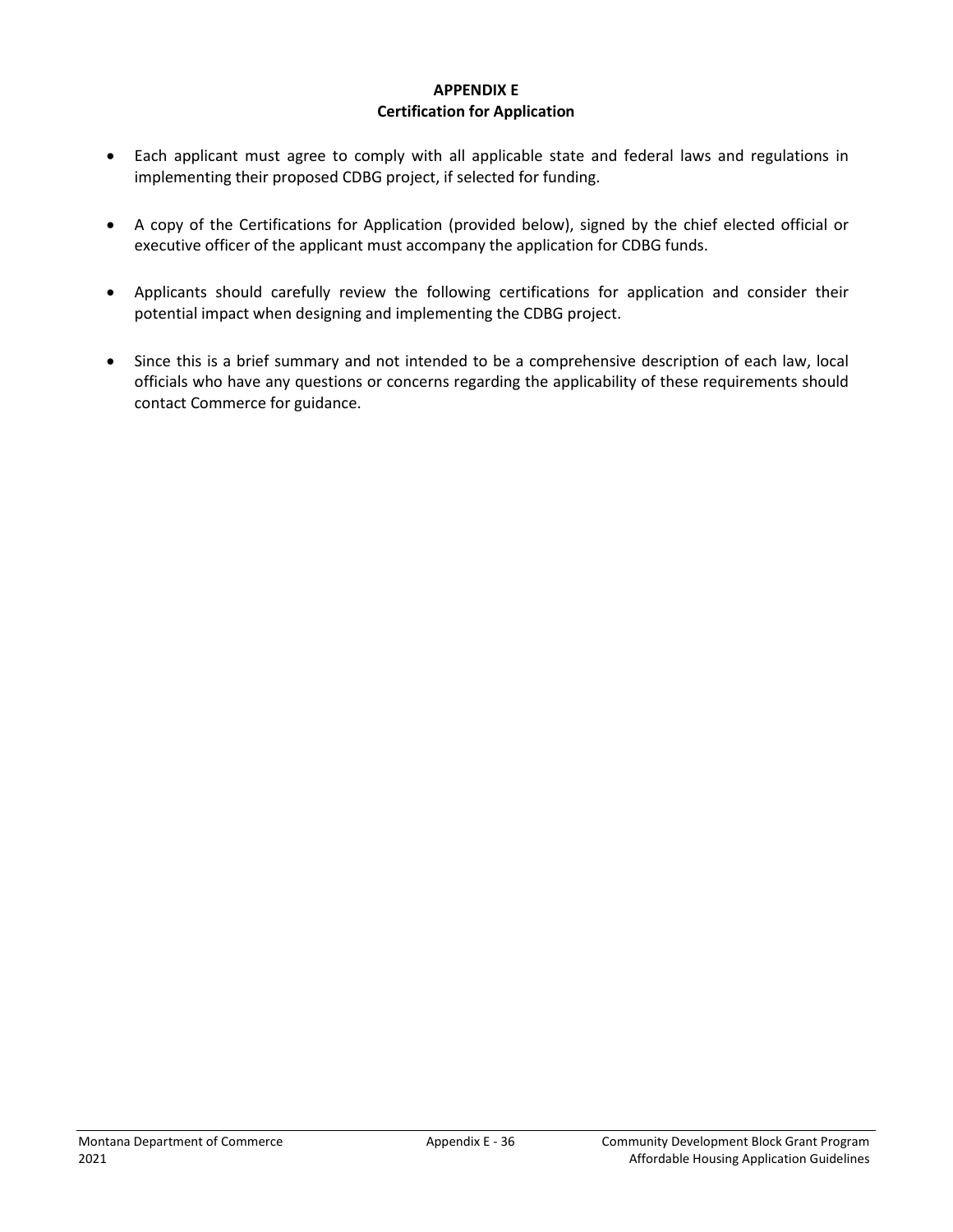# APPENDIX E
## Certification for Application

- Each applicant must agree to comply with all applicable state and federal laws and regulations in implementing their proposed CDBG project, if selected for funding.

- A copy of the Certifications for Application (provided below), signed by the chief elected official or executive officer of the applicant must accompany the application for CDBG funds.

- Applicants should carefully review the following certifications for application and consider their potential impact when designing and implementing the CDBG project.

- Since this is a brief summary and not intended to be a comprehensive description of each law, local officials who have any questions or concerns regarding the applicability of these requirements should contact Commerce for guidance.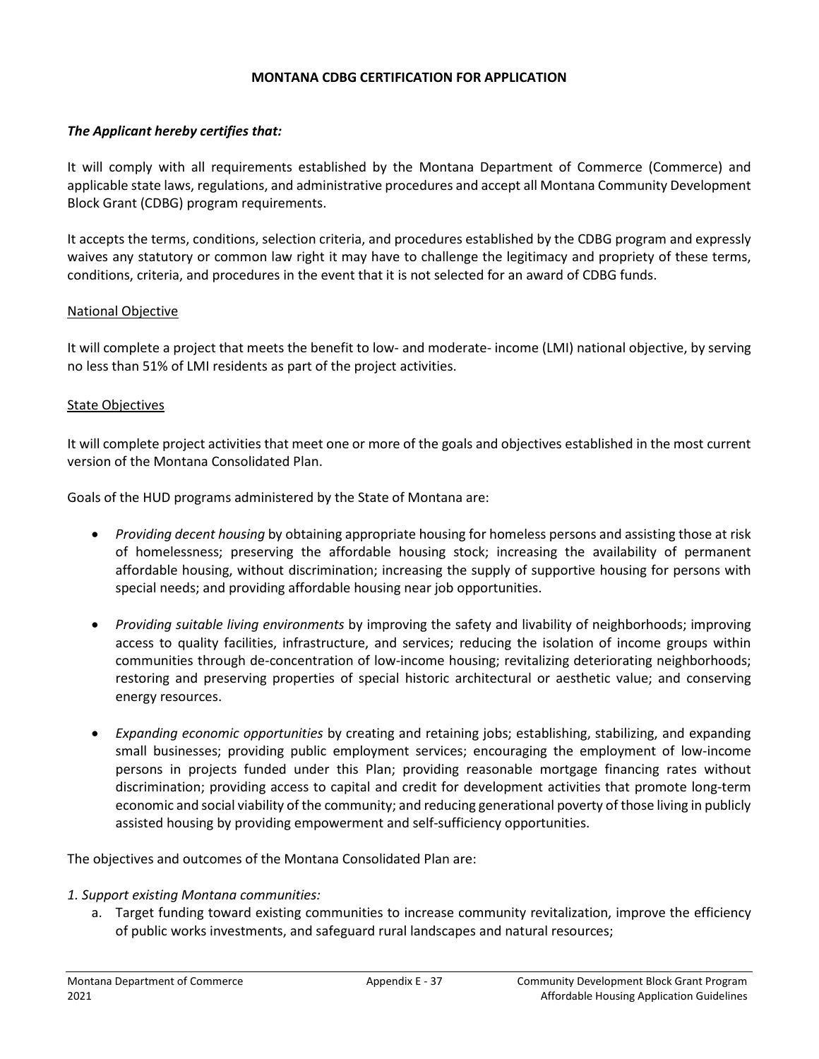**MONTANA CDBG CERTIFICATION FOR APPLICATION**

***The Applicant hereby certifies that:***

It will comply with all requirements established by the Montana Department of Commerce (Commerce) and applicable state laws, regulations, and administrative procedures and accept all Montana Community Development Block Grant (CDBG) program requirements.

It accepts the terms, conditions, selection criteria, and procedures established by the CDBG program and expressly waives any statutory or common law right it may have to challenge the legitimacy and propriety of these terms, conditions, criteria, and procedures in the event that it is not selected for an award of CDBG funds.

<u>National Objective</u>

It will complete a project that meets the benefit to low- and moderate- income (LMI) national objective, by serving no less than 51% of LMI residents as part of the project activities.

<u>State Objectives</u>

It will complete project activities that meet one or more of the goals and objectives established in the most current version of the Montana Consolidated Plan.

Goals of the HUD programs administered by the State of Montana are:

- *Providing decent housing* by obtaining appropriate housing for homeless persons and assisting those at risk of homelessness; preserving the affordable housing stock; increasing the availability of permanent affordable housing, without discrimination; increasing the supply of supportive housing for persons with special needs; and providing affordable housing near job opportunities.
- *Providing suitable living environments* by improving the safety and livability of neighborhoods; improving access to quality facilities, infrastructure, and services; reducing the isolation of income groups within communities through de-concentration of low-income housing; revitalizing deteriorating neighborhoods; restoring and preserving properties of special historic architectural or aesthetic value; and conserving energy resources.
- *Expanding economic opportunities* by creating and retaining jobs; establishing, stabilizing, and expanding small businesses; providing public employment services; encouraging the employment of low-income persons in projects funded under this Plan; providing reasonable mortgage financing rates without discrimination; providing access to capital and credit for development activities that promote long-term economic and social viability of the community; and reducing generational poverty of those living in publicly assisted housing by providing empowerment and self-sufficiency opportunities.

The objectives and outcomes of the Montana Consolidated Plan are:

*1. Support existing Montana communities:*

a. Target funding toward existing communities to increase community revitalization, improve the efficiency of public works investments, and safeguard rural landscapes and natural resources;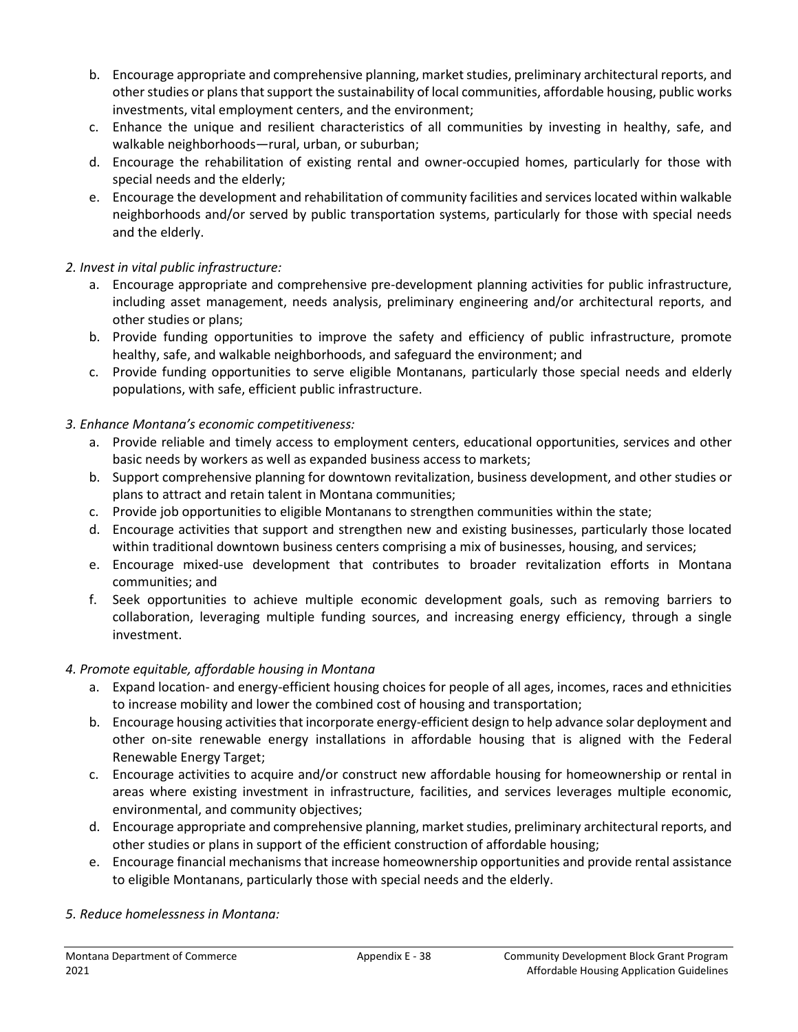b. Encourage appropriate and comprehensive planning, market studies, preliminary architectural reports, and other studies or plans that support the sustainability of local communities, affordable housing, public works investments, vital employment centers, and the environment;
c. Enhance the unique and resilient characteristics of all communities by investing in healthy, safe, and walkable neighborhoods—rural, urban, or suburban;
d. Encourage the rehabilitation of existing rental and owner-occupied homes, particularly for those with special needs and the elderly;
e. Encourage the development and rehabilitation of community facilities and services located within walkable neighborhoods and/or served by public transportation systems, particularly for those with special needs and the elderly.

*2. Invest in vital public infrastructure:*

a. Encourage appropriate and comprehensive pre-development planning activities for public infrastructure, including asset management, needs analysis, preliminary engineering and/or architectural reports, and other studies or plans;
b. Provide funding opportunities to improve the safety and efficiency of public infrastructure, promote healthy, safe, and walkable neighborhoods, and safeguard the environment; and
c. Provide funding opportunities to serve eligible Montanans, particularly those special needs and elderly populations, with safe, efficient public infrastructure.

*3. Enhance Montana's economic competitiveness:*

a. Provide reliable and timely access to employment centers, educational opportunities, services and other basic needs by workers as well as expanded business access to markets;
b. Support comprehensive planning for downtown revitalization, business development, and other studies or plans to attract and retain talent in Montana communities;
c. Provide job opportunities to eligible Montanans to strengthen communities within the state;
d. Encourage activities that support and strengthen new and existing businesses, particularly those located within traditional downtown business centers comprising a mix of businesses, housing, and services;
e. Encourage mixed-use development that contributes to broader revitalization efforts in Montana communities; and
f. Seek opportunities to achieve multiple economic development goals, such as removing barriers to collaboration, leveraging multiple funding sources, and increasing energy efficiency, through a single investment.

*4. Promote equitable, affordable housing in Montana*

a. Expand location- and energy-efficient housing choices for people of all ages, incomes, races and ethnicities to increase mobility and lower the combined cost of housing and transportation;
b. Encourage housing activities that incorporate energy-efficient design to help advance solar deployment and other on-site renewable energy installations in affordable housing that is aligned with the Federal Renewable Energy Target;
c. Encourage activities to acquire and/or construct new affordable housing for homeownership or rental in areas where existing investment in infrastructure, facilities, and services leverages multiple economic, environmental, and community objectives;
d. Encourage appropriate and comprehensive planning, market studies, preliminary architectural reports, and other studies or plans in support of the efficient construction of affordable housing;
e. Encourage financial mechanisms that increase homeownership opportunities and provide rental assistance to eligible Montanans, particularly those with special needs and the elderly.

*5. Reduce homelessness in Montana:*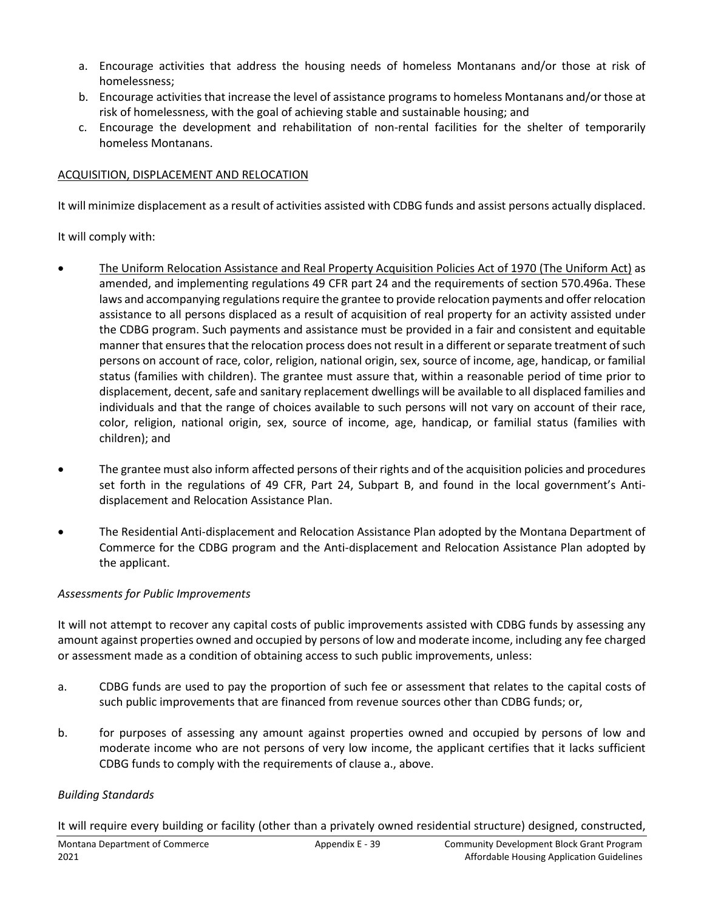a. Encourage activities that address the housing needs of homeless Montanans and/or those at risk of homelessness;
b. Encourage activities that increase the level of assistance programs to homeless Montanans and/or those at risk of homelessness, with the goal of achieving stable and sustainable housing; and
c. Encourage the development and rehabilitation of non-rental facilities for the shelter of temporarily homeless Montanans.

<u>ACQUISITION, DISPLACEMENT AND RELOCATION</u>

It will minimize displacement as a result of activities assisted with CDBG funds and assist persons actually displaced.

It will comply with:

- <u>The Uniform Relocation Assistance and Real Property Acquisition Policies Act of 1970 (The Uniform Act)</u> as amended, and implementing regulations 49 CFR part 24 and the requirements of section 570.496a. These laws and accompanying regulations require the grantee to provide relocation payments and offer relocation assistance to all persons displaced as a result of acquisition of real property for an activity assisted under the CDBG program. Such payments and assistance must be provided in a fair and consistent and equitable manner that ensures that the relocation process does not result in a different or separate treatment of such persons on account of race, color, religion, national origin, sex, source of income, age, handicap, or familial status (families with children). The grantee must assure that, within a reasonable period of time prior to displacement, decent, safe and sanitary replacement dwellings will be available to all displaced families and individuals and that the range of choices available to such persons will not vary on account of their race, color, religion, national origin, sex, source of income, age, handicap, or familial status (families with children); and

- The grantee must also inform affected persons of their rights and of the acquisition policies and procedures set forth in the regulations of 49 CFR, Part 24, Subpart B, and found in the local government's Anti-displacement and Relocation Assistance Plan.

- The Residential Anti-displacement and Relocation Assistance Plan adopted by the Montana Department of Commerce for the CDBG program and the Anti-displacement and Relocation Assistance Plan adopted by the applicant.

*Assessments for Public Improvements*

It will not attempt to recover any capital costs of public improvements assisted with CDBG funds by assessing any amount against properties owned and occupied by persons of low and moderate income, including any fee charged or assessment made as a condition of obtaining access to such public improvements, unless:

a. CDBG funds are used to pay the proportion of such fee or assessment that relates to the capital costs of such public improvements that are financed from revenue sources other than CDBG funds; or,

b. for purposes of assessing any amount against properties owned and occupied by persons of low and moderate income who are not persons of very low income, the applicant certifies that it lacks sufficient CDBG funds to comply with the requirements of clause a., above.

*Building Standards*

It will require every building or facility (other than a privately owned residential structure) designed, constructed,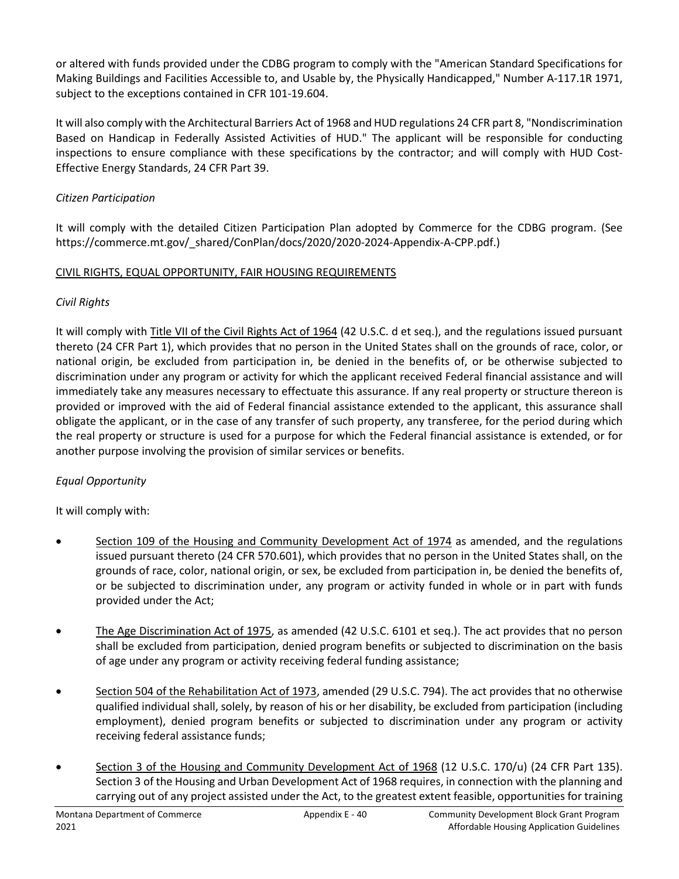or altered with funds provided under the CDBG program to comply with the "American Standard Specifications for Making Buildings and Facilities Accessible to, and Usable by, the Physically Handicapped," Number A-117.1R 1971, subject to the exceptions contained in CFR 101-19.604.

It will also comply with the Architectural Barriers Act of 1968 and HUD regulations 24 CFR part 8, "Nondiscrimination Based on Handicap in Federally Assisted Activities of HUD." The applicant will be responsible for conducting inspections to ensure compliance with these specifications by the contractor; and will comply with HUD Cost-Effective Energy Standards, 24 CFR Part 39.

*Citizen Participation*

It will comply with the detailed Citizen Participation Plan adopted by Commerce for the CDBG program. (See https://commerce.mt.gov/_shared/ConPlan/docs/2020/2020-2024-Appendix-A-CPP.pdf.)

CIVIL RIGHTS, EQUAL OPPORTUNITY, FAIR HOUSING REQUIREMENTS

*Civil Rights*

It will comply with Title VII of the Civil Rights Act of 1964 (42 U.S.C. d et seq.), and the regulations issued pursuant thereto (24 CFR Part 1), which provides that no person in the United States shall on the grounds of race, color, or national origin, be excluded from participation in, be denied in the benefits of, or be otherwise subjected to discrimination under any program or activity for which the applicant received Federal financial assistance and will immediately take any measures necessary to effectuate this assurance. If any real property or structure thereon is provided or improved with the aid of Federal financial assistance extended to the applicant, this assurance shall obligate the applicant, or in the case of any transfer of such property, any transferee, for the period during which the real property or structure is used for a purpose for which the Federal financial assistance is extended, or for another purpose involving the provision of similar services or benefits.

*Equal Opportunity*

It will comply with:

- Section 109 of the Housing and Community Development Act of 1974 as amended, and the regulations issued pursuant thereto (24 CFR 570.601), which provides that no person in the United States shall, on the grounds of race, color, national origin, or sex, be excluded from participation in, be denied the benefits of, or be subjected to discrimination under, any program or activity funded in whole or in part with funds provided under the Act;

- The Age Discrimination Act of 1975, as amended (42 U.S.C. 6101 et seq.). The act provides that no person shall be excluded from participation, denied program benefits or subjected to discrimination on the basis of age under any program or activity receiving federal funding assistance;

- Section 504 of the Rehabilitation Act of 1973, amended (29 U.S.C. 794). The act provides that no otherwise qualified individual shall, solely, by reason of his or her disability, be excluded from participation (including employment), denied program benefits or subjected to discrimination under any program or activity receiving federal assistance funds;

- Section 3 of the Housing and Community Development Act of 1968 (12 U.S.C. 170/u) (24 CFR Part 135). Section 3 of the Housing and Urban Development Act of 1968 requires, in connection with the planning and carrying out of any project assisted under the Act, to the greatest extent feasible, opportunities for training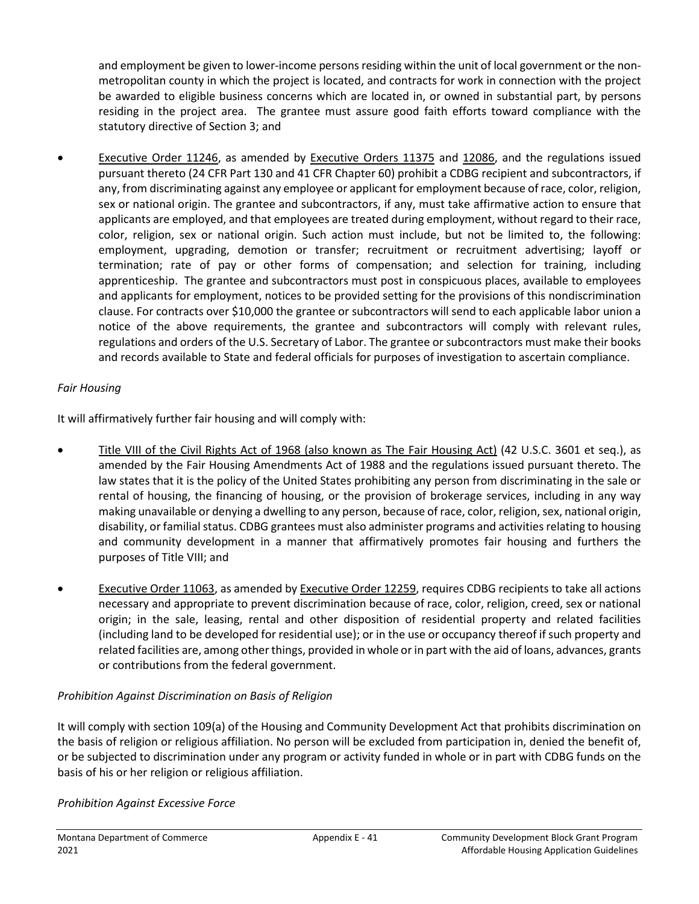and employment be given to lower-income persons residing within the unit of local government or the non-metropolitan county in which the project is located, and contracts for work in connection with the project be awarded to eligible business concerns which are located in, or owned in substantial part, by persons residing in the project area. The grantee must assure good faith efforts toward compliance with the statutory directive of Section 3; and

- Executive Order 11246, as amended by Executive Orders 11375 and 12086, and the regulations issued pursuant thereto (24 CFR Part 130 and 41 CFR Chapter 60) prohibit a CDBG recipient and subcontractors, if any, from discriminating against any employee or applicant for employment because of race, color, religion, sex or national origin. The grantee and subcontractors, if any, must take affirmative action to ensure that applicants are employed, and that employees are treated during employment, without regard to their race, color, religion, sex or national origin. Such action must include, but not be limited to, the following: employment, upgrading, demotion or transfer; recruitment or recruitment advertising; layoff or termination; rate of pay or other forms of compensation; and selection for training, including apprenticeship. The grantee and subcontractors must post in conspicuous places, available to employees and applicants for employment, notices to be provided setting for the provisions of this nondiscrimination clause. For contracts over $10,000 the grantee or subcontractors will send to each applicable labor union a notice of the above requirements, the grantee and subcontractors will comply with relevant rules, regulations and orders of the U.S. Secretary of Labor. The grantee or subcontractors must make their books and records available to State and federal officials for purposes of investigation to ascertain compliance.

*Fair Housing*

It will affirmatively further fair housing and will comply with:

- Title VIII of the Civil Rights Act of 1968 (also known as The Fair Housing Act) (42 U.S.C. 3601 et seq.), as amended by the Fair Housing Amendments Act of 1988 and the regulations issued pursuant thereto. The law states that it is the policy of the United States prohibiting any person from discriminating in the sale or rental of housing, the financing of housing, or the provision of brokerage services, including in any way making unavailable or denying a dwelling to any person, because of race, color, religion, sex, national origin, disability, or familial status. CDBG grantees must also administer programs and activities relating to housing and community development in a manner that affirmatively promotes fair housing and furthers the purposes of Title VIII; and

- Executive Order 11063, as amended by Executive Order 12259, requires CDBG recipients to take all actions necessary and appropriate to prevent discrimination because of race, color, religion, creed, sex or national origin; in the sale, leasing, rental and other disposition of residential property and related facilities (including land to be developed for residential use); or in the use or occupancy thereof if such property and related facilities are, among other things, provided in whole or in part with the aid of loans, advances, grants or contributions from the federal government.

*Prohibition Against Discrimination on Basis of Religion*

It will comply with section 109(a) of the Housing and Community Development Act that prohibits discrimination on the basis of religion or religious affiliation. No person will be excluded from participation in, denied the benefit of, or be subjected to discrimination under any program or activity funded in whole or in part with CDBG funds on the basis of his or her religion or religious affiliation.

*Prohibition Against Excessive Force*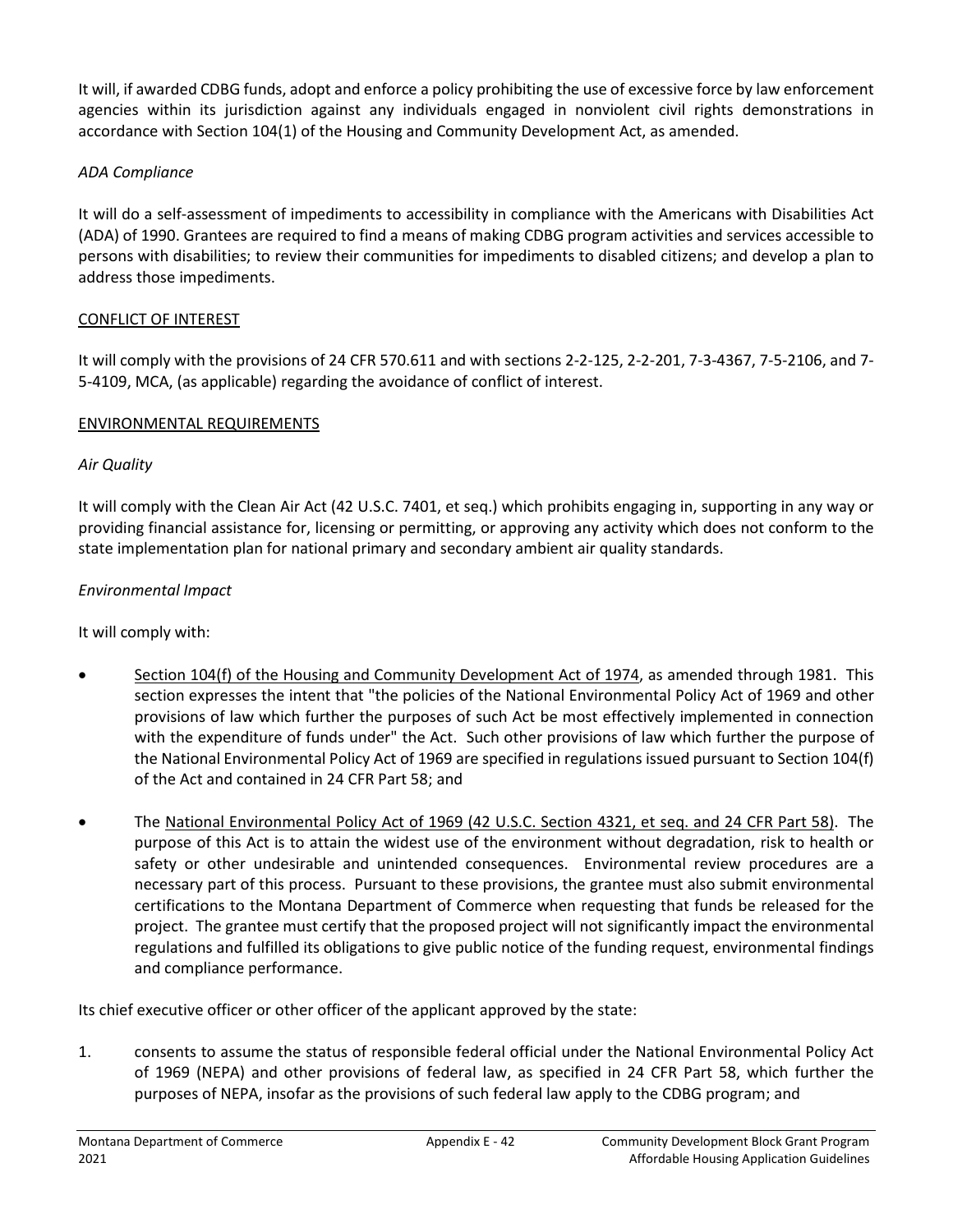It will, if awarded CDBG funds, adopt and enforce a policy prohibiting the use of excessive force by law enforcement agencies within its jurisdiction against any individuals engaged in nonviolent civil rights demonstrations in accordance with Section 104(1) of the Housing and Community Development Act, as amended.

*ADA Compliance*

It will do a self-assessment of impediments to accessibility in compliance with the Americans with Disabilities Act (ADA) of 1990. Grantees are required to find a means of making CDBG program activities and services accessible to persons with disabilities; to review their communities for impediments to disabled citizens; and develop a plan to address those impediments.

<u>CONFLICT OF INTEREST</u>

It will comply with the provisions of 24 CFR 570.611 and with sections 2-2-125, 2-2-201, 7-3-4367, 7-5-2106, and 7-5-4109, MCA, (as applicable) regarding the avoidance of conflict of interest.

<u>ENVIRONMENTAL REQUIREMENTS</u>

*Air Quality*

It will comply with the Clean Air Act (42 U.S.C. 7401, et seq.) which prohibits engaging in, supporting in any way or providing financial assistance for, licensing or permitting, or approving any activity which does not conform to the state implementation plan for national primary and secondary ambient air quality standards.

*Environmental Impact*

It will comply with:

- <u>Section 104(f) of the Housing and Community Development Act of 1974</u>, as amended through 1981. This section expresses the intent that "the policies of the National Environmental Policy Act of 1969 and other provisions of law which further the purposes of such Act be most effectively implemented in connection with the expenditure of funds under" the Act. Such other provisions of law which further the purpose of the National Environmental Policy Act of 1969 are specified in regulations issued pursuant to Section 104(f) of the Act and contained in 24 CFR Part 58; and

- The <u>National Environmental Policy Act of 1969 (42 U.S.C. Section 4321, et seq. and 24 CFR Part 58)</u>. The purpose of this Act is to attain the widest use of the environment without degradation, risk to health or safety or other undesirable and unintended consequences. Environmental review procedures are a necessary part of this process. Pursuant to these provisions, the grantee must also submit environmental certifications to the Montana Department of Commerce when requesting that funds be released for the project. The grantee must certify that the proposed project will not significantly impact the environmental regulations and fulfilled its obligations to give public notice of the funding request, environmental findings and compliance performance.

Its chief executive officer or other officer of the applicant approved by the state:

1. consents to assume the status of responsible federal official under the National Environmental Policy Act of 1969 (NEPA) and other provisions of federal law, as specified in 24 CFR Part 58, which further the purposes of NEPA, insofar as the provisions of such federal law apply to the CDBG program; and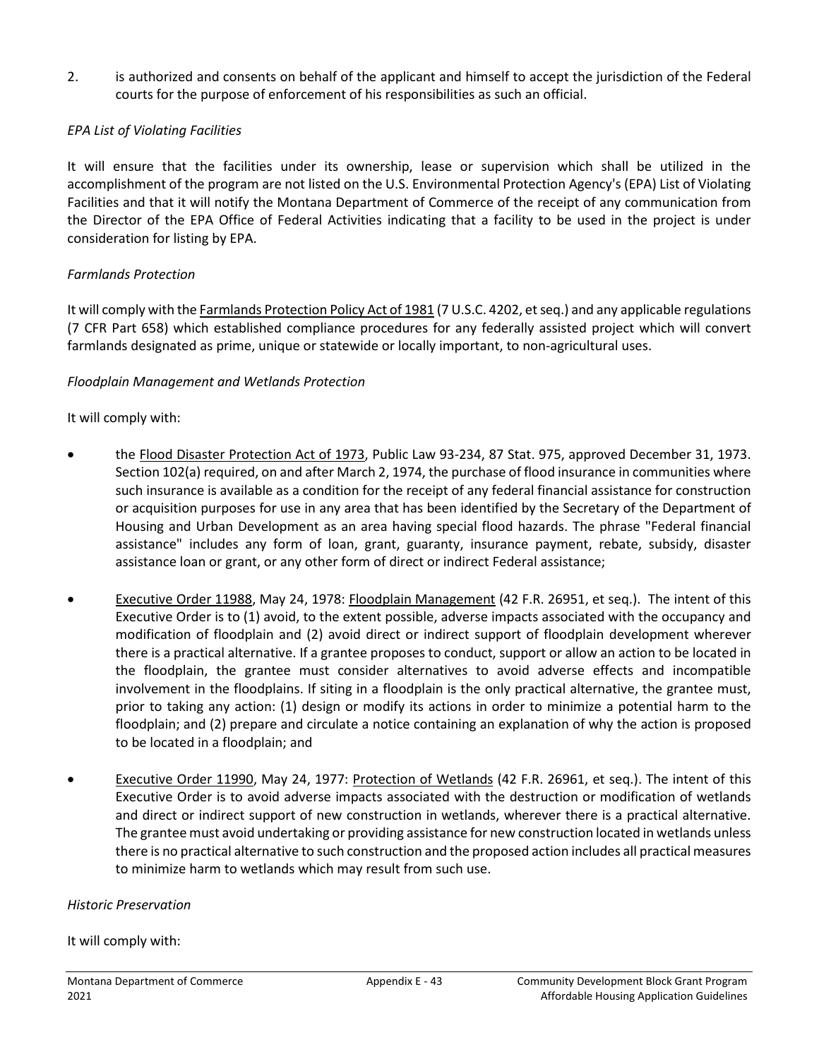2. is authorized and consents on behalf of the applicant and himself to accept the jurisdiction of the Federal courts for the purpose of enforcement of his responsibilities as such an official.

*EPA List of Violating Facilities*

It will ensure that the facilities under its ownership, lease or supervision which shall be utilized in the accomplishment of the program are not listed on the U.S. Environmental Protection Agency's (EPA) List of Violating Facilities and that it will notify the Montana Department of Commerce of the receipt of any communication from the Director of the EPA Office of Federal Activities indicating that a facility to be used in the project is under consideration for listing by EPA.

*Farmlands Protection*

It will comply with the Farmlands Protection Policy Act of 1981 (7 U.S.C. 4202, et seq.) and any applicable regulations (7 CFR Part 658) which established compliance procedures for any federally assisted project which will convert farmlands designated as prime, unique or statewide or locally important, to non-agricultural uses.

*Floodplain Management and Wetlands Protection*

It will comply with:

- the Flood Disaster Protection Act of 1973, Public Law 93-234, 87 Stat. 975, approved December 31, 1973. Section 102(a) required, on and after March 2, 1974, the purchase of flood insurance in communities where such insurance is available as a condition for the receipt of any federal financial assistance for construction or acquisition purposes for use in any area that has been identified by the Secretary of the Department of Housing and Urban Development as an area having special flood hazards. The phrase "Federal financial assistance" includes any form of loan, grant, guaranty, insurance payment, rebate, subsidy, disaster assistance loan or grant, or any other form of direct or indirect Federal assistance;

- Executive Order 11988, May 24, 1978: Floodplain Management (42 F.R. 26951, et seq.). The intent of this Executive Order is to (1) avoid, to the extent possible, adverse impacts associated with the occupancy and modification of floodplain and (2) avoid direct or indirect support of floodplain development wherever there is a practical alternative. If a grantee proposes to conduct, support or allow an action to be located in the floodplain, the grantee must consider alternatives to avoid adverse effects and incompatible involvement in the floodplains. If siting in a floodplain is the only practical alternative, the grantee must, prior to taking any action: (1) design or modify its actions in order to minimize a potential harm to the floodplain; and (2) prepare and circulate a notice containing an explanation of why the action is proposed to be located in a floodplain; and

- Executive Order 11990, May 24, 1977: Protection of Wetlands (42 F.R. 26961, et seq.). The intent of this Executive Order is to avoid adverse impacts associated with the destruction or modification of wetlands and direct or indirect support of new construction in wetlands, wherever there is a practical alternative. The grantee must avoid undertaking or providing assistance for new construction located in wetlands unless there is no practical alternative to such construction and the proposed action includes all practical measures to minimize harm to wetlands which may result from such use.

*Historic Preservation*

It will comply with: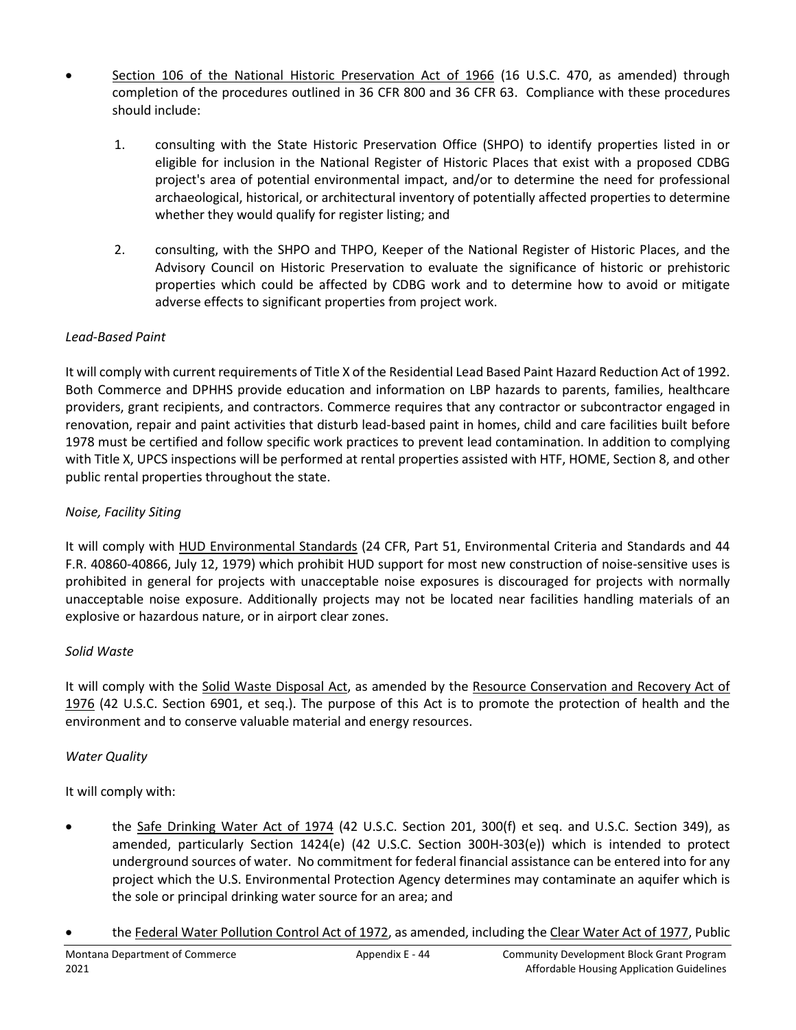- Section 106 of the National Historic Preservation Act of 1966 (16 U.S.C. 470, as amended) through completion of the procedures outlined in 36 CFR 800 and 36 CFR 63. Compliance with these procedures should include:

    1. consulting with the State Historic Preservation Office (SHPO) to identify properties listed in or eligible for inclusion in the National Register of Historic Places that exist with a proposed CDBG project's area of potential environmental impact, and/or to determine the need for professional archaeological, historical, or architectural inventory of potentially affected properties to determine whether they would qualify for register listing; and

    2. consulting, with the SHPO and THPO, Keeper of the National Register of Historic Places, and the Advisory Council on Historic Preservation to evaluate the significance of historic or prehistoric properties which could be affected by CDBG work and to determine how to avoid or mitigate adverse effects to significant properties from project work.

*Lead-Based Paint*

It will comply with current requirements of Title X of the Residential Lead Based Paint Hazard Reduction Act of 1992. Both Commerce and DPHHS provide education and information on LBP hazards to parents, families, healthcare providers, grant recipients, and contractors. Commerce requires that any contractor or subcontractor engaged in renovation, repair and paint activities that disturb lead-based paint in homes, child and care facilities built before 1978 must be certified and follow specific work practices to prevent lead contamination. In addition to complying with Title X, UPCS inspections will be performed at rental properties assisted with HTF, HOME, Section 8, and other public rental properties throughout the state.

*Noise, Facility Siting*

It will comply with HUD Environmental Standards (24 CFR, Part 51, Environmental Criteria and Standards and 44 F.R. 40860-40866, July 12, 1979) which prohibit HUD support for most new construction of noise-sensitive uses is prohibited in general for projects with unacceptable noise exposures is discouraged for projects with normally unacceptable noise exposure. Additionally projects may not be located near facilities handling materials of an explosive or hazardous nature, or in airport clear zones.

*Solid Waste*

It will comply with the Solid Waste Disposal Act, as amended by the Resource Conservation and Recovery Act of 1976 (42 U.S.C. Section 6901, et seq.). The purpose of this Act is to promote the protection of health and the environment and to conserve valuable material and energy resources.

*Water Quality*

It will comply with:

- the Safe Drinking Water Act of 1974 (42 U.S.C. Section 201, 300(f) et seq. and U.S.C. Section 349), as amended, particularly Section 1424(e) (42 U.S.C. Section 300H-303(e)) which is intended to protect underground sources of water. No commitment for federal financial assistance can be entered into for any project which the U.S. Environmental Protection Agency determines may contaminate an aquifer which is the sole or principal drinking water source for an area; and

- the Federal Water Pollution Control Act of 1972, as amended, including the Clear Water Act of 1977, Public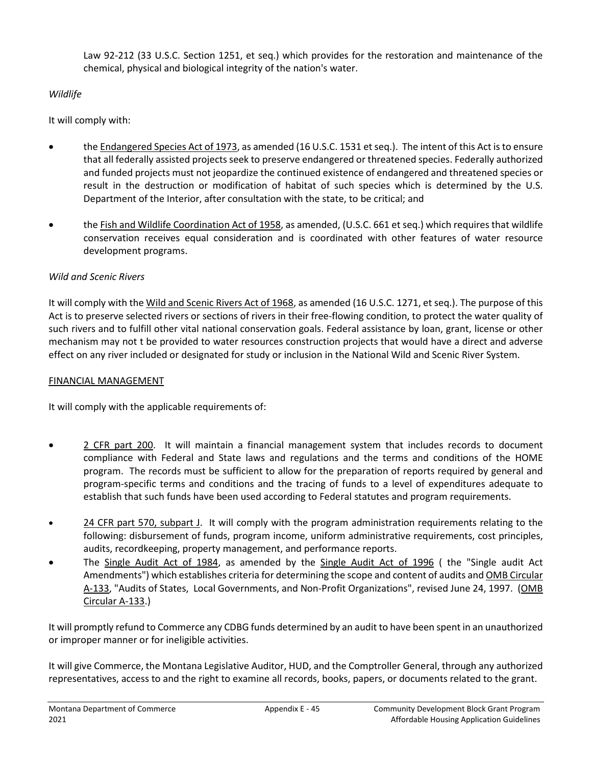Law 92-212 (33 U.S.C. Section 1251, et seq.) which provides for the restoration and maintenance of the chemical, physical and biological integrity of the nation's water.

*Wildlife*

It will comply with:

- the Endangered Species Act of 1973, as amended (16 U.S.C. 1531 et seq.). The intent of this Act is to ensure that all federally assisted projects seek to preserve endangered or threatened species. Federally authorized and funded projects must not jeopardize the continued existence of endangered and threatened species or result in the destruction or modification of habitat of such species which is determined by the U.S. Department of the Interior, after consultation with the state, to be critical; and

- the Fish and Wildlife Coordination Act of 1958, as amended, (U.S.C. 661 et seq.) which requires that wildlife conservation receives equal consideration and is coordinated with other features of water resource development programs.

*Wild and Scenic Rivers*

It will comply with the Wild and Scenic Rivers Act of 1968, as amended (16 U.S.C. 1271, et seq.). The purpose of this Act is to preserve selected rivers or sections of rivers in their free-flowing condition, to protect the water quality of such rivers and to fulfill other vital national conservation goals. Federal assistance by loan, grant, license or other mechanism may not t be provided to water resources construction projects that would have a direct and adverse effect on any river included or designated for study or inclusion in the National Wild and Scenic River System.

FINANCIAL MANAGEMENT

It will comply with the applicable requirements of:

- 2 CFR part 200. It will maintain a financial management system that includes records to document compliance with Federal and State laws and regulations and the terms and conditions of the HOME program. The records must be sufficient to allow for the preparation of reports required by general and program-specific terms and conditions and the tracing of funds to a level of expenditures adequate to establish that such funds have been used according to Federal statutes and program requirements.

- 24 CFR part 570, subpart J. It will comply with the program administration requirements relating to the following: disbursement of funds, program income, uniform administrative requirements, cost principles, audits, recordkeeping, property management, and performance reports.
- The Single Audit Act of 1984, as amended by the Single Audit Act of 1996 ( the "Single audit Act Amendments") which establishes criteria for determining the scope and content of audits and OMB Circular A-133, "Audits of States, Local Governments, and Non-Profit Organizations", revised June 24, 1997. (OMB Circular A-133.)

It will promptly refund to Commerce any CDBG funds determined by an audit to have been spent in an unauthorized or improper manner or for ineligible activities.

It will give Commerce, the Montana Legislative Auditor, HUD, and the Comptroller General, through any authorized representatives, access to and the right to examine all records, books, papers, or documents related to the grant.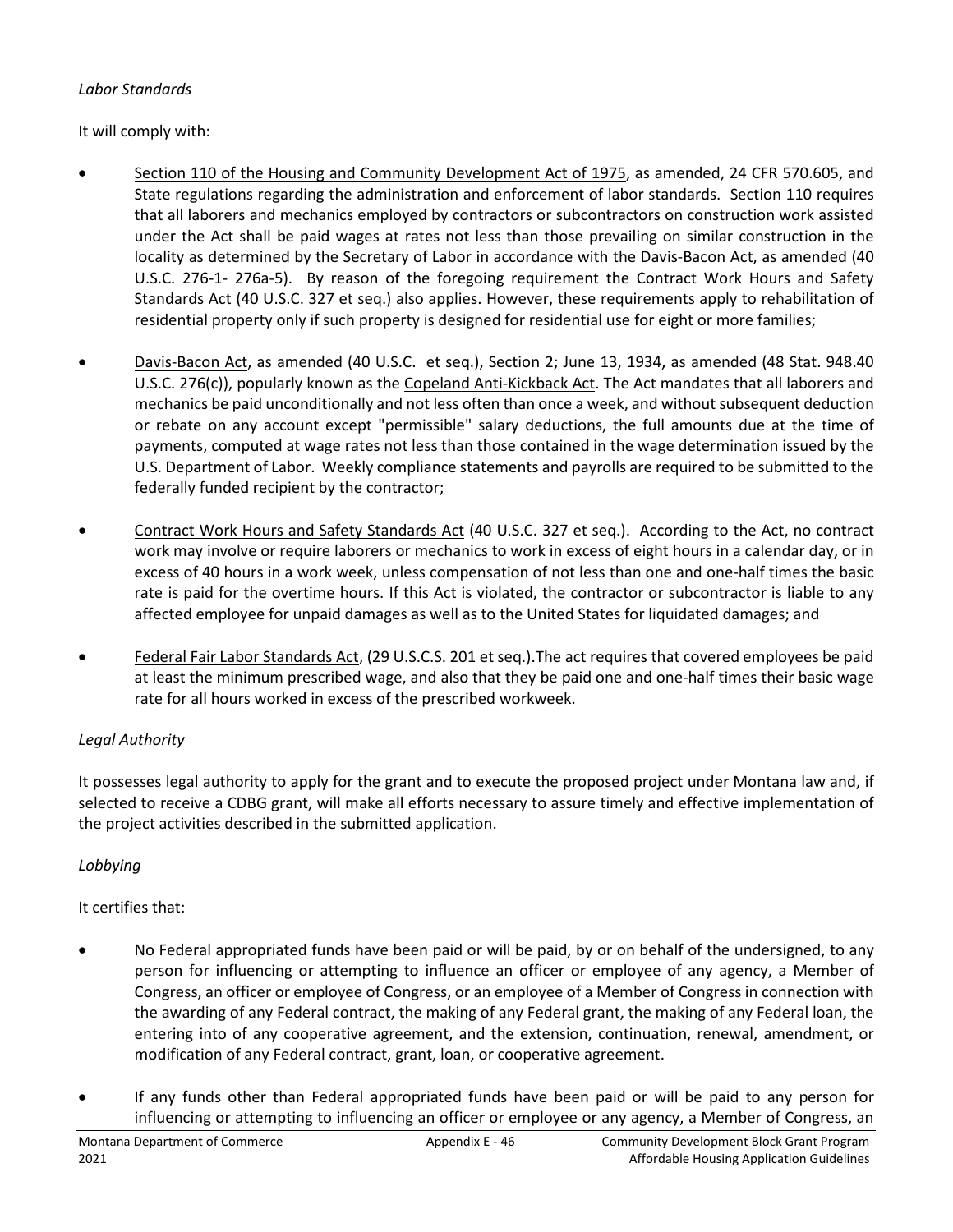*Labor Standards*

It will comply with:

- Section 110 of the Housing and Community Development Act of 1975, as amended, 24 CFR 570.605, and State regulations regarding the administration and enforcement of labor standards. Section 110 requires that all laborers and mechanics employed by contractors or subcontractors on construction work assisted under the Act shall be paid wages at rates not less than those prevailing on similar construction in the locality as determined by the Secretary of Labor in accordance with the Davis-Bacon Act, as amended (40 U.S.C. 276-1- 276a-5). By reason of the foregoing requirement the Contract Work Hours and Safety Standards Act (40 U.S.C. 327 et seq.) also applies. However, these requirements apply to rehabilitation of residential property only if such property is designed for residential use for eight or more families;

- Davis-Bacon Act, as amended (40 U.S.C. et seq.), Section 2; June 13, 1934, as amended (48 Stat. 948.40 U.S.C. 276(c)), popularly known as the Copeland Anti-Kickback Act. The Act mandates that all laborers and mechanics be paid unconditionally and not less often than once a week, and without subsequent deduction or rebate on any account except "permissible" salary deductions, the full amounts due at the time of payments, computed at wage rates not less than those contained in the wage determination issued by the U.S. Department of Labor. Weekly compliance statements and payrolls are required to be submitted to the federally funded recipient by the contractor;

- Contract Work Hours and Safety Standards Act (40 U.S.C. 327 et seq.). According to the Act, no contract work may involve or require laborers or mechanics to work in excess of eight hours in a calendar day, or in excess of 40 hours in a work week, unless compensation of not less than one and one-half times the basic rate is paid for the overtime hours. If this Act is violated, the contractor or subcontractor is liable to any affected employee for unpaid damages as well as to the United States for liquidated damages; and

- Federal Fair Labor Standards Act, (29 U.S.C.S. 201 et seq.).The act requires that covered employees be paid at least the minimum prescribed wage, and also that they be paid one and one-half times their basic wage rate for all hours worked in excess of the prescribed workweek.

*Legal Authority*

It possesses legal authority to apply for the grant and to execute the proposed project under Montana law and, if selected to receive a CDBG grant, will make all efforts necessary to assure timely and effective implementation of the project activities described in the submitted application.

*Lobbying*

It certifies that:

- No Federal appropriated funds have been paid or will be paid, by or on behalf of the undersigned, to any person for influencing or attempting to influence an officer or employee of any agency, a Member of Congress, an officer or employee of Congress, or an employee of a Member of Congress in connection with the awarding of any Federal contract, the making of any Federal grant, the making of any Federal loan, the entering into of any cooperative agreement, and the extension, continuation, renewal, amendment, or modification of any Federal contract, grant, loan, or cooperative agreement.

- If any funds other than Federal appropriated funds have been paid or will be paid to any person for influencing or attempting to influencing an officer or employee or any agency, a Member of Congress, an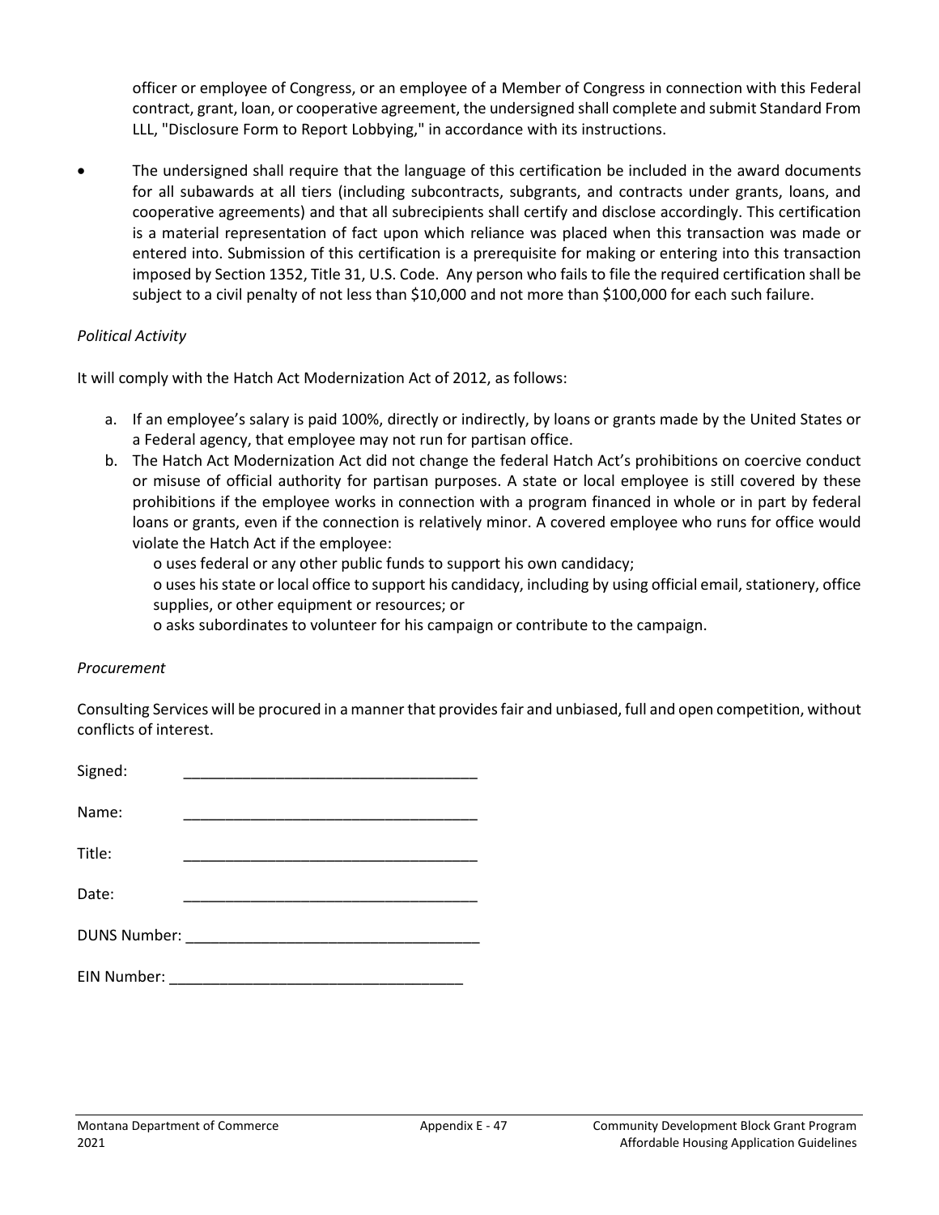officer or employee of Congress, or an employee of a Member of Congress in connection with this Federal contract, grant, loan, or cooperative agreement, the undersigned shall complete and submit Standard From LLL, "Disclosure Form to Report Lobbying," in accordance with its instructions.

- The undersigned shall require that the language of this certification be included in the award documents for all subawards at all tiers (including subcontracts, subgrants, and contracts under grants, loans, and cooperative agreements) and that all subrecipients shall certify and disclose accordingly. This certification is a material representation of fact upon which reliance was placed when this transaction was made or entered into. Submission of this certification is a prerequisite for making or entering into this transaction imposed by Section 1352, Title 31, U.S. Code. Any person who fails to file the required certification shall be subject to a civil penalty of not less than $10,000 and not more than $100,000 for each such failure.

*Political Activity*

It will comply with the Hatch Act Modernization Act of 2012, as follows:

a. If an employee's salary is paid 100%, directly or indirectly, by loans or grants made by the United States or a Federal agency, that employee may not run for partisan office.
b. The Hatch Act Modernization Act did not change the federal Hatch Act's prohibitions on coercive conduct or misuse of official authority for partisan purposes. A state or local employee is still covered by these prohibitions if the employee works in connection with a program financed in whole or in part by federal loans or grants, even if the connection is relatively minor. A covered employee who runs for office would violate the Hatch Act if the employee:
   - uses federal or any other public funds to support his own candidacy;
   - uses his state or local office to support his candidacy, including by using official email, stationery, office supplies, or other equipment or resources; or
   - asks subordinates to volunteer for his campaign or contribute to the campaign.

*Procurement*

Consulting Services will be procured in a manner that provides fair and unbiased, full and open competition, without conflicts of interest.

Signed: ___________________________________

Name: ___________________________________

Title: ___________________________________

Date: ___________________________________

DUNS Number: ___________________________________

EIN Number: ___________________________________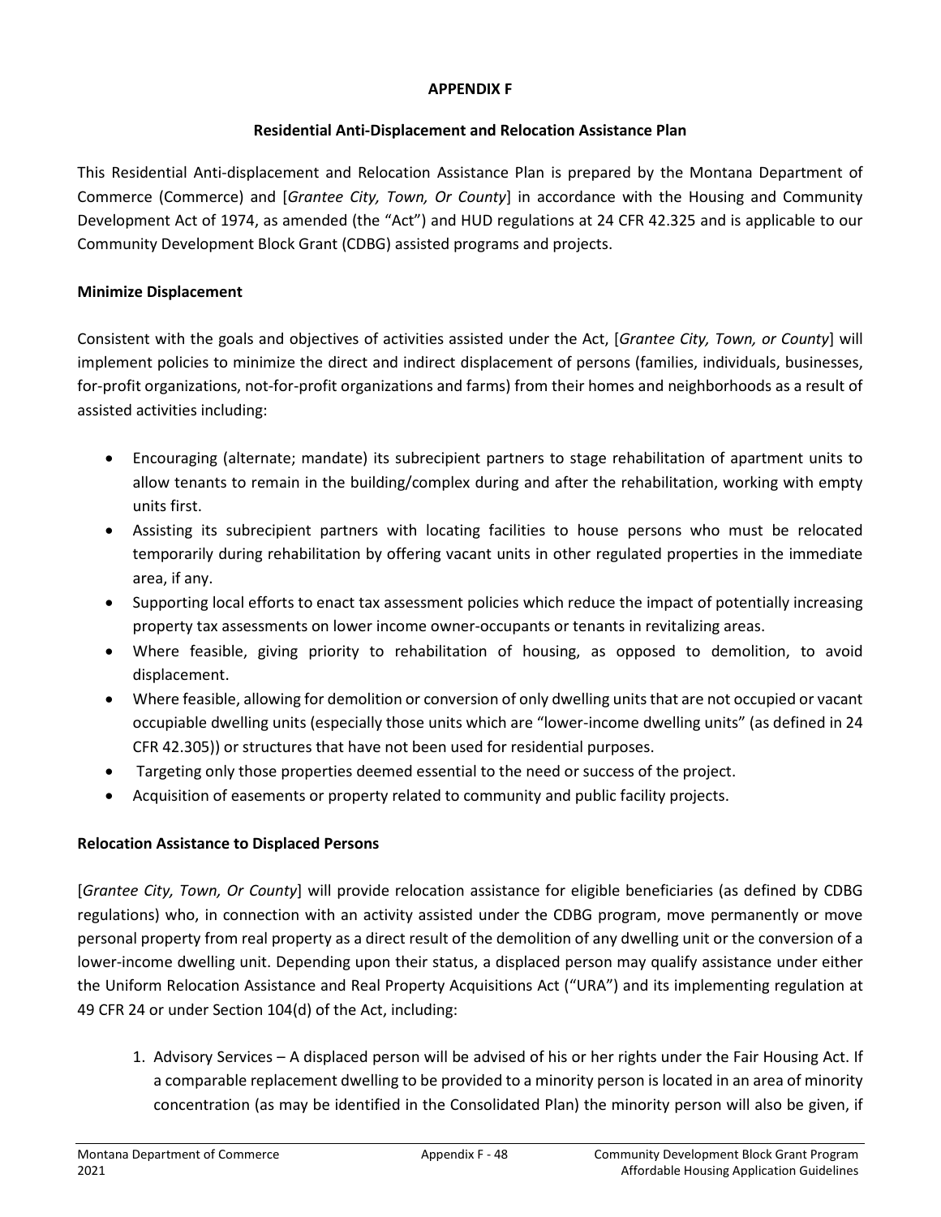**APPENDIX F**

**Residential Anti-Displacement and Relocation Assistance Plan**

This Residential Anti-displacement and Relocation Assistance Plan is prepared by the Montana Department of Commerce (Commerce) and [*Grantee City, Town, Or County*] in accordance with the Housing and Community Development Act of 1974, as amended (the "Act") and HUD regulations at 24 CFR 42.325 and is applicable to our Community Development Block Grant (CDBG) assisted programs and projects.

**Minimize Displacement**

Consistent with the goals and objectives of activities assisted under the Act, [*Grantee City, Town, or County*] will implement policies to minimize the direct and indirect displacement of persons (families, individuals, businesses, for-profit organizations, not-for-profit organizations and farms) from their homes and neighborhoods as a result of assisted activities including:

- Encouraging (alternate; mandate) its subrecipient partners to stage rehabilitation of apartment units to allow tenants to remain in the building/complex during and after the rehabilitation, working with empty units first.
- Assisting its subrecipient partners with locating facilities to house persons who must be relocated temporarily during rehabilitation by offering vacant units in other regulated properties in the immediate area, if any.
- Supporting local efforts to enact tax assessment policies which reduce the impact of potentially increasing property tax assessments on lower income owner-occupants or tenants in revitalizing areas.
- Where feasible, giving priority to rehabilitation of housing, as opposed to demolition, to avoid displacement.
- Where feasible, allowing for demolition or conversion of only dwelling units that are not occupied or vacant occupiable dwelling units (especially those units which are "lower-income dwelling units" (as defined in 24 CFR 42.305)) or structures that have not been used for residential purposes.
- Targeting only those properties deemed essential to the need or success of the project.
- Acquisition of easements or property related to community and public facility projects.

**Relocation Assistance to Displaced Persons**

[*Grantee City, Town, Or County*] will provide relocation assistance for eligible beneficiaries (as defined by CDBG regulations) who, in connection with an activity assisted under the CDBG program, move permanently or move personal property from real property as a direct result of the demolition of any dwelling unit or the conversion of a lower-income dwelling unit. Depending upon their status, a displaced person may qualify assistance under either the Uniform Relocation Assistance and Real Property Acquisitions Act ("URA") and its implementing regulation at 49 CFR 24 or under Section 104(d) of the Act, including:

1. Advisory Services – A displaced person will be advised of his or her rights under the Fair Housing Act. If a comparable replacement dwelling to be provided to a minority person is located in an area of minority concentration (as may be identified in the Consolidated Plan) the minority person will also be given, if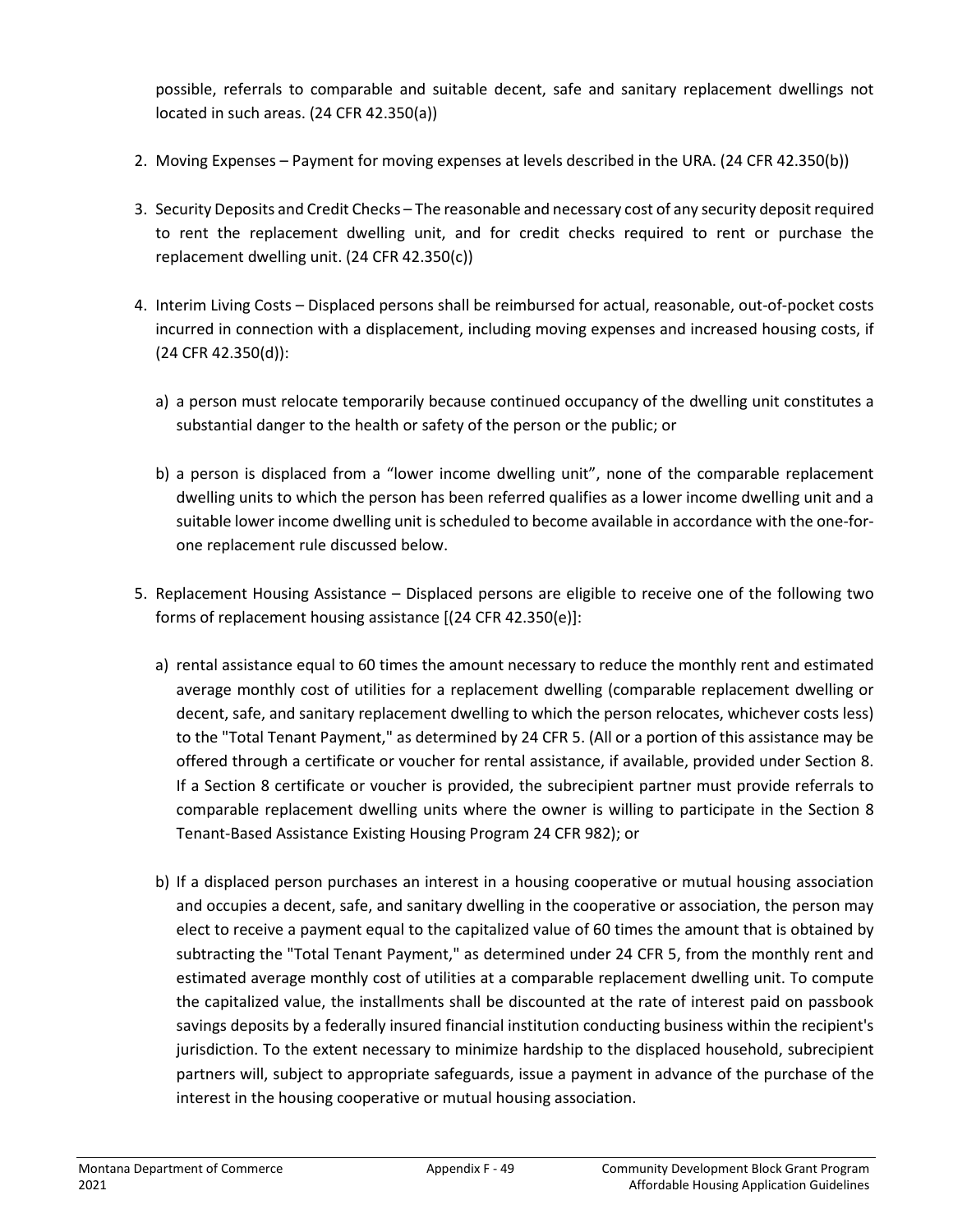possible, referrals to comparable and suitable decent, safe and sanitary replacement dwellings not located in such areas. (24 CFR 42.350(a))

2. Moving Expenses – Payment for moving expenses at levels described in the URA. (24 CFR 42.350(b))

3. Security Deposits and Credit Checks – The reasonable and necessary cost of any security deposit required to rent the replacement dwelling unit, and for credit checks required to rent or purchase the replacement dwelling unit. (24 CFR 42.350(c))

4. Interim Living Costs – Displaced persons shall be reimbursed for actual, reasonable, out-of-pocket costs incurred in connection with a displacement, including moving expenses and increased housing costs, if (24 CFR 42.350(d)):

   a) a person must relocate temporarily because continued occupancy of the dwelling unit constitutes a substantial danger to the health or safety of the person or the public; or

   b) a person is displaced from a "lower income dwelling unit", none of the comparable replacement dwelling units to which the person has been referred qualifies as a lower income dwelling unit and a suitable lower income dwelling unit is scheduled to become available in accordance with the one-for-one replacement rule discussed below.

5. Replacement Housing Assistance – Displaced persons are eligible to receive one of the following two forms of replacement housing assistance [(24 CFR 42.350(e)]:

   a) rental assistance equal to 60 times the amount necessary to reduce the monthly rent and estimated average monthly cost of utilities for a replacement dwelling (comparable replacement dwelling or decent, safe, and sanitary replacement dwelling to which the person relocates, whichever costs less) to the "Total Tenant Payment," as determined by 24 CFR 5. (All or a portion of this assistance may be offered through a certificate or voucher for rental assistance, if available, provided under Section 8. If a Section 8 certificate or voucher is provided, the subrecipient partner must provide referrals to comparable replacement dwelling units where the owner is willing to participate in the Section 8 Tenant-Based Assistance Existing Housing Program 24 CFR 982); or

   b) If a displaced person purchases an interest in a housing cooperative or mutual housing association and occupies a decent, safe, and sanitary dwelling in the cooperative or association, the person may elect to receive a payment equal to the capitalized value of 60 times the amount that is obtained by subtracting the "Total Tenant Payment," as determined under 24 CFR 5, from the monthly rent and estimated average monthly cost of utilities at a comparable replacement dwelling unit. To compute the capitalized value, the installments shall be discounted at the rate of interest paid on passbook savings deposits by a federally insured financial institution conducting business within the recipient's jurisdiction. To the extent necessary to minimize hardship to the displaced household, subrecipient partners will, subject to appropriate safeguards, issue a payment in advance of the purchase of the interest in the housing cooperative or mutual housing association.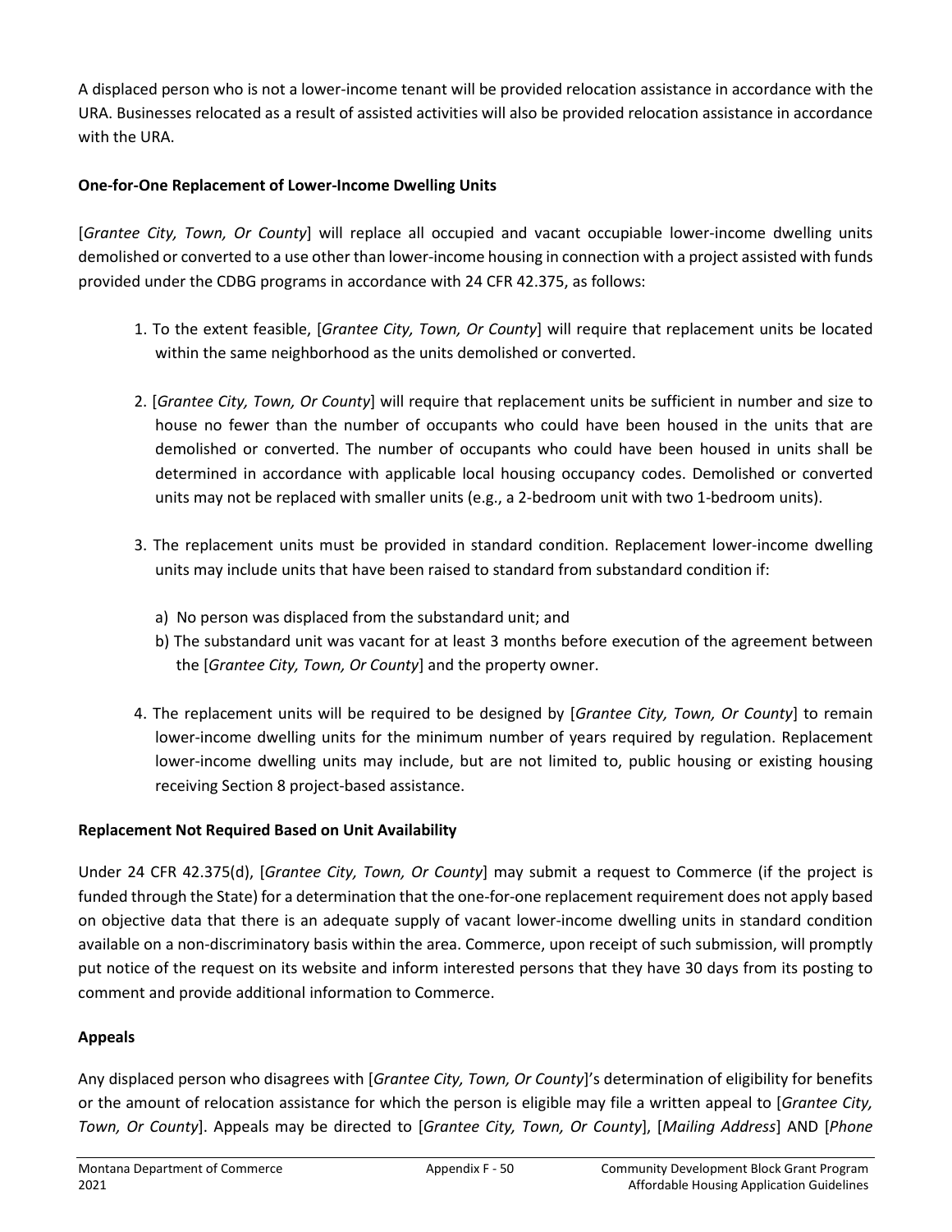A displaced person who is not a lower-income tenant will be provided relocation assistance in accordance with the URA. Businesses relocated as a result of assisted activities will also be provided relocation assistance in accordance with the URA.

**One-for-One Replacement of Lower-Income Dwelling Units**

[*Grantee City, Town, Or County*] will replace all occupied and vacant occupiable lower-income dwelling units demolished or converted to a use other than lower-income housing in connection with a project assisted with funds provided under the CDBG programs in accordance with 24 CFR 42.375, as follows:

1. To the extent feasible, [*Grantee City, Town, Or County*] will require that replacement units be located within the same neighborhood as the units demolished or converted.

2. [*Grantee City, Town, Or County*] will require that replacement units be sufficient in number and size to house no fewer than the number of occupants who could have been housed in the units that are demolished or converted. The number of occupants who could have been housed in units shall be determined in accordance with applicable local housing occupancy codes. Demolished or converted units may not be replaced with smaller units (e.g., a 2-bedroom unit with two 1-bedroom units).

3. The replacement units must be provided in standard condition. Replacement lower-income dwelling units may include units that have been raised to standard from substandard condition if:

   a) No person was displaced from the substandard unit; and
   b) The substandard unit was vacant for at least 3 months before execution of the agreement between the [*Grantee City, Town, Or County*] and the property owner.

4. The replacement units will be required to be designed by [*Grantee City, Town, Or County*] to remain lower-income dwelling units for the minimum number of years required by regulation. Replacement lower-income dwelling units may include, but are not limited to, public housing or existing housing receiving Section 8 project-based assistance.

**Replacement Not Required Based on Unit Availability**

Under 24 CFR 42.375(d), [*Grantee City, Town, Or County*] may submit a request to Commerce (if the project is funded through the State) for a determination that the one-for-one replacement requirement does not apply based on objective data that there is an adequate supply of vacant lower-income dwelling units in standard condition available on a non-discriminatory basis within the area. Commerce, upon receipt of such submission, will promptly put notice of the request on its website and inform interested persons that they have 30 days from its posting to comment and provide additional information to Commerce.

**Appeals**

Any displaced person who disagrees with [*Grantee City, Town, Or County*]'s determination of eligibility for benefits or the amount of relocation assistance for which the person is eligible may file a written appeal to [*Grantee City, Town, Or County*]. Appeals may be directed to [*Grantee City, Town, Or County*], [*Mailing Address*] AND [*Phone*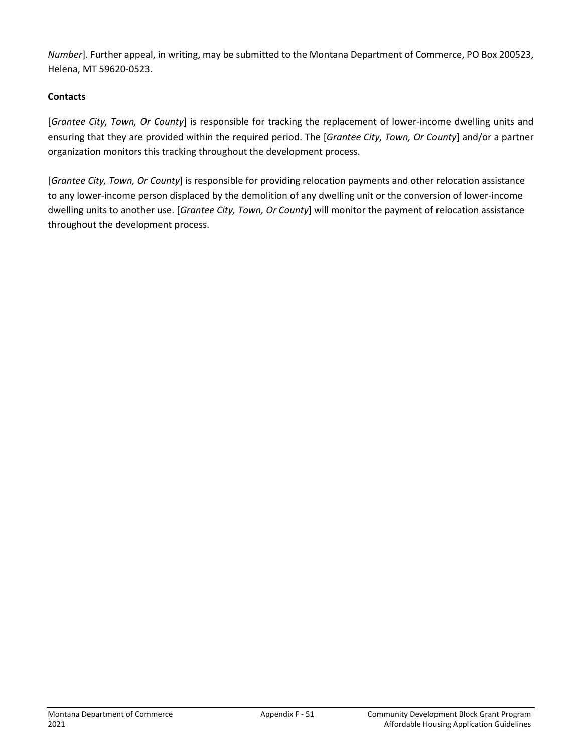*Number*]. Further appeal, in writing, may be submitted to the Montana Department of Commerce, PO Box 200523, Helena, MT 59620-0523.

**Contacts**

[*Grantee City, Town, Or County*] is responsible for tracking the replacement of lower-income dwelling units and ensuring that they are provided within the required period. The [*Grantee City, Town, Or County*] and/or a partner organization monitors this tracking throughout the development process.

[*Grantee City, Town, Or County*] is responsible for providing relocation payments and other relocation assistance to any lower-income person displaced by the demolition of any dwelling unit or the conversion of lower-income dwelling units to another use. [*Grantee City, Town, Or County*] will monitor the payment of relocation assistance throughout the development process.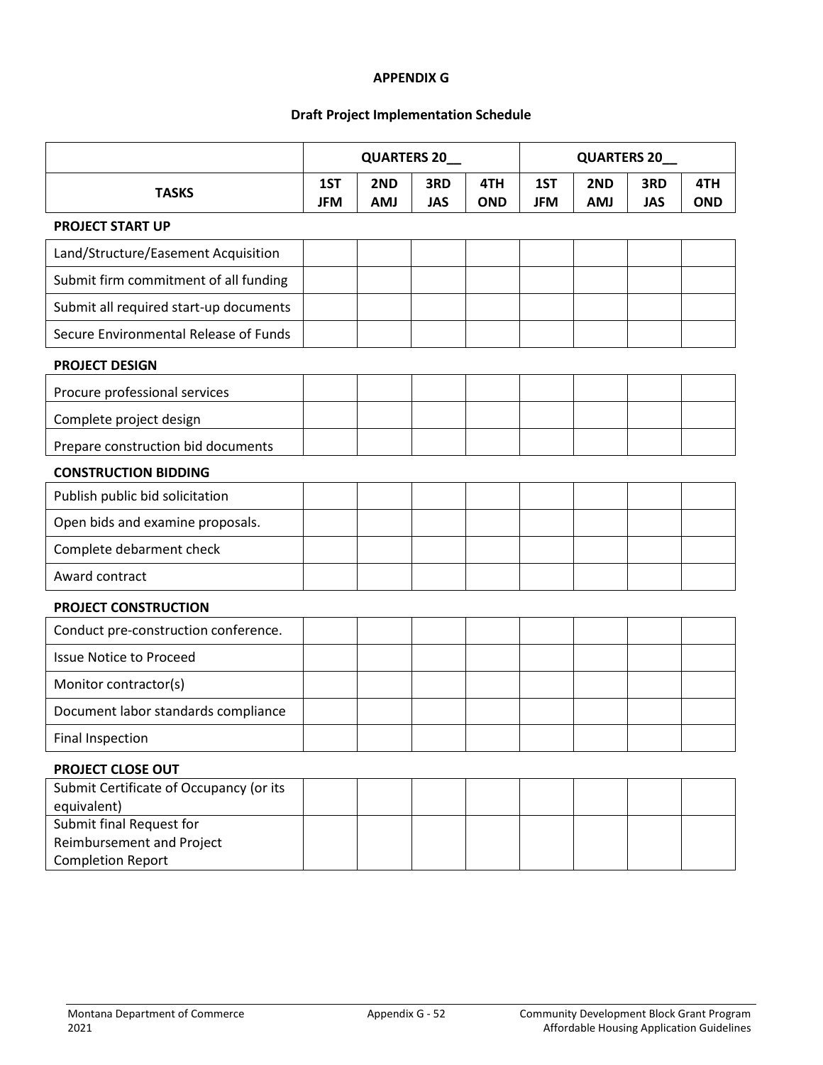**APPENDIX G**

**Draft Project Implementation Schedule**

| | QUARTERS 20__ | | | | QUARTERS 20__ | | | |
|---|---|---|---|---|---|---|---|---|
| **TASKS** | **1ST JFM** | **2ND AMJ** | **3RD JAS** | **4TH OND** | **1ST JFM** | **2ND AMJ** | **3RD JAS** | **4TH OND** |
| **PROJECT START UP** | | | | | | | | |
| Land/Structure/Easement Acquisition | | | | | | | | |
| Submit firm commitment of all funding | | | | | | | | |
| Submit all required start-up documents | | | | | | | | |
| Secure Environmental Release of Funds | | | | | | | | |
| **PROJECT DESIGN** | | | | | | | | |
| Procure professional services | | | | | | | | |
| Complete project design | | | | | | | | |
| Prepare construction bid documents | | | | | | | | |
| **CONSTRUCTION BIDDING** | | | | | | | | |
| Publish public bid solicitation | | | | | | | | |
| Open bids and examine proposals. | | | | | | | | |
| Complete debarment check | | | | | | | | |
| Award contract | | | | | | | | |
| **PROJECT CONSTRUCTION** | | | | | | | | |
| Conduct pre-construction conference. | | | | | | | | |
| Issue Notice to Proceed | | | | | | | | |
| Monitor contractor(s) | | | | | | | | |
| Document labor standards compliance | | | | | | | | |
| Final Inspection | | | | | | | | |
| **PROJECT CLOSE OUT** | | | | | | | | |
| Submit Certificate of Occupancy (or its equivalent) | | | | | | | | |
| Submit final Request for Reimbursement and Project Completion Report | | | | | | | | |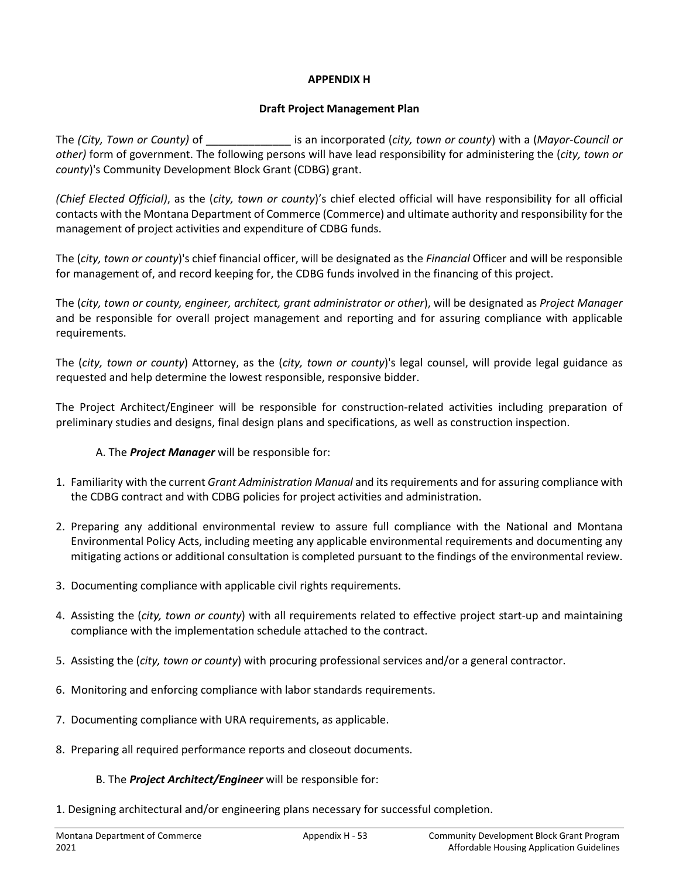**APPENDIX H**

**Draft Project Management Plan**

The *(City, Town or County)* of ______________ is an incorporated (*city, town or county*) with a (*Mayor-Council or other)* form of government. The following persons will have lead responsibility for administering the (*city, town or county*)'s Community Development Block Grant (CDBG) grant.

*(Chief Elected Official)*, as the (*city, town or county*)'s chief elected official will have responsibility for all official contacts with the Montana Department of Commerce (Commerce) and ultimate authority and responsibility for the management of project activities and expenditure of CDBG funds.

The (*city, town or county*)'s chief financial officer, will be designated as the *Financial* Officer and will be responsible for management of, and record keeping for, the CDBG funds involved in the financing of this project.

The (*city, town or county, engineer, architect, grant administrator or other*), will be designated as *Project Manager* and be responsible for overall project management and reporting and for assuring compliance with applicable requirements.

The (*city, town or county*) Attorney, as the (*city, town or county*)'s legal counsel, will provide legal guidance as requested and help determine the lowest responsible, responsive bidder.

The Project Architect/Engineer will be responsible for construction-related activities including preparation of preliminary studies and designs, final design plans and specifications, as well as construction inspection.

A. The ***Project Manager*** will be responsible for:

1. Familiarity with the current *Grant Administration Manual* and its requirements and for assuring compliance with the CDBG contract and with CDBG policies for project activities and administration.

2. Preparing any additional environmental review to assure full compliance with the National and Montana Environmental Policy Acts, including meeting any applicable environmental requirements and documenting any mitigating actions or additional consultation is completed pursuant to the findings of the environmental review.

3. Documenting compliance with applicable civil rights requirements.

4. Assisting the (*city, town or county*) with all requirements related to effective project start-up and maintaining compliance with the implementation schedule attached to the contract.

5. Assisting the (*city, town or county*) with procuring professional services and/or a general contractor.

6. Monitoring and enforcing compliance with labor standards requirements.

7. Documenting compliance with URA requirements, as applicable.

8. Preparing all required performance reports and closeout documents.

B. The ***Project Architect/Engineer*** will be responsible for:

1. Designing architectural and/or engineering plans necessary for successful completion.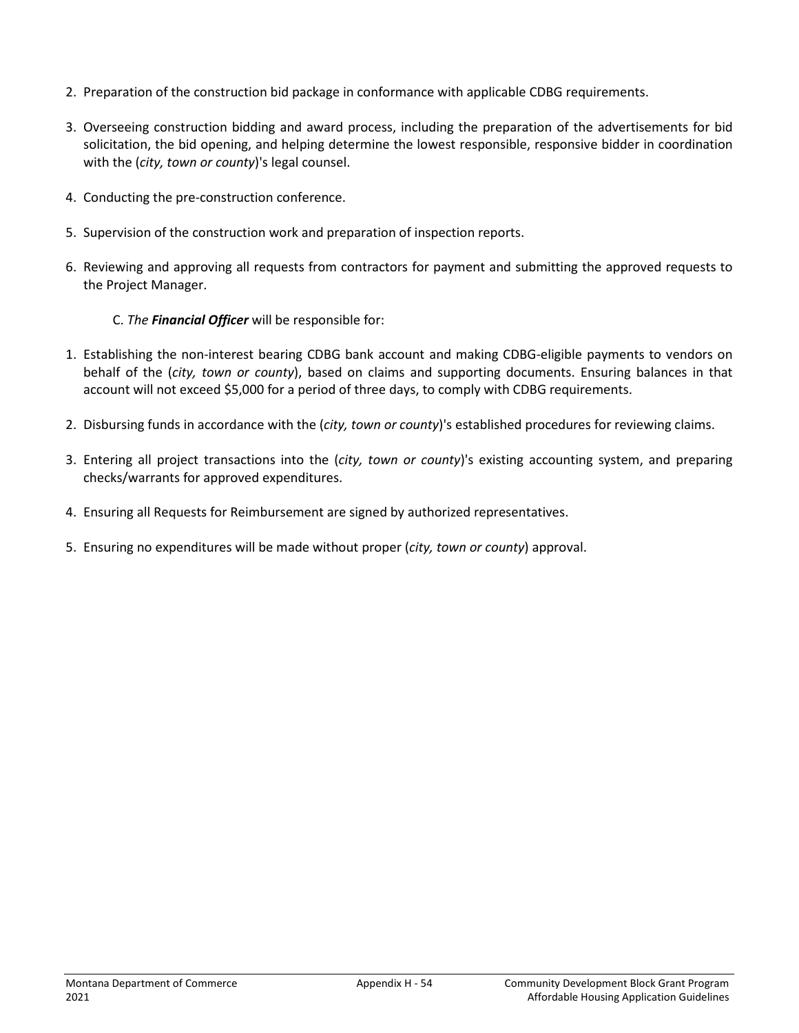2. Preparation of the construction bid package in conformance with applicable CDBG requirements.

3. Overseeing construction bidding and award process, including the preparation of the advertisements for bid solicitation, the bid opening, and helping determine the lowest responsible, responsive bidder in coordination with the (*city, town or county*)'s legal counsel.

4. Conducting the pre-construction conference.

5. Supervision of the construction work and preparation of inspection reports.

6. Reviewing and approving all requests from contractors for payment and submitting the approved requests to the Project Manager.

C. *The* ***Financial Officer*** will be responsible for:

1. Establishing the non-interest bearing CDBG bank account and making CDBG-eligible payments to vendors on behalf of the (*city, town or county*), based on claims and supporting documents. Ensuring balances in that account will not exceed $5,000 for a period of three days, to comply with CDBG requirements.

2. Disbursing funds in accordance with the (*city, town or county*)'s established procedures for reviewing claims.

3. Entering all project transactions into the (*city, town or county*)'s existing accounting system, and preparing checks/warrants for approved expenditures.

4. Ensuring all Requests for Reimbursement are signed by authorized representatives.

5. Ensuring no expenditures will be made without proper (*city, town or county*) approval.